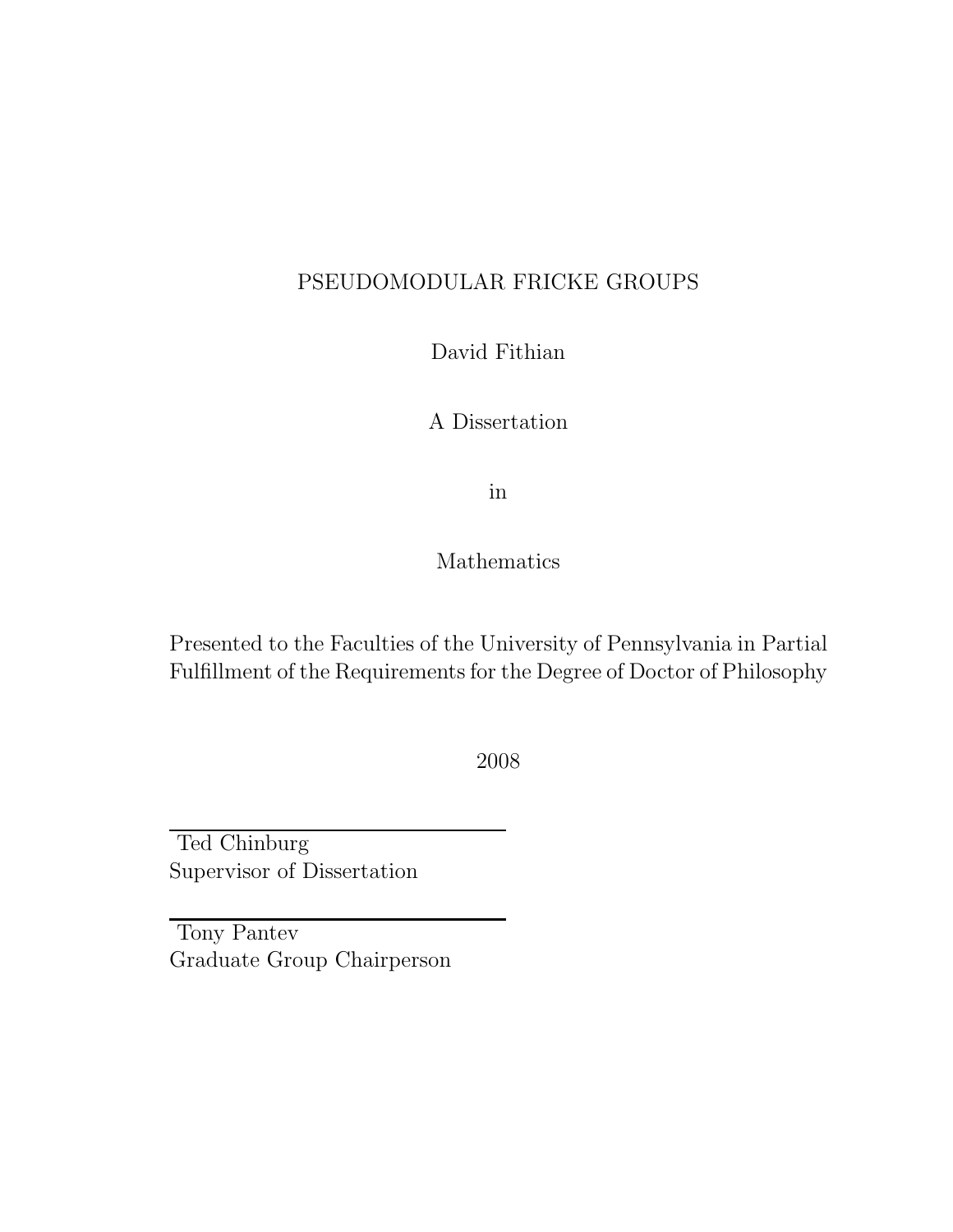# PSEUDOMODULAR FRICKE GROUPS

David Fithian

A Dissertation

in

Mathematics

Presented to the Faculties of the University of Pennsylvania in Partial Fulfillment of the Requirements for the Degree of Doctor of Philosophy

2008

Ted Chinburg
Supervisor of Dissertation

Tony Pantev
Graduate Group Chairperson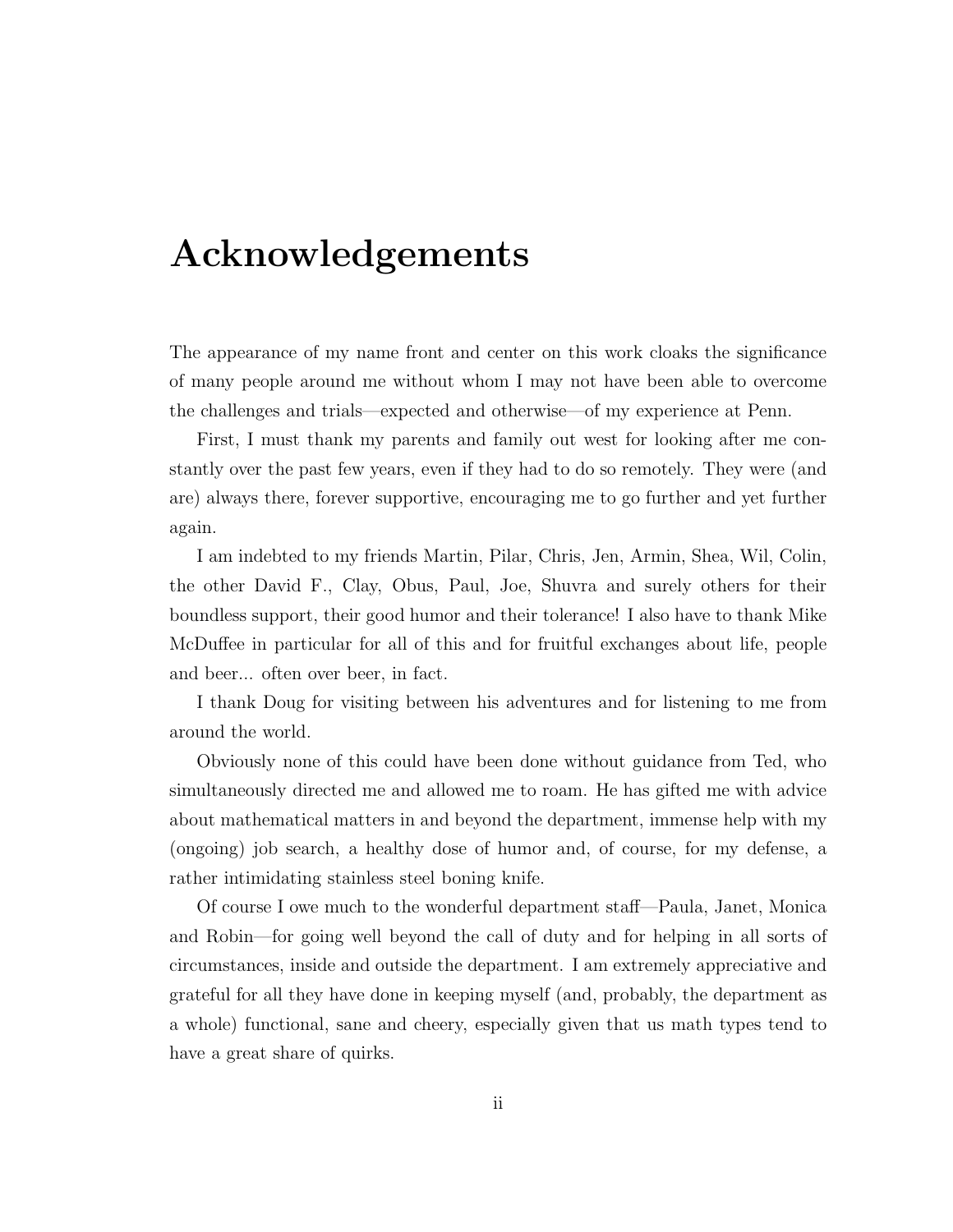# Acknowledgements

The appearance of my name front and center on this work cloaks the significance of many people around me without whom I may not have been able to overcome the challenges and trials—expected and otherwise—of my experience at Penn.

First, I must thank my parents and family out west for looking after me constantly over the past few years, even if they had to do so remotely. They were (and are) always there, forever supportive, encouraging me to go further and yet further again.

I am indebted to my friends Martin, Pilar, Chris, Jen, Armin, Shea, Wil, Colin, the other David F., Clay, Obus, Paul, Joe, Shuvra and surely others for their boundless support, their good humor and their tolerance! I also have to thank Mike McDuffee in particular for all of this and for fruitful exchanges about life, people and beer... often over beer, in fact.

I thank Doug for visiting between his adventures and for listening to me from around the world.

Obviously none of this could have been done without guidance from Ted, who simultaneously directed me and allowed me to roam. He has gifted me with advice about mathematical matters in and beyond the department, immense help with my (ongoing) job search, a healthy dose of humor and, of course, for my defense, a rather intimidating stainless steel boning knife.

Of course I owe much to the wonderful department staff—Paula, Janet, Monica and Robin—for going well beyond the call of duty and for helping in all sorts of circumstances, inside and outside the department. I am extremely appreciative and grateful for all they have done in keeping myself (and, probably, the department as a whole) functional, sane and cheery, especially given that us math types tend to have a great share of quirks.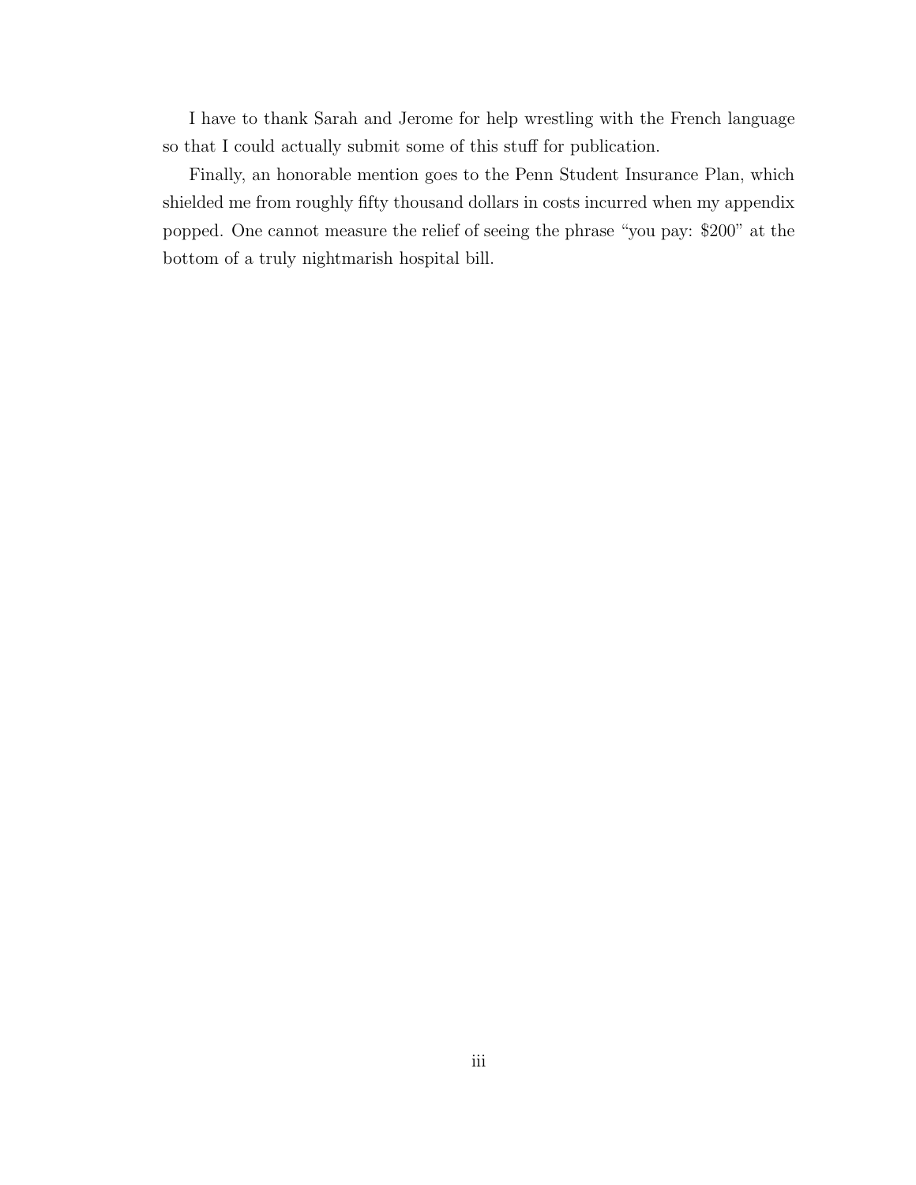I have to thank Sarah and Jerome for help wrestling with the French language so that I could actually submit some of this stuff for publication.

Finally, an honorable mention goes to the Penn Student Insurance Plan, which shielded me from roughly fifty thousand dollars in costs incurred when my appendix popped. One cannot measure the relief of seeing the phrase "you pay: $200" at the bottom of a truly nightmarish hospital bill.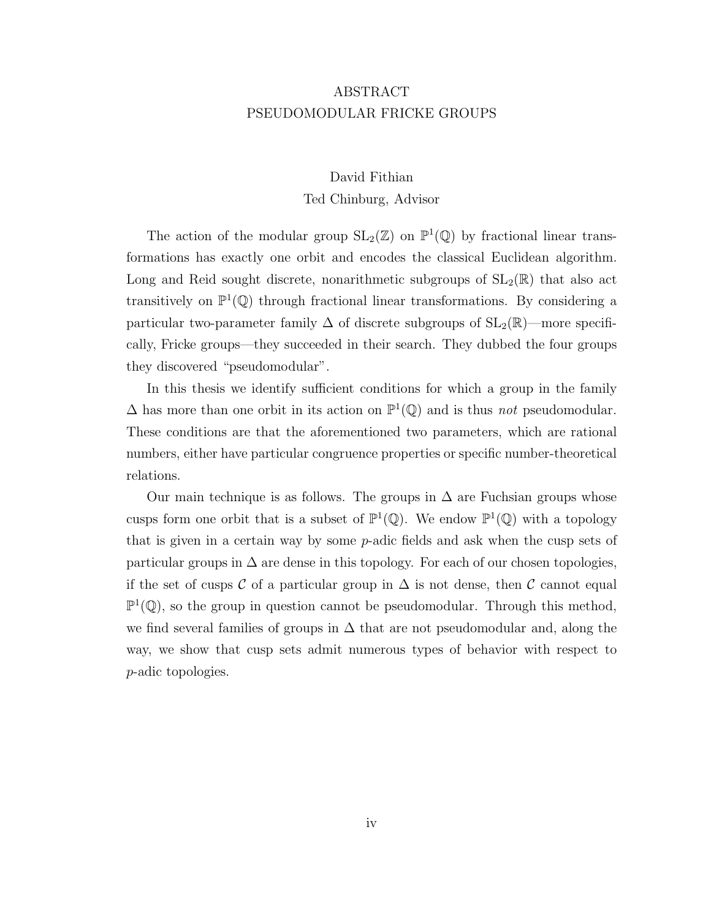# ABSTRACT

## PSEUDOMODULAR FRICKE GROUPS

David Fithian

Ted Chinburg, Advisor

The action of the modular group $\mathrm{SL}_2(\mathbb{Z})$ on $\mathbb{P}^1(\mathbb{Q})$ by fractional linear transformations has exactly one orbit and encodes the classical Euclidean algorithm. Long and Reid sought discrete, nonarithmetic subgroups of $\mathrm{SL}_2(\mathbb{R})$ that also act transitively on $\mathbb{P}^1(\mathbb{Q})$ through fractional linear transformations. By considering a particular two-parameter family $\Delta$ of discrete subgroups of $\mathrm{SL}_2(\mathbb{R})$—more specifically, Fricke groups—they succeeded in their search. They dubbed the four groups they discovered "pseudomodular".

In this thesis we identify sufficient conditions for which a group in the family $\Delta$ has more than one orbit in its action on $\mathbb{P}^1(\mathbb{Q})$ and is thus *not* pseudomodular. These conditions are that the aforementioned two parameters, which are rational numbers, either have particular congruence properties or specific number-theoretical relations.

Our main technique is as follows. The groups in $\Delta$ are Fuchsian groups whose cusps form one orbit that is a subset of $\mathbb{P}^1(\mathbb{Q})$. We endow $\mathbb{P}^1(\mathbb{Q})$ with a topology that is given in a certain way by some $p$-adic fields and ask when the cusp sets of particular groups in $\Delta$ are dense in this topology. For each of our chosen topologies, if the set of cusps $\mathcal{C}$ of a particular group in $\Delta$ is not dense, then $\mathcal{C}$ cannot equal $\mathbb{P}^1(\mathbb{Q})$, so the group in question cannot be pseudomodular. Through this method, we find several families of groups in $\Delta$ that are not pseudomodular and, along the way, we show that cusp sets admit numerous types of behavior with respect to $p$-adic topologies.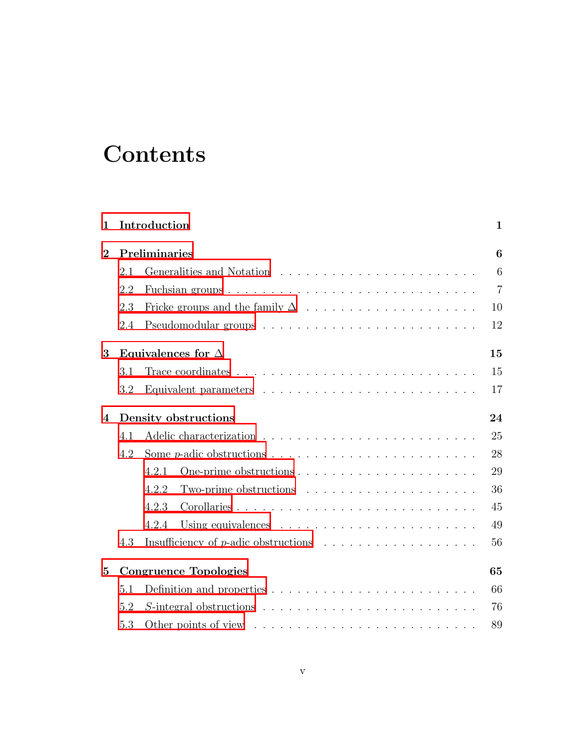# Contents

**1 Introduction** **1**

**2 Preliminaries** **6**

- 2.1 Generalities and Notation . . . . . . . . . . . . . . . . . . . . . . . . 6
- 2.2 Fuchsian groups . . . . . . . . . . . . . . . . . . . . . . . . . . . . . . 7
- 2.3 Fricke groups and the family $\Delta$ . . . . . . . . . . . . . . . . . . . . 10
- 2.4 Pseudomodular groups . . . . . . . . . . . . . . . . . . . . . . . . . . 12

**3 Equivalences for $\Delta$** **15**

- 3.1 Trace coordinates . . . . . . . . . . . . . . . . . . . . . . . . . . . . . 15
- 3.2 Equivalent parameters . . . . . . . . . . . . . . . . . . . . . . . . . . 17

**4 Density obstructions** **24**

- 4.1 Adelic characterization . . . . . . . . . . . . . . . . . . . . . . . . . . 25
- 4.2 Some $p$-adic obstructions . . . . . . . . . . . . . . . . . . . . . . . . 28
  - 4.2.1 One-prime obstructions . . . . . . . . . . . . . . . . . . . . . . 29
  - 4.2.2 Two-prime obstructions . . . . . . . . . . . . . . . . . . . . . . 36
  - 4.2.3 Corollaries . . . . . . . . . . . . . . . . . . . . . . . . . . . . . 45
  - 4.2.4 Using equivalences . . . . . . . . . . . . . . . . . . . . . . . . . 49
- 4.3 Insufficiency of $p$-adic obstructions . . . . . . . . . . . . . . . . . . 56

**5 Congruence Topologies** **65**

- 5.1 Definition and properties . . . . . . . . . . . . . . . . . . . . . . . . . 66
- 5.2 $S$-integral obstructions . . . . . . . . . . . . . . . . . . . . . . . . . . 76
- 5.3 Other points of view . . . . . . . . . . . . . . . . . . . . . . . . . . . 89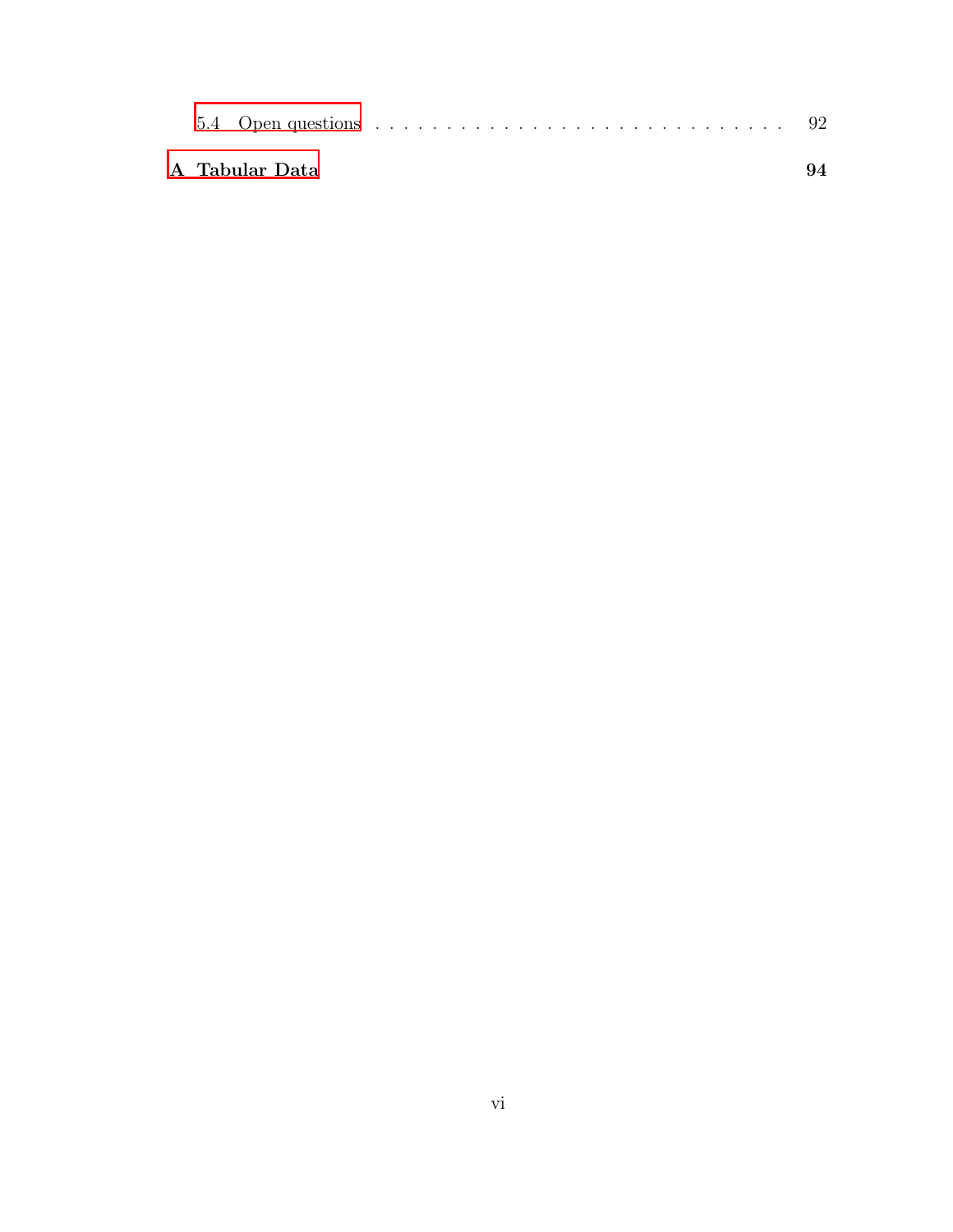5.4 Open questions . . . . . . . . . . . . . . . . . . . . . . . . . . . . . 92

**A Tabular Data** **94**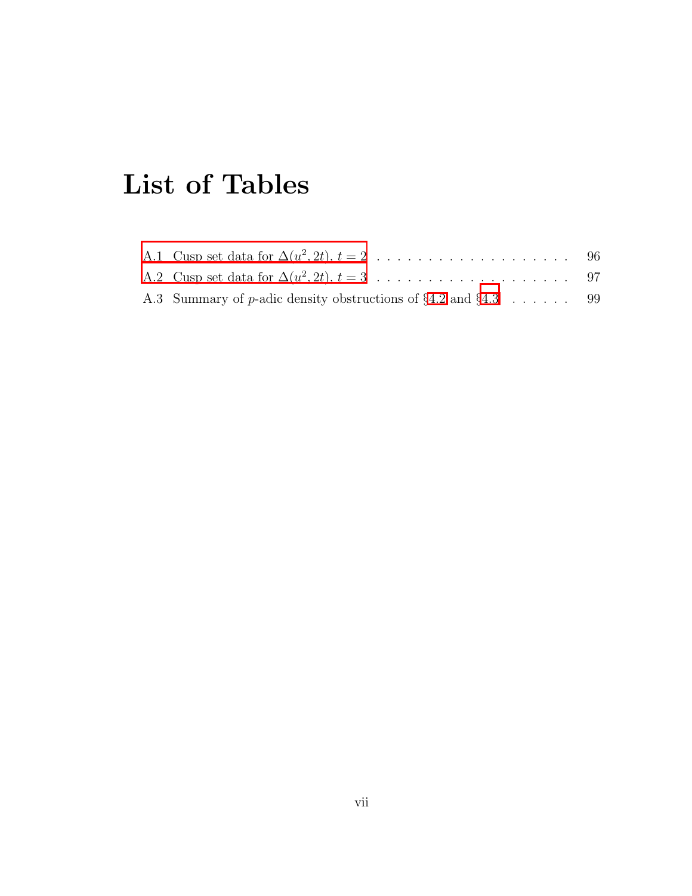# List of Tables

A.1 Cusp set data for $\Delta(u^2, 2t)$, $t = 2$ . . . . . . . . . . . . . . . . . . . . 96

A.2 Cusp set data for $\Delta(u^2, 2t)$, $t = 3$ . . . . . . . . . . . . . . . . . . . . 97

A.3 Summary of $p$-adic density obstructions of §4.2 and §4.3 . . . . . . . 99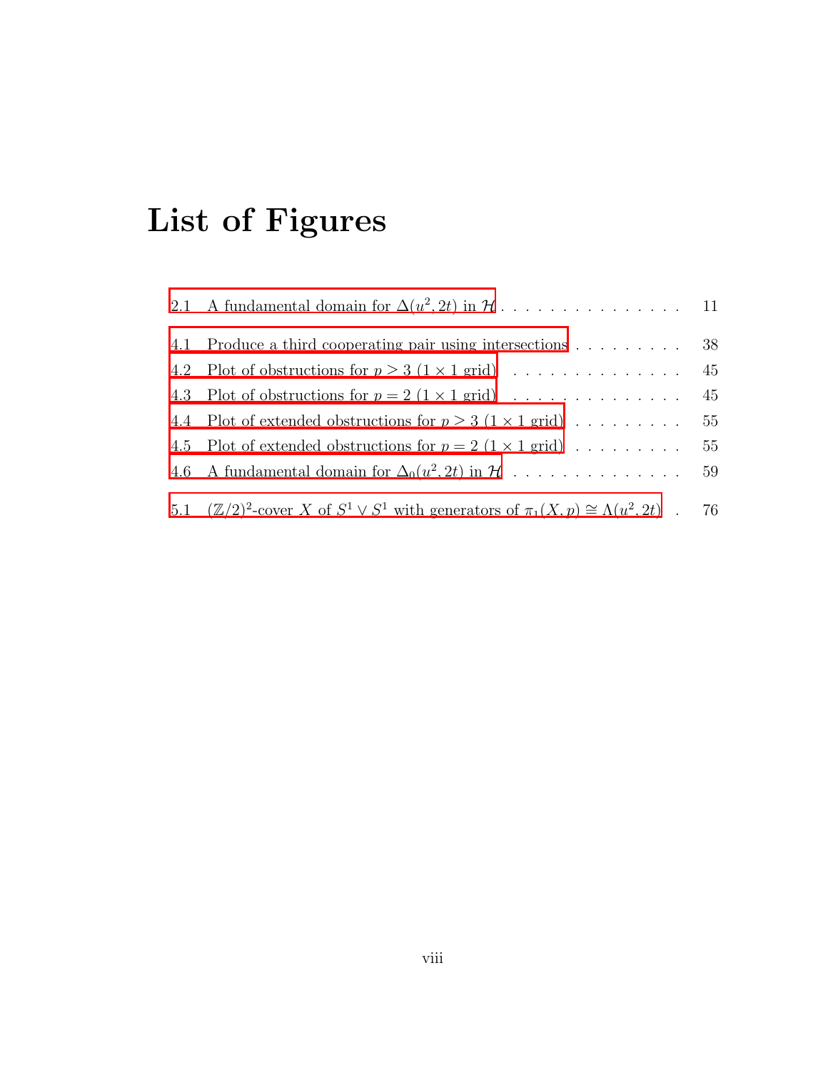# List of Figures

2.1 A fundamental domain for $\Delta(u^2, 2t)$ in $\mathcal{H}$ . . . . . . . . . . . . . . . . 11

4.1 Produce a third cooperating pair using intersections . . . . . . . . . . 38

4.2 Plot of obstructions for $p > 3$ ($1 \times 1$ grid) . . . . . . . . . . . . . . . 45

4.3 Plot of obstructions for $p = 2$ ($1 \times 1$ grid) . . . . . . . . . . . . . . . 45

4.4 Plot of extended obstructions for $p > 3$ ($1 \times 1$ grid) . . . . . . . . . . 55

4.5 Plot of extended obstructions for $p = 2$ ($1 \times 1$ grid) . . . . . . . . . . 55

4.6 A fundamental domain for $\Delta_0(u^2, 2t)$ in $\mathcal{H}$ . . . . . . . . . . . . . . . 59

5.1 $(\mathbb{Z}/2)^2$-cover $X$ of $S^1 \vee S^1$ with generators of $\pi_1(X, p) \cong \Lambda(u^2, 2t)$ . 76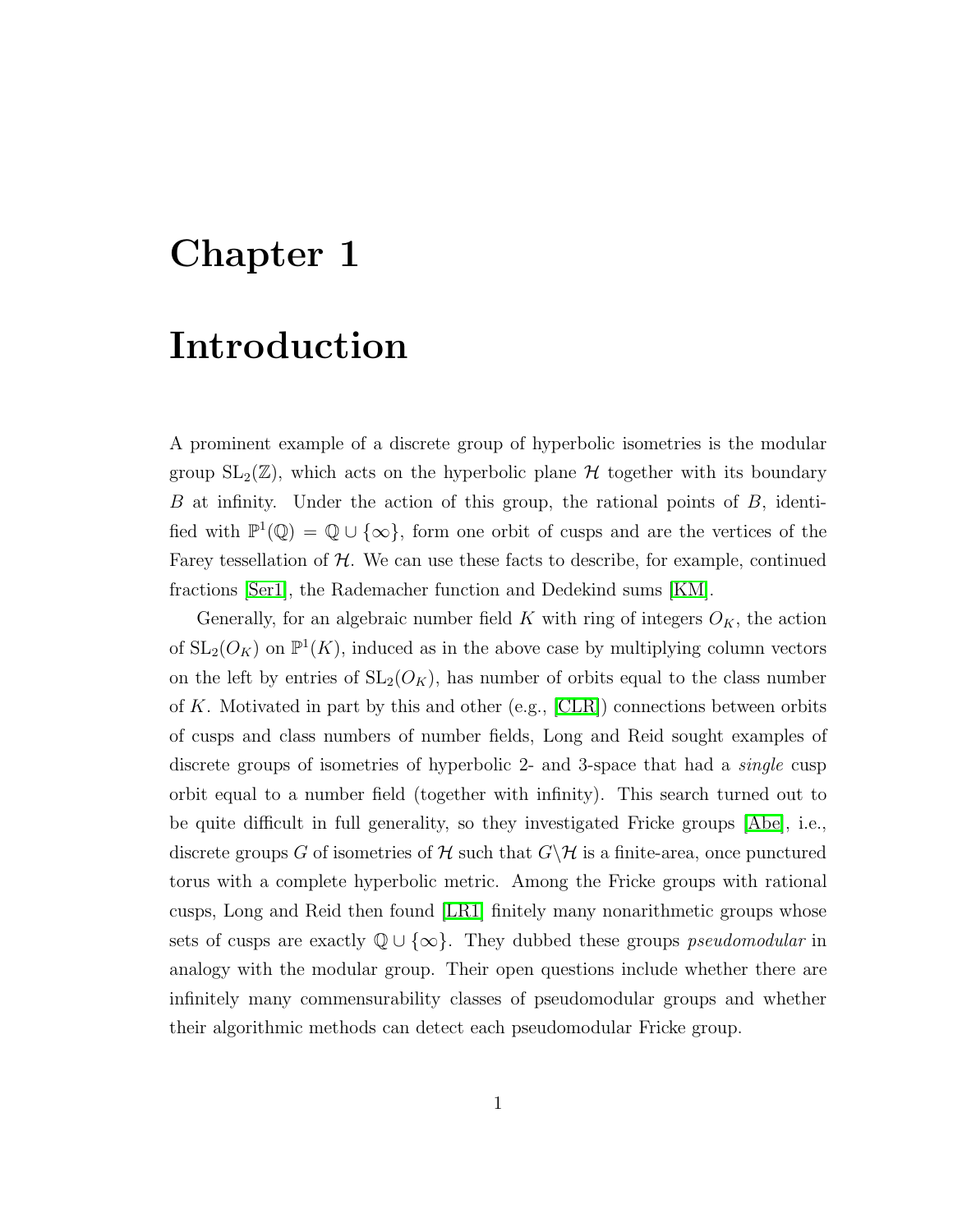# Chapter 1

# Introduction

A prominent example of a discrete group of hyperbolic isometries is the modular group $\mathrm{SL}_2(\mathbb{Z})$, which acts on the hyperbolic plane $\mathcal{H}$ together with its boundary $B$ at infinity. Under the action of this group, the rational points of $B$, identified with $\mathbb{P}^1(\mathbb{Q}) = \mathbb{Q} \cup \{\infty\}$, form one orbit of cusps and are the vertices of the Farey tessellation of $\mathcal{H}$. We can use these facts to describe, for example, continued fractions [Ser1], the Rademacher function and Dedekind sums [KM].

Generally, for an algebraic number field $K$ with ring of integers $O_K$, the action of $\mathrm{SL}_2(O_K)$ on $\mathbb{P}^1(K)$, induced as in the above case by multiplying column vectors on the left by entries of $\mathrm{SL}_2(O_K)$, has number of orbits equal to the class number of $K$. Motivated in part by this and other (e.g., [CLR]) connections between orbits of cusps and class numbers of number fields, Long and Reid sought examples of discrete groups of isometries of hyperbolic 2- and 3-space that had a *single* cusp orbit equal to a number field (together with infinity). This search turned out to be quite difficult in full generality, so they investigated Fricke groups [Abe], i.e., discrete groups $G$ of isometries of $\mathcal{H}$ such that $G\backslash\mathcal{H}$ is a finite-area, once punctured torus with a complete hyperbolic metric. Among the Fricke groups with rational cusps, Long and Reid then found [LR1] finitely many nonarithmetic groups whose sets of cusps are exactly $\mathbb{Q} \cup \{\infty\}$. They dubbed these groups *pseudomodular* in analogy with the modular group. Their open questions include whether there are infinitely many commensurability classes of pseudomodular groups and whether their algorithmic methods can detect each pseudomodular Fricke group.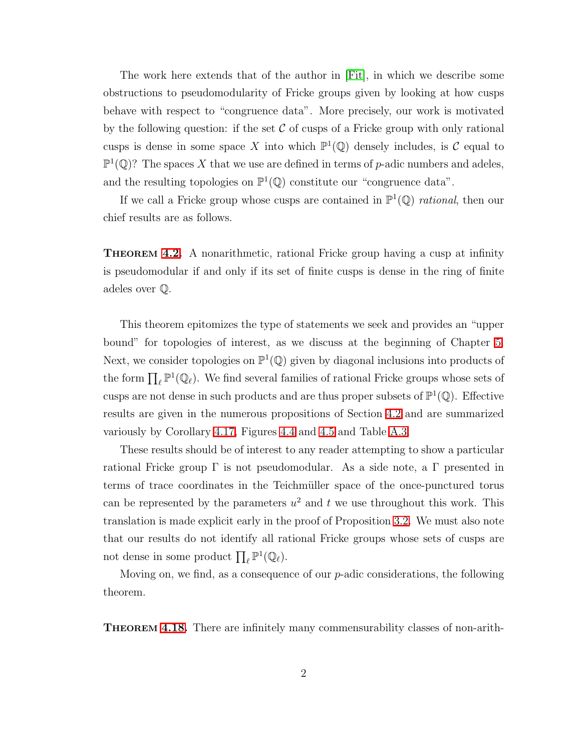The work here extends that of the author in [Fit], in which we describe some obstructions to pseudomodularity of Fricke groups given by looking at how cusps behave with respect to "congruence data". More precisely, our work is motivated by the following question: if the set $\mathcal{C}$ of cusps of a Fricke group with only rational cusps is dense in some space $X$ into which $\mathbb{P}^1(\mathbb{Q})$ densely includes, is $\mathcal{C}$ equal to $\mathbb{P}^1(\mathbb{Q})$? The spaces $X$ that we use are defined in terms of $p$-adic numbers and adeles, and the resulting topologies on $\mathbb{P}^1(\mathbb{Q})$ constitute our "congruence data".

If we call a Fricke group whose cusps are contained in $\mathbb{P}^1(\mathbb{Q})$ *rational*, then our chief results are as follows.

**Theorem 4.2.** A nonarithmetic, rational Fricke group having a cusp at infinity is pseudomodular if and only if its set of finite cusps is dense in the ring of finite adeles over $\mathbb{Q}$.

This theorem epitomizes the type of statements we seek and provides an "upper bound" for topologies of interest, as we discuss at the beginning of Chapter 5. Next, we consider topologies on $\mathbb{P}^1(\mathbb{Q})$ given by diagonal inclusions into products of the form $\prod_\ell \mathbb{P}^1(\mathbb{Q}_\ell)$. We find several families of rational Fricke groups whose sets of cusps are not dense in such products and are thus proper subsets of $\mathbb{P}^1(\mathbb{Q})$. Effective results are given in the numerous propositions of Section 4.2 and are summarized variously by Corollary 4.17, Figures 4.4 and 4.5 and Table A.3.

These results should be of interest to any reader attempting to show a particular rational Fricke group $\Gamma$ is not pseudomodular. As a side note, a $\Gamma$ presented in terms of trace coordinates in the Teichmüller space of the once-punctured torus can be represented by the parameters $u^2$ and $t$ we use throughout this work. This translation is made explicit early in the proof of Proposition 3.2. We must also note that our results do not identify all rational Fricke groups whose sets of cusps are not dense in some product $\prod_\ell \mathbb{P}^1(\mathbb{Q}_\ell)$.

Moving on, we find, as a consequence of our $p$-adic considerations, the following theorem.

**Theorem 4.18.** There are infinitely many commensurability classes of non-arith-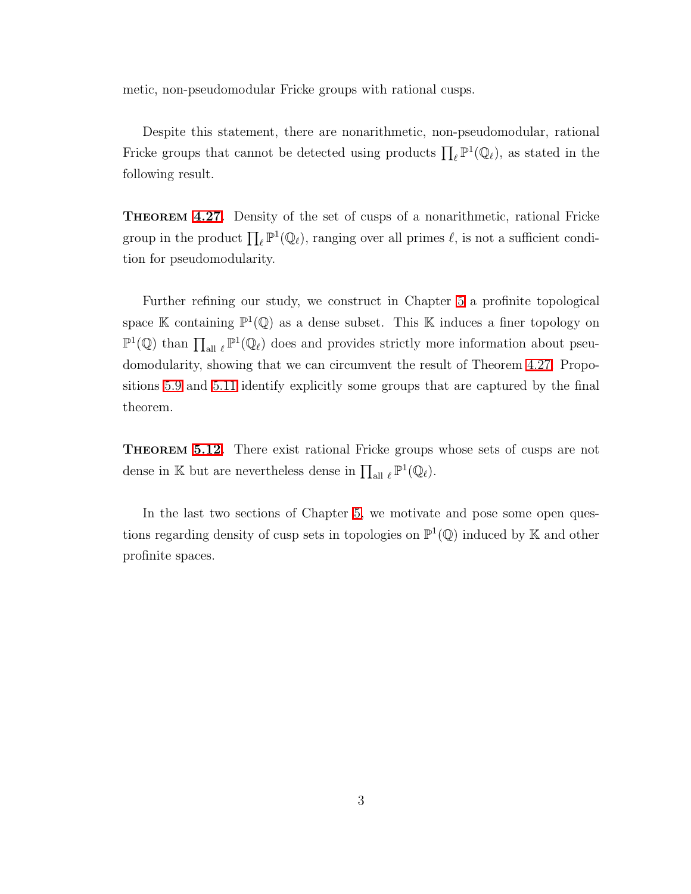metic, non-pseudomodular Fricke groups with rational cusps.

Despite this statement, there are nonarithmetic, non-pseudomodular, rational Fricke groups that cannot be detected using products $\prod_{\ell} \mathbb{P}^1(\mathbb{Q}_\ell)$, as stated in the following result.

**Theorem 4.27.** Density of the set of cusps of a nonarithmetic, rational Fricke group in the product $\prod_{\ell} \mathbb{P}^1(\mathbb{Q}_\ell)$, ranging over all primes $\ell$, is not a sufficient condition for pseudomodularity.

Further refining our study, we construct in Chapter 5 a profinite topological space $\mathbb{K}$ containing $\mathbb{P}^1(\mathbb{Q})$ as a dense subset. This $\mathbb{K}$ induces a finer topology on $\mathbb{P}^1(\mathbb{Q})$ than $\prod_{\text{all } \ell} \mathbb{P}^1(\mathbb{Q}_\ell)$ does and provides strictly more information about pseudomodularity, showing that we can circumvent the result of Theorem 4.27. Propositions 5.9 and 5.11 identify explicitly some groups that are captured by the final theorem.

**Theorem 5.12.** There exist rational Fricke groups whose sets of cusps are not dense in $\mathbb{K}$ but are nevertheless dense in $\prod_{\text{all } \ell} \mathbb{P}^1(\mathbb{Q}_\ell)$.

In the last two sections of Chapter 5, we motivate and pose some open questions regarding density of cusp sets in topologies on $\mathbb{P}^1(\mathbb{Q})$ induced by $\mathbb{K}$ and other profinite spaces.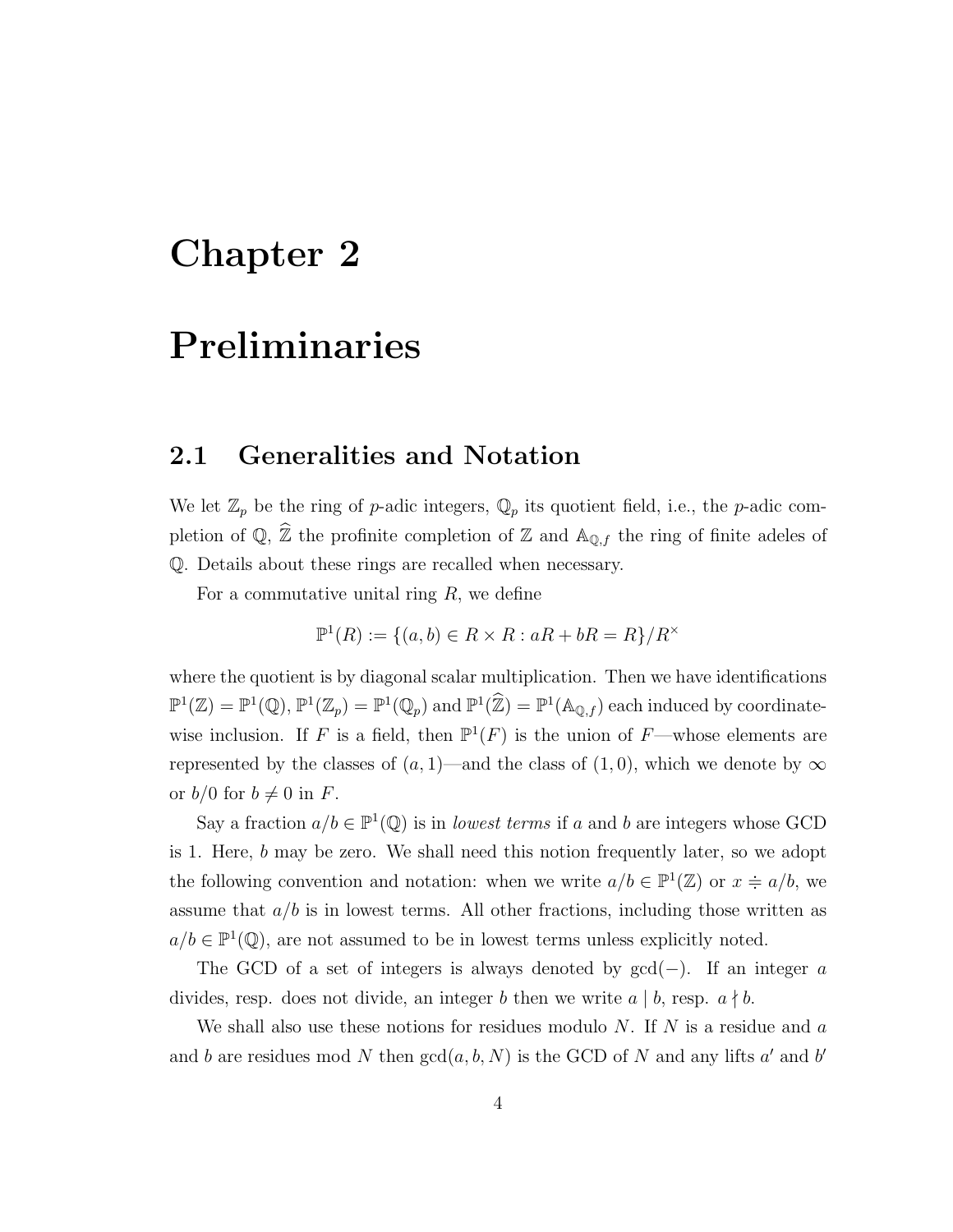# Chapter 2

# Preliminaries

## 2.1 Generalities and Notation

We let $\mathbb{Z}_p$ be the ring of $p$-adic integers, $\mathbb{Q}_p$ its quotient field, i.e., the $p$-adic completion of $\mathbb{Q}$, $\widehat{\mathbb{Z}}$ the profinite completion of $\mathbb{Z}$ and $\mathbb{A}_{\mathbb{Q},f}$ the ring of finite adeles of $\mathbb{Q}$. Details about these rings are recalled when necessary.

For a commutative unital ring $R$, we define

$$\mathbb{P}^1(R) := \{(a,b) \in R \times R : aR + bR = R\}/R^\times$$

where the quotient is by diagonal scalar multiplication. Then we have identifications $\mathbb{P}^1(\mathbb{Z}) = \mathbb{P}^1(\mathbb{Q})$, $\mathbb{P}^1(\mathbb{Z}_p) = \mathbb{P}^1(\mathbb{Q}_p)$ and $\mathbb{P}^1(\widehat{\mathbb{Z}}) = \mathbb{P}^1(\mathbb{A}_{\mathbb{Q},f})$ each induced by coordinate-wise inclusion. If $F$ is a field, then $\mathbb{P}^1(F)$ is the union of $F$—whose elements are represented by the classes of $(a, 1)$—and the class of $(1, 0)$, which we denote by $\infty$ or $b/0$ for $b \neq 0$ in $F$.

Say a fraction $a/b \in \mathbb{P}^1(\mathbb{Q})$ is in *lowest terms* if $a$ and $b$ are integers whose GCD is 1. Here, $b$ may be zero. We shall need this notion frequently later, so we adopt the following convention and notation: when we write $a/b \in \mathbb{P}^1(\mathbb{Z})$ or $x \doteqdot a/b$, we assume that $a/b$ is in lowest terms. All other fractions, including those written as $a/b \in \mathbb{P}^1(\mathbb{Q})$, are not assumed to be in lowest terms unless explicitly noted.

The GCD of a set of integers is always denoted by $\gcd(-)$. If an integer $a$ divides, resp. does not divide, an integer $b$ then we write $a \mid b$, resp. $a \nmid b$.

We shall also use these notions for residues modulo $N$. If $N$ is a residue and $a$ and $b$ are residues mod $N$ then $\gcd(a, b, N)$ is the GCD of $N$ and any lifts $a'$ and $b'$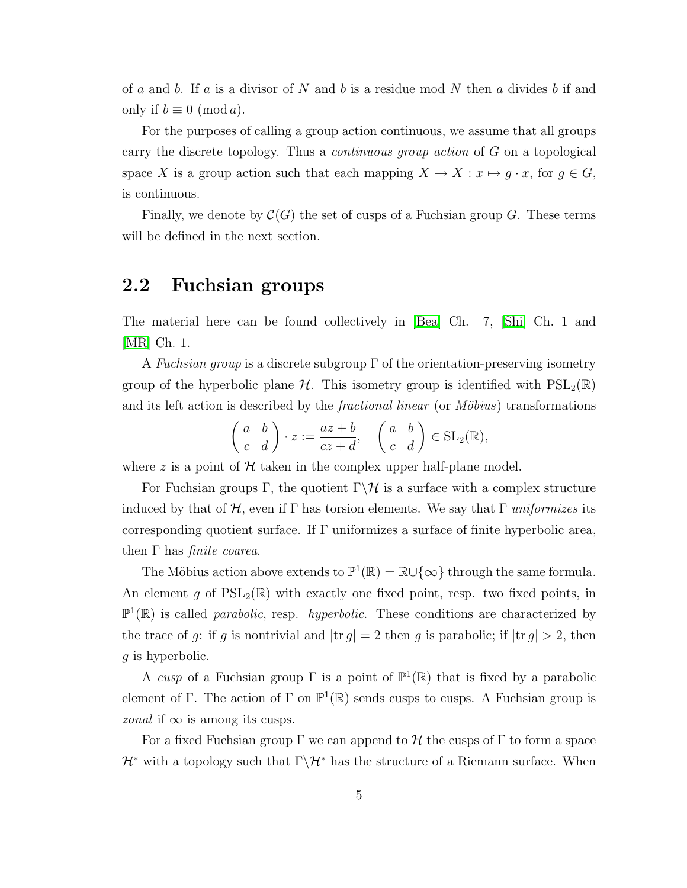of $a$ and $b$. If $a$ is a divisor of $N$ and $b$ is a residue mod $N$ then $a$ divides $b$ if and only if $b \equiv 0 \pmod{a}$.

For the purposes of calling a group action continuous, we assume that all groups carry the discrete topology. Thus a *continuous group action* of $G$ on a topological space $X$ is a group action such that each mapping $X \to X : x \mapsto g \cdot x$, for $g \in G$, is continuous.

Finally, we denote by $\mathcal{C}(G)$ the set of cusps of a Fuchsian group $G$. These terms will be defined in the next section.

## 2.2 Fuchsian groups

The material here can be found collectively in [Bea] Ch. 7, [Shi] Ch. 1 and [MR] Ch. 1.

A *Fuchsian group* is a discrete subgroup $\Gamma$ of the orientation-preserving isometry group of the hyperbolic plane $\mathcal{H}$. This isometry group is identified with $\mathrm{PSL}_2(\mathbb{R})$ and its left action is described by the *fractional linear* (or *Möbius*) transformations

$$\begin{pmatrix} a & b \\ c & d \end{pmatrix} \cdot z := \frac{az+b}{cz+d}, \quad \begin{pmatrix} a & b \\ c & d \end{pmatrix} \in \mathrm{SL}_2(\mathbb{R}),$$

where $z$ is a point of $\mathcal{H}$ taken in the complex upper half-plane model.

For Fuchsian groups $\Gamma$, the quotient $\Gamma\backslash\mathcal{H}$ is a surface with a complex structure induced by that of $\mathcal{H}$, even if $\Gamma$ has torsion elements. We say that $\Gamma$ *uniformizes* its corresponding quotient surface. If $\Gamma$ uniformizes a surface of finite hyperbolic area, then $\Gamma$ has *finite coarea*.

The Möbius action above extends to $\mathbb{P}^1(\mathbb{R}) = \mathbb{R} \cup \{\infty\}$ through the same formula. An element $g$ of $\mathrm{PSL}_2(\mathbb{R})$ with exactly one fixed point, resp. two fixed points, in $\mathbb{P}^1(\mathbb{R})$ is called *parabolic*, resp. *hyperbolic*. These conditions are characterized by the trace of $g$: if $g$ is nontrivial and $|\mathrm{tr}\, g| = 2$ then $g$ is parabolic; if $|\mathrm{tr}\, g| > 2$, then $g$ is hyperbolic.

A *cusp* of a Fuchsian group $\Gamma$ is a point of $\mathbb{P}^1(\mathbb{R})$ that is fixed by a parabolic element of $\Gamma$. The action of $\Gamma$ on $\mathbb{P}^1(\mathbb{R})$ sends cusps to cusps. A Fuchsian group is *zonal* if $\infty$ is among its cusps.

For a fixed Fuchsian group $\Gamma$ we can append to $\mathcal{H}$ the cusps of $\Gamma$ to form a space $\mathcal{H}^*$ with a topology such that $\Gamma\backslash\mathcal{H}^*$ has the structure of a Riemann surface. When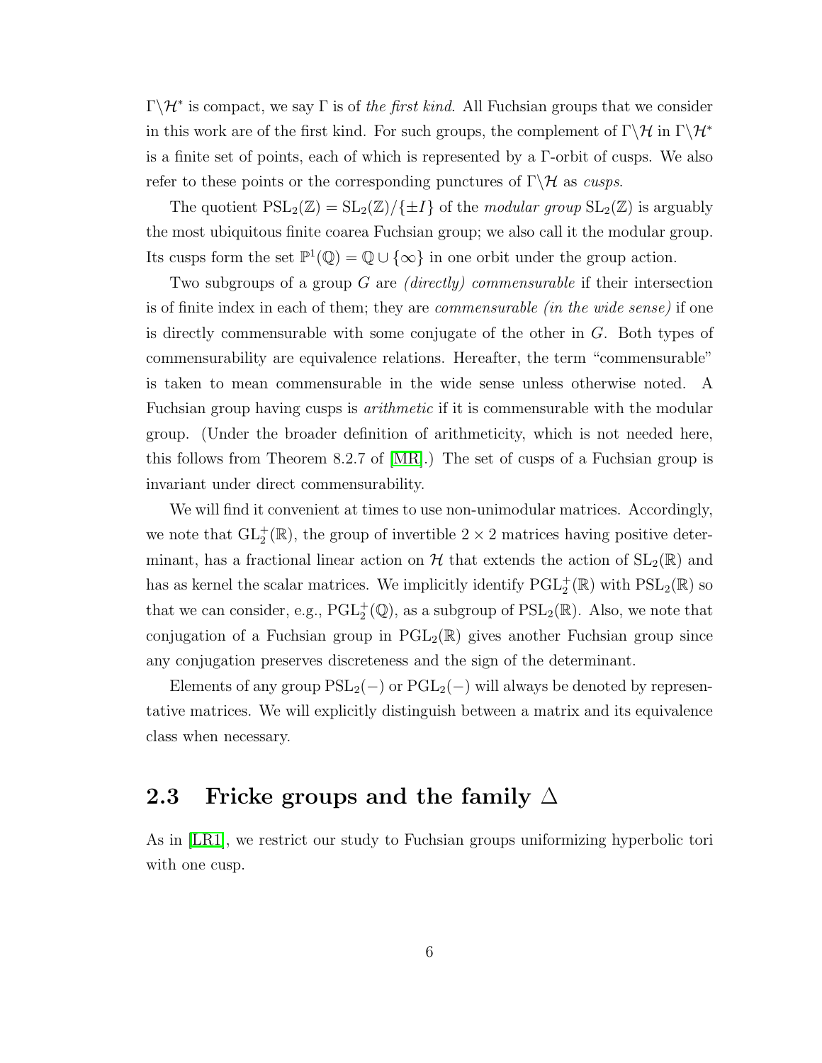$\Gamma\backslash\mathcal{H}^*$ is compact, we say $\Gamma$ is of *the first kind*. All Fuchsian groups that we consider in this work are of the first kind. For such groups, the complement of $\Gamma\backslash\mathcal{H}$ in $\Gamma\backslash\mathcal{H}^*$ is a finite set of points, each of which is represented by a $\Gamma$-orbit of cusps. We also refer to these points or the corresponding punctures of $\Gamma\backslash\mathcal{H}$ as *cusps*.

The quotient $\mathrm{PSL}_2(\mathbb{Z}) = \mathrm{SL}_2(\mathbb{Z})/\{\pm I\}$ of the *modular group* $\mathrm{SL}_2(\mathbb{Z})$ is arguably the most ubiquitous finite coarea Fuchsian group; we also call it the modular group. Its cusps form the set $\mathbb{P}^1(\mathbb{Q}) = \mathbb{Q} \cup \{\infty\}$ in one orbit under the group action.

Two subgroups of a group $G$ are *(directly) commensurable* if their intersection is of finite index in each of them; they are *commensurable (in the wide sense)* if one is directly commensurable with some conjugate of the other in $G$. Both types of commensurability are equivalence relations. Hereafter, the term "commensurable" is taken to mean commensurable in the wide sense unless otherwise noted. A Fuchsian group having cusps is *arithmetic* if it is commensurable with the modular group. (Under the broader definition of arithmeticity, which is not needed here, this follows from Theorem 8.2.7 of [MR].) The set of cusps of a Fuchsian group is invariant under direct commensurability.

We will find it convenient at times to use non-unimodular matrices. Accordingly, we note that $\mathrm{GL}_2^+(\mathbb{R})$, the group of invertible $2 \times 2$ matrices having positive determinant, has a fractional linear action on $\mathcal{H}$ that extends the action of $\mathrm{SL}_2(\mathbb{R})$ and has as kernel the scalar matrices. We implicitly identify $\mathrm{PGL}_2^+(\mathbb{R})$ with $\mathrm{PSL}_2(\mathbb{R})$ so that we can consider, e.g., $\mathrm{PGL}_2^+(\mathbb{Q})$, as a subgroup of $\mathrm{PSL}_2(\mathbb{R})$. Also, we note that conjugation of a Fuchsian group in $\mathrm{PGL}_2(\mathbb{R})$ gives another Fuchsian group since any conjugation preserves discreteness and the sign of the determinant.

Elements of any group $\mathrm{PSL}_2(-)$ or $\mathrm{PGL}_2(-)$ will always be denoted by representative matrices. We will explicitly distinguish between a matrix and its equivalence class when necessary.

## 2.3 Fricke groups and the family $\Delta$

As in [LR1], we restrict our study to Fuchsian groups uniformizing hyperbolic tori with one cusp.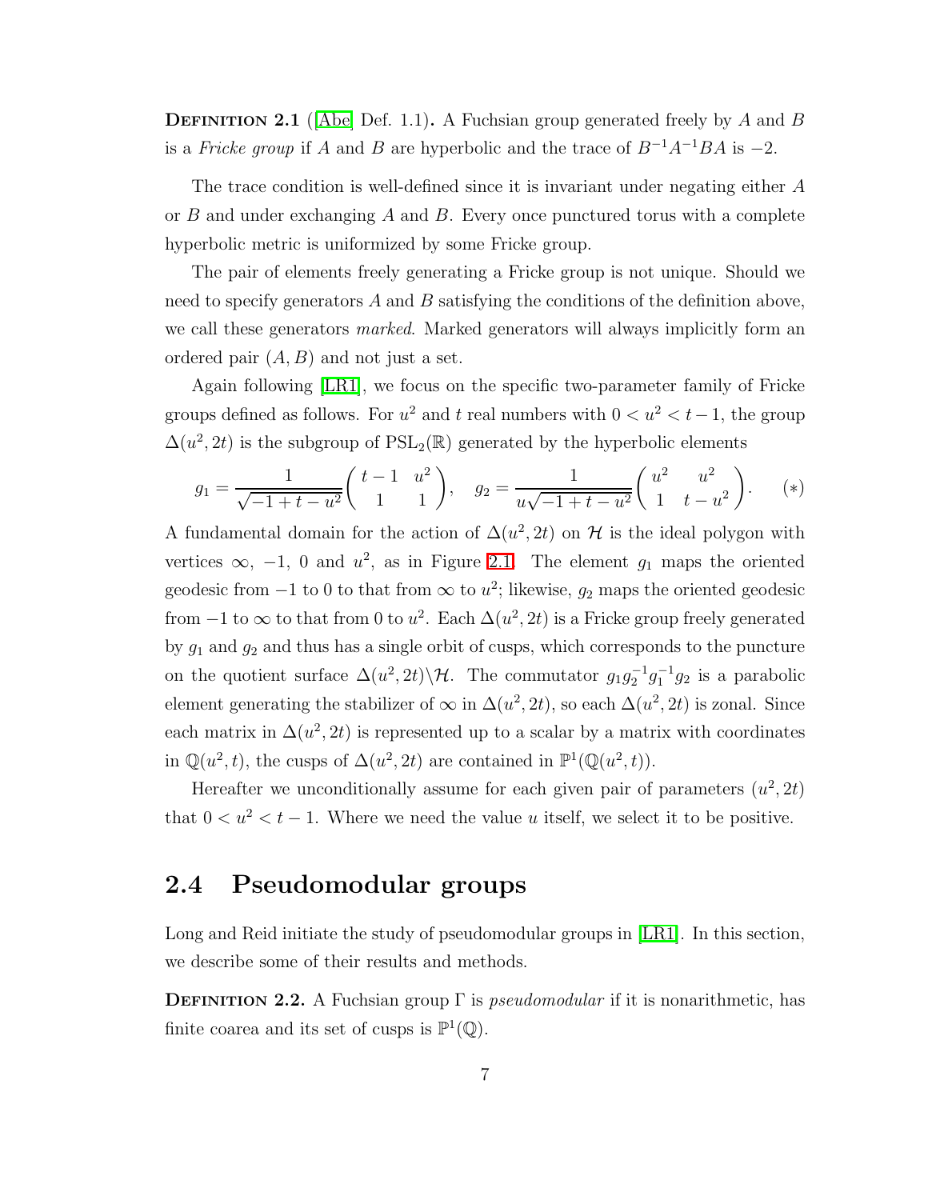**Definition 2.1** ([Abe] Def. 1.1)**.** A Fuchsian group generated freely by $A$ and $B$ is a *Fricke group* if $A$ and $B$ are hyperbolic and the trace of $B^{-1}A^{-1}BA$ is $-2$.

The trace condition is well-defined since it is invariant under negating either $A$ or $B$ and under exchanging $A$ and $B$. Every once punctured torus with a complete hyperbolic metric is uniformized by some Fricke group.

The pair of elements freely generating a Fricke group is not unique. Should we need to specify generators $A$ and $B$ satisfying the conditions of the definition above, we call these generators *marked*. Marked generators will always implicitly form an ordered pair $(A, B)$ and not just a set.

Again following [LR1], we focus on the specific two-parameter family of Fricke groups defined as follows. For $u^2$ and $t$ real numbers with $0 < u^2 < t - 1$, the group $\Delta(u^2, 2t)$ is the subgroup of $\mathrm{PSL}_2(\mathbb{R})$ generated by the hyperbolic elements

$$g_1 = \frac{1}{\sqrt{-1+t-u^2}}\begin{pmatrix} t-1 & u^2 \\ 1 & 1 \end{pmatrix}, \quad g_2 = \frac{1}{u\sqrt{-1+t-u^2}}\begin{pmatrix} u^2 & u^2 \\ 1 & t-u^2 \end{pmatrix}. \qquad (*)$$

A fundamental domain for the action of $\Delta(u^2, 2t)$ on $\mathcal{H}$ is the ideal polygon with vertices $\infty$, $-1$, $0$ and $u^2$, as in Figure 2.1. The element $g_1$ maps the oriented geodesic from $-1$ to $0$ to that from $\infty$ to $u^2$; likewise, $g_2$ maps the oriented geodesic from $-1$ to $\infty$ to that from $0$ to $u^2$. Each $\Delta(u^2, 2t)$ is a Fricke group freely generated by $g_1$ and $g_2$ and thus has a single orbit of cusps, which corresponds to the puncture on the quotient surface $\Delta(u^2, 2t)\backslash\mathcal{H}$. The commutator $g_1 g_2^{-1} g_1^{-1} g_2$ is a parabolic element generating the stabilizer of $\infty$ in $\Delta(u^2, 2t)$, so each $\Delta(u^2, 2t)$ is zonal. Since each matrix in $\Delta(u^2, 2t)$ is represented up to a scalar by a matrix with coordinates in $\mathbb{Q}(u^2, t)$, the cusps of $\Delta(u^2, 2t)$ are contained in $\mathbb{P}^1(\mathbb{Q}(u^2, t))$.

Hereafter we unconditionally assume for each given pair of parameters $(u^2, 2t)$ that $0 < u^2 < t - 1$. Where we need the value $u$ itself, we select it to be positive.

## 2.4 Pseudomodular groups

Long and Reid initiate the study of pseudomodular groups in [LR1]. In this section, we describe some of their results and methods.

**Definition 2.2.** A Fuchsian group $\Gamma$ is *pseudomodular* if it is nonarithmetic, has finite coarea and its set of cusps is $\mathbb{P}^1(\mathbb{Q})$.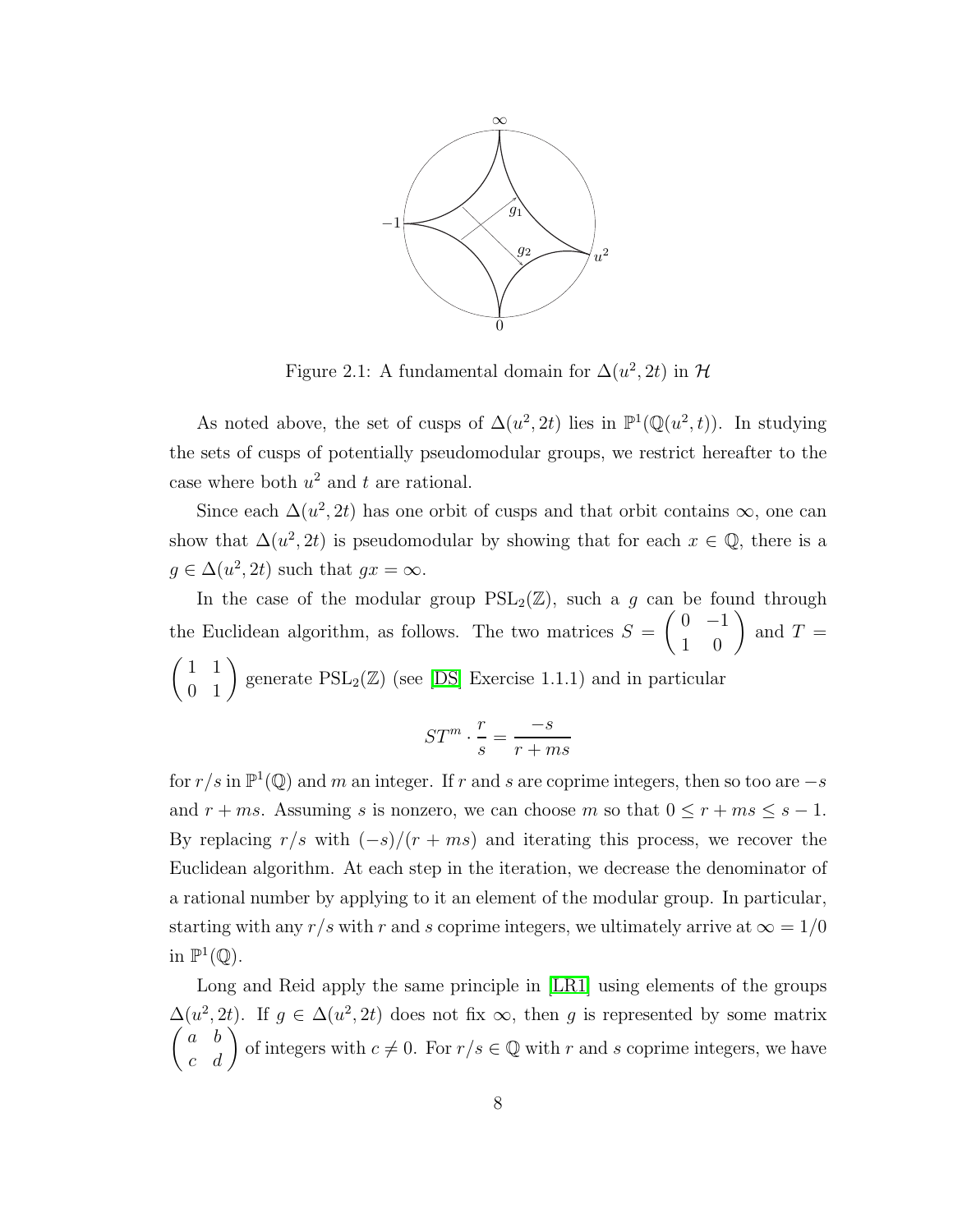Figure 2.1: A fundamental domain for $\Delta(u^2, 2t)$ in $\mathcal{H}$

As noted above, the set of cusps of $\Delta(u^2, 2t)$ lies in $\mathbb{P}^1(\mathbb{Q}(u^2, t))$. In studying the sets of cusps of potentially pseudomodular groups, we restrict hereafter to the case where both $u^2$ and $t$ are rational.

Since each $\Delta(u^2, 2t)$ has one orbit of cusps and that orbit contains $\infty$, one can show that $\Delta(u^2, 2t)$ is pseudomodular by showing that for each $x \in \mathbb{Q}$, there is a $g \in \Delta(u^2, 2t)$ such that $gx = \infty$.

In the case of the modular group $\mathrm{PSL}_2(\mathbb{Z})$, such a $g$ can be found through the Euclidean algorithm, as follows. The two matrices $S = \begin{pmatrix} 0 & -1 \\ 1 & 0 \end{pmatrix}$ and $T = \begin{pmatrix} 1 & 1 \\ 0 & 1 \end{pmatrix}$ generate $\mathrm{PSL}_2(\mathbb{Z})$ (see [DS] Exercise 1.1.1) and in particular

$$ST^m \cdot \frac{r}{s} = \frac{-s}{r + ms}$$

for $r/s$ in $\mathbb{P}^1(\mathbb{Q})$ and $m$ an integer. If $r$ and $s$ are coprime integers, then so too are $-s$ and $r + ms$. Assuming $s$ is nonzero, we can choose $m$ so that $0 \leq r + ms \leq s - 1$. By replacing $r/s$ with $(-s)/(r + ms)$ and iterating this process, we recover the Euclidean algorithm. At each step in the iteration, we decrease the denominator of a rational number by applying to it an element of the modular group. In particular, starting with any $r/s$ with $r$ and $s$ coprime integers, we ultimately arrive at $\infty = 1/0$ in $\mathbb{P}^1(\mathbb{Q})$.

Long and Reid apply the same principle in [LR1] using elements of the groups $\Delta(u^2, 2t)$. If $g \in \Delta(u^2, 2t)$ does not fix $\infty$, then $g$ is represented by some matrix $\begin{pmatrix} a & b \\ c & d \end{pmatrix}$ of integers with $c \neq 0$. For $r/s \in \mathbb{Q}$ with $r$ and $s$ coprime integers, we have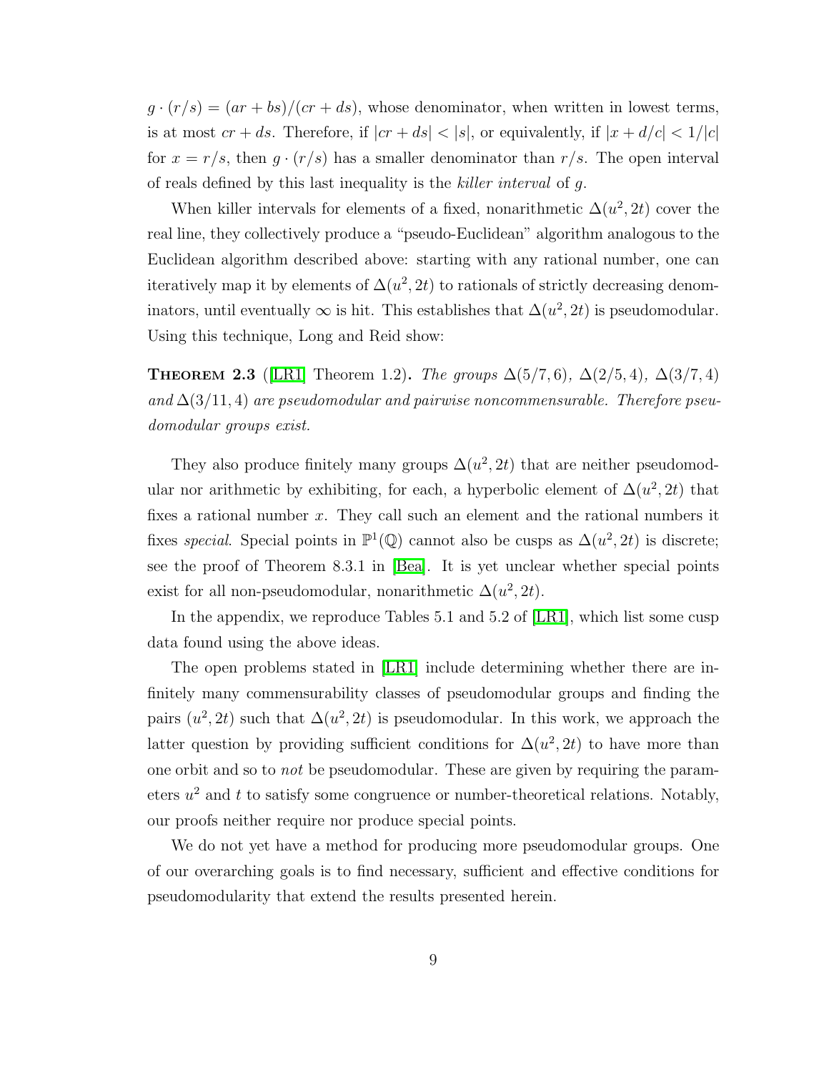$g \cdot (r/s) = (ar + bs)/(cr + ds)$, whose denominator, when written in lowest terms, is at most $cr + ds$. Therefore, if $|cr + ds| < |s|$, or equivalently, if $|x + d/c| < 1/|c|$ for $x = r/s$, then $g \cdot (r/s)$ has a smaller denominator than $r/s$. The open interval of reals defined by this last inequality is the *killer interval* of $g$.

When killer intervals for elements of a fixed, nonarithmetic $\Delta(u^2, 2t)$ cover the real line, they collectively produce a "pseudo-Euclidean" algorithm analogous to the Euclidean algorithm described above: starting with any rational number, one can iteratively map it by elements of $\Delta(u^2, 2t)$ to rationals of strictly decreasing denominators, until eventually $\infty$ is hit. This establishes that $\Delta(u^2, 2t)$ is pseudomodular. Using this technique, Long and Reid show:

**Theorem 2.3** ([LR1] Theorem 1.2)**.** *The groups $\Delta(5/7, 6)$, $\Delta(2/5, 4)$, $\Delta(3/7, 4)$ and $\Delta(3/11, 4)$ are pseudomodular and pairwise noncommensurable. Therefore pseudomodular groups exist.*

They also produce finitely many groups $\Delta(u^2, 2t)$ that are neither pseudomodular nor arithmetic by exhibiting, for each, a hyperbolic element of $\Delta(u^2, 2t)$ that fixes a rational number $x$. They call such an element and the rational numbers it fixes *special*. Special points in $\mathbb{P}^1(\mathbb{Q})$ cannot also be cusps as $\Delta(u^2, 2t)$ is discrete; see the proof of Theorem 8.3.1 in [Bea]. It is yet unclear whether special points exist for all non-pseudomodular, nonarithmetic $\Delta(u^2, 2t)$.

In the appendix, we reproduce Tables 5.1 and 5.2 of [LR1], which list some cusp data found using the above ideas.

The open problems stated in [LR1] include determining whether there are infinitely many commensurability classes of pseudomodular groups and finding the pairs $(u^2, 2t)$ such that $\Delta(u^2, 2t)$ is pseudomodular. In this work, we approach the latter question by providing sufficient conditions for $\Delta(u^2, 2t)$ to have more than one orbit and so to *not* be pseudomodular. These are given by requiring the parameters $u^2$ and $t$ to satisfy some congruence or number-theoretical relations. Notably, our proofs neither require nor produce special points.

We do not yet have a method for producing more pseudomodular groups. One of our overarching goals is to find necessary, sufficient and effective conditions for pseudomodularity that extend the results presented herein.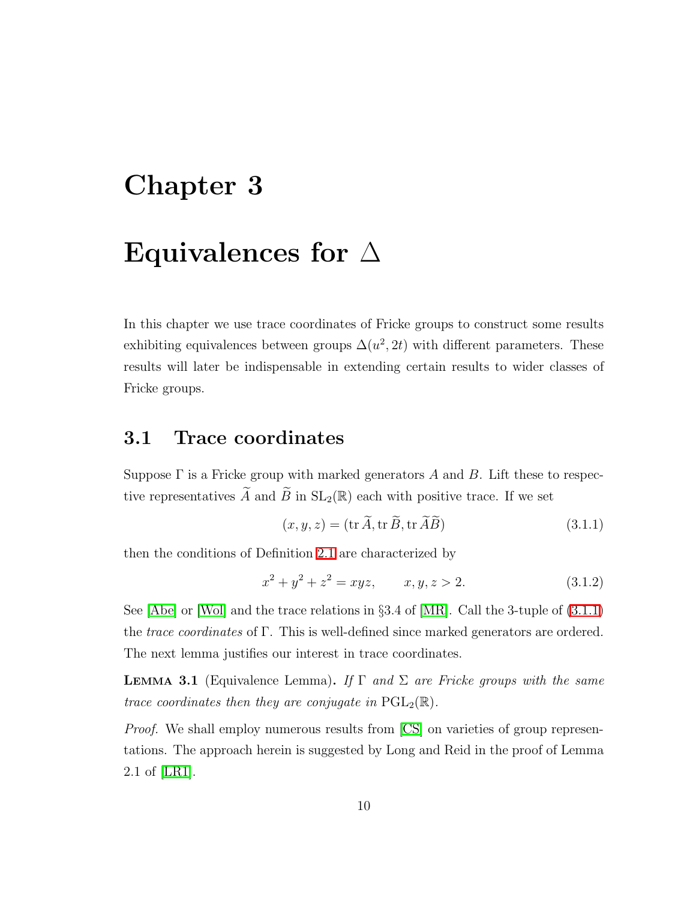# Chapter 3

# Equivalences for $\Delta$

In this chapter we use trace coordinates of Fricke groups to construct some results exhibiting equivalences between groups $\Delta(u^2, 2t)$ with different parameters. These results will later be indispensable in extending certain results to wider classes of Fricke groups.

## 3.1 Trace coordinates

Suppose $\Gamma$ is a Fricke group with marked generators $A$ and $B$. Lift these to respective representatives $\widetilde{A}$ and $\widetilde{B}$ in $\mathrm{SL}_2(\mathbb{R})$ each with positive trace. If we set

$$(x, y, z) = (\operatorname{tr} \widetilde{A}, \operatorname{tr} \widetilde{B}, \operatorname{tr} \widetilde{A}\widetilde{B}) \tag{3.1.1}$$

then the conditions of Definition 2.1 are characterized by

$$x^2 + y^2 + z^2 = xyz, \qquad x, y, z > 2. \tag{3.1.2}$$

See [Abe] or [Wol] and the trace relations in §3.4 of [MR]. Call the 3-tuple of (3.1.1) the *trace coordinates* of $\Gamma$. This is well-defined since marked generators are ordered. The next lemma justifies our interest in trace coordinates.

**Lemma 3.1** (Equivalence Lemma)**.** *If $\Gamma$ and $\Sigma$ are Fricke groups with the same trace coordinates then they are conjugate in $\mathrm{PGL}_2(\mathbb{R})$.*

*Proof.* We shall employ numerous results from [CS] on varieties of group representations. The approach herein is suggested by Long and Reid in the proof of Lemma 2.1 of [LR1].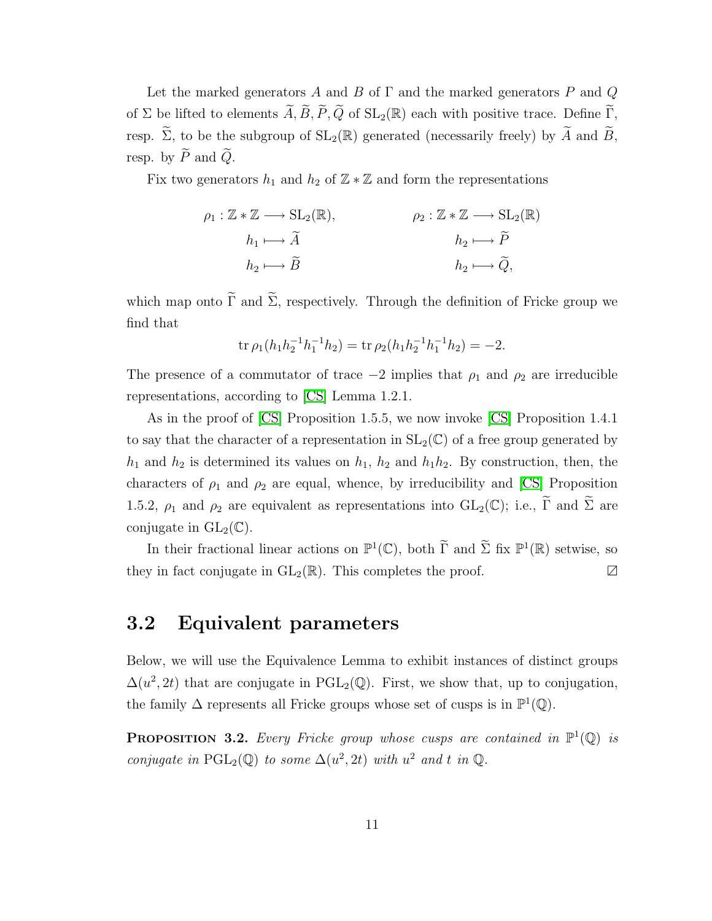Let the marked generators $A$ and $B$ of $\Gamma$ and the marked generators $P$ and $Q$ of $\Sigma$ be lifted to elements $\widetilde{A}, \widetilde{B}, \widetilde{P}, \widetilde{Q}$ of $\mathrm{SL}_2(\mathbb{R})$ each with positive trace. Define $\widetilde{\Gamma}$, resp. $\widetilde{\Sigma}$, to be the subgroup of $\mathrm{SL}_2(\mathbb{R})$ generated (necessarily freely) by $\widetilde{A}$ and $\widetilde{B}$, resp. by $\widetilde{P}$ and $\widetilde{Q}$.

Fix two generators $h_1$ and $h_2$ of $\mathbb{Z} * \mathbb{Z}$ and form the representations

$$\begin{aligned} \rho_1 : \mathbb{Z} * \mathbb{Z} &\longrightarrow \mathrm{SL}_2(\mathbb{R}), & \rho_2 : \mathbb{Z} * \mathbb{Z} &\longrightarrow \mathrm{SL}_2(\mathbb{R}) \\ h_1 &\longmapsto \widetilde{A} & h_2 &\longmapsto \widetilde{P} \\ h_2 &\longmapsto \widetilde{B} & h_2 &\longmapsto \widetilde{Q}, \end{aligned}$$

which map onto $\widetilde{\Gamma}$ and $\widetilde{\Sigma}$, respectively. Through the definition of Fricke group we find that

$$\operatorname{tr} \rho_1(h_1 h_2^{-1} h_1^{-1} h_2) = \operatorname{tr} \rho_2(h_1 h_2^{-1} h_1^{-1} h_2) = -2.$$

The presence of a commutator of trace $-2$ implies that $\rho_1$ and $\rho_2$ are irreducible representations, according to [CS] Lemma 1.2.1.

As in the proof of [CS] Proposition 1.5.5, we now invoke [CS] Proposition 1.4.1 to say that the character of a representation in $\mathrm{SL}_2(\mathbb{C})$ of a free group generated by $h_1$ and $h_2$ is determined its values on $h_1$, $h_2$ and $h_1 h_2$. By construction, then, the characters of $\rho_1$ and $\rho_2$ are equal, whence, by irreducibility and [CS] Proposition 1.5.2, $\rho_1$ and $\rho_2$ are equivalent as representations into $\mathrm{GL}_2(\mathbb{C})$; i.e., $\widetilde{\Gamma}$ and $\widetilde{\Sigma}$ are conjugate in $\mathrm{GL}_2(\mathbb{C})$.

In their fractional linear actions on $\mathbb{P}^1(\mathbb{C})$, both $\widetilde{\Gamma}$ and $\widetilde{\Sigma}$ fix $\mathbb{P}^1(\mathbb{R})$ setwise, so they in fact conjugate in $\mathrm{GL}_2(\mathbb{R})$. This completes the proof. ◻

## 3.2 Equivalent parameters

Below, we will use the Equivalence Lemma to exhibit instances of distinct groups $\Delta(u^2, 2t)$ that are conjugate in $\mathrm{PGL}_2(\mathbb{Q})$. First, we show that, up to conjugation, the family $\Delta$ represents all Fricke groups whose set of cusps is in $\mathbb{P}^1(\mathbb{Q})$.

**Proposition 3.2.** *Every Fricke group whose cusps are contained in $\mathbb{P}^1(\mathbb{Q})$ is conjugate in $\mathrm{PGL}_2(\mathbb{Q})$ to some $\Delta(u^2, 2t)$ with $u^2$ and $t$ in $\mathbb{Q}$.*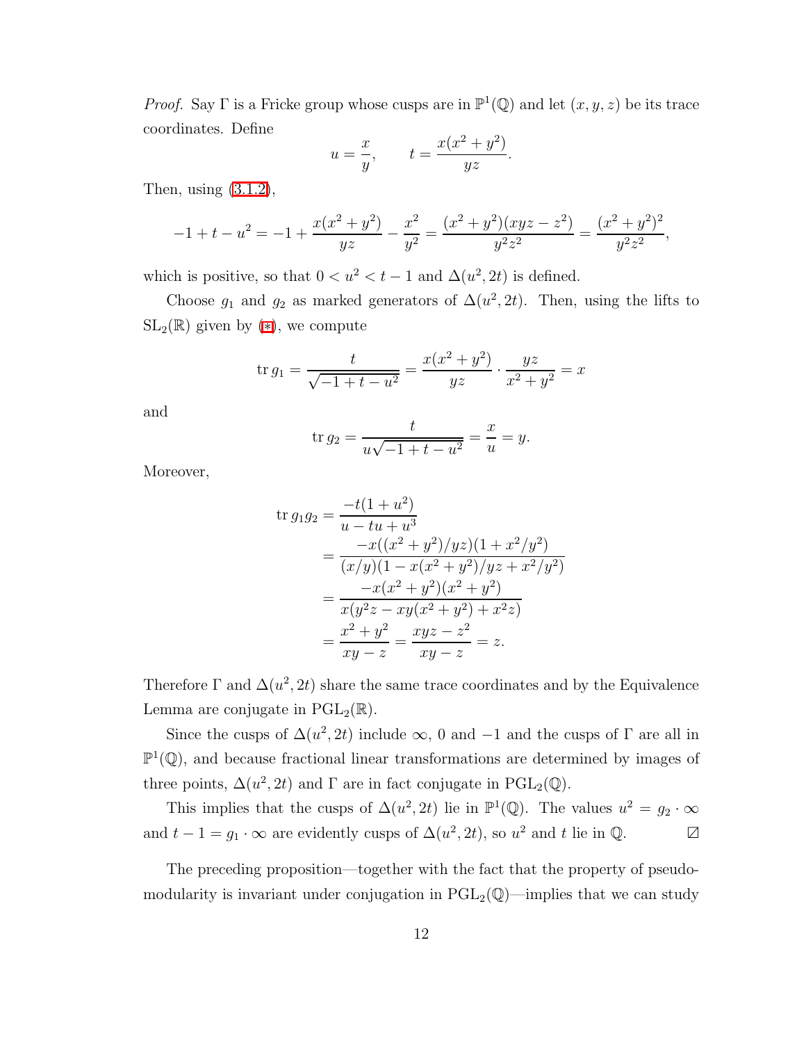*Proof.* Say $\Gamma$ is a Fricke group whose cusps are in $\mathbb{P}^1(\mathbb{Q})$ and let $(x, y, z)$ be its trace coordinates. Define

$$u = \frac{x}{y}, \qquad t = \frac{x(x^2 + y^2)}{yz}.$$

Then, using (3.1.2),

$$-1 + t - u^2 = -1 + \frac{x(x^2 + y^2)}{yz} - \frac{x^2}{y^2} = \frac{(x^2 + y^2)(xyz - z^2)}{y^2 z^2} = \frac{(x^2 + y^2)^2}{y^2 z^2},$$

which is positive, so that $0 < u^2 < t - 1$ and $\Delta(u^2, 2t)$ is defined.

Choose $g_1$ and $g_2$ as marked generators of $\Delta(u^2, 2t)$. Then, using the lifts to $\mathrm{SL}_2(\mathbb{R})$ given by (⊛), we compute

$$\operatorname{tr} g_1 = \frac{t}{\sqrt{-1 + t - u^2}} = \frac{x(x^2 + y^2)}{yz} \cdot \frac{yz}{x^2 + y^2} = x$$

and

$$\operatorname{tr} g_2 = \frac{t}{u\sqrt{-1 + t - u^2}} = \frac{x}{u} = y.$$

Moreover,

$$\begin{aligned}
\operatorname{tr} g_1 g_2 &= \frac{-t(1 + u^2)}{u - tu + u^3} \\
&= \frac{-x((x^2 + y^2)/yz)(1 + x^2/y^2)}{(x/y)(1 - x(x^2 + y^2)/yz + x^2/y^2)} \\
&= \frac{-x(x^2 + y^2)(x^2 + y^2)}{x(y^2 z - xy(x^2 + y^2) + x^2 z)} \\
&= \frac{x^2 + y^2}{xy - z} = \frac{xyz - z^2}{xy - z} = z.
\end{aligned}$$

Therefore $\Gamma$ and $\Delta(u^2, 2t)$ share the same trace coordinates and by the Equivalence Lemma are conjugate in $\mathrm{PGL}_2(\mathbb{R})$.

Since the cusps of $\Delta(u^2, 2t)$ include $\infty$, $0$ and $-1$ and the cusps of $\Gamma$ are all in $\mathbb{P}^1(\mathbb{Q})$, and because fractional linear transformations are determined by images of three points, $\Delta(u^2, 2t)$ and $\Gamma$ are in fact conjugate in $\mathrm{PGL}_2(\mathbb{Q})$.

This implies that the cusps of $\Delta(u^2, 2t)$ lie in $\mathbb{P}^1(\mathbb{Q})$. The values $u^2 = g_2 \cdot \infty$ and $t - 1 = g_1 \cdot \infty$ are evidently cusps of $\Delta(u^2, 2t)$, so $u^2$ and $t$ lie in $\mathbb{Q}$. ◻

The preceding proposition—together with the fact that the property of pseudo-modularity is invariant under conjugation in $\mathrm{PGL}_2(\mathbb{Q})$—implies that we can study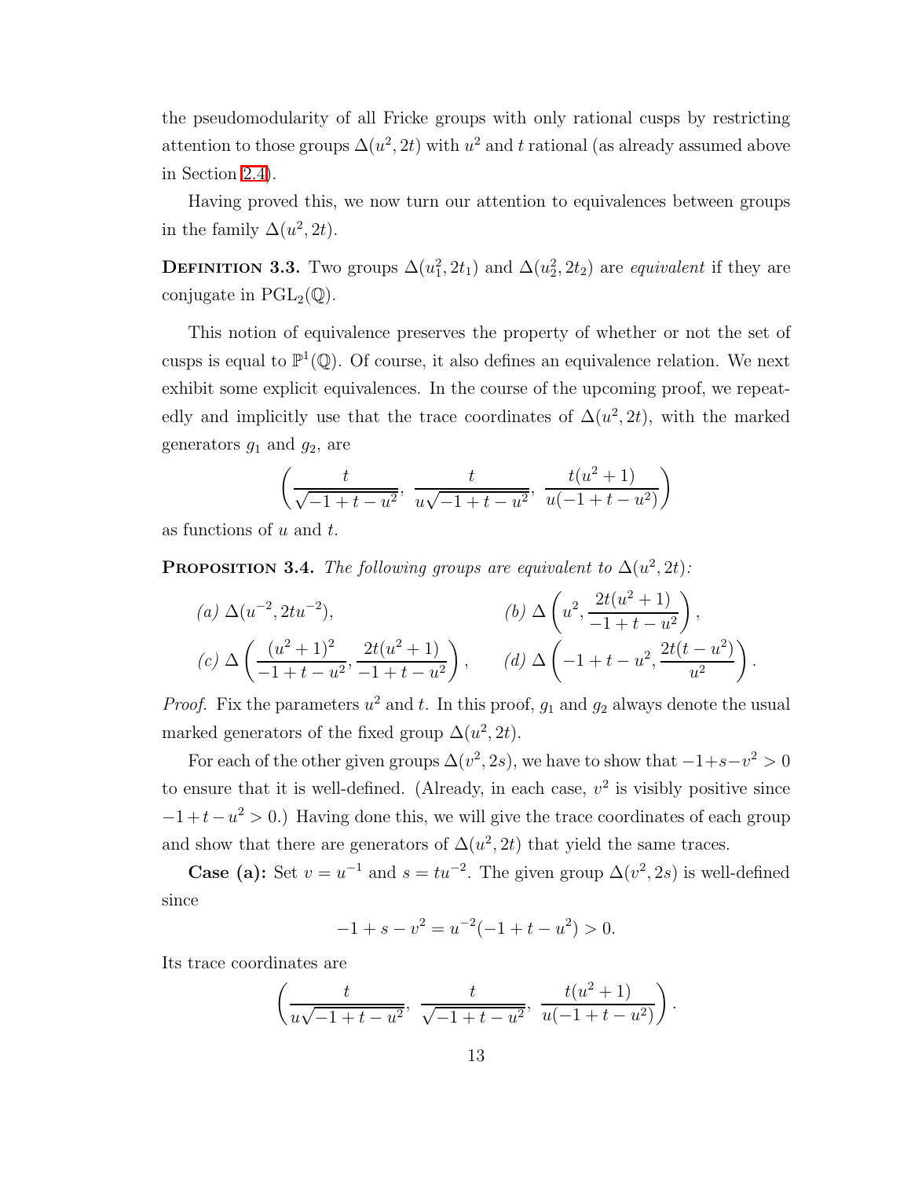the pseudomodularity of all Fricke groups with only rational cusps by restricting attention to those groups $\Delta(u^2, 2t)$ with $u^2$ and $t$ rational (as already assumed above in Section 2.4).

Having proved this, we now turn our attention to equivalences between groups in the family $\Delta(u^2, 2t)$.

**Definition 3.3.** Two groups $\Delta(u_1^2, 2t_1)$ and $\Delta(u_2^2, 2t_2)$ are *equivalent* if they are conjugate in $\mathrm{PGL}_2(\mathbb{Q})$.

This notion of equivalence preserves the property of whether or not the set of cusps is equal to $\mathbb{P}^1(\mathbb{Q})$. Of course, it also defines an equivalence relation. We next exhibit some explicit equivalences. In the course of the upcoming proof, we repeatedly and implicitly use that the trace coordinates of $\Delta(u^2, 2t)$, with the marked generators $g_1$ and $g_2$, are

$$\left( \frac{t}{\sqrt{-1+t-u^2}},\ \frac{t}{u\sqrt{-1+t-u^2}},\ \frac{t(u^2+1)}{u(-1+t-u^2)} \right)$$

as functions of $u$ and $t$.

**Proposition 3.4.** *The following groups are equivalent to $\Delta(u^2, 2t)$:*

*(a)* $\Delta(u^{-2}, 2tu^{-2})$,

*(b)* $\Delta\left(u^2, \dfrac{2t(u^2+1)}{-1+t-u^2}\right)$,

*(c)* $\Delta\left(\dfrac{(u^2+1)^2}{-1+t-u^2}, \dfrac{2t(u^2+1)}{-1+t-u^2}\right)$,

*(d)* $\Delta\left(-1+t-u^2, \dfrac{2t(t-u^2)}{u^2}\right)$.

*Proof.* Fix the parameters $u^2$ and $t$. In this proof, $g_1$ and $g_2$ always denote the usual marked generators of the fixed group $\Delta(u^2, 2t)$.

For each of the other given groups $\Delta(v^2, 2s)$, we have to show that $-1+s-v^2 > 0$ to ensure that it is well-defined. (Already, in each case, $v^2$ is visibly positive since $-1+t-u^2 > 0$.) Having done this, we will give the trace coordinates of each group and show that there are generators of $\Delta(u^2, 2t)$ that yield the same traces.

**Case (a):** Set $v = u^{-1}$ and $s = tu^{-2}$. The given group $\Delta(v^2, 2s)$ is well-defined since

$$-1+s-v^2 = u^{-2}(-1+t-u^2) > 0.$$

Its trace coordinates are

$$\left( \frac{t}{u\sqrt{-1+t-u^2}},\ \frac{t}{\sqrt{-1+t-u^2}},\ \frac{t(u^2+1)}{u(-1+t-u^2)} \right).$$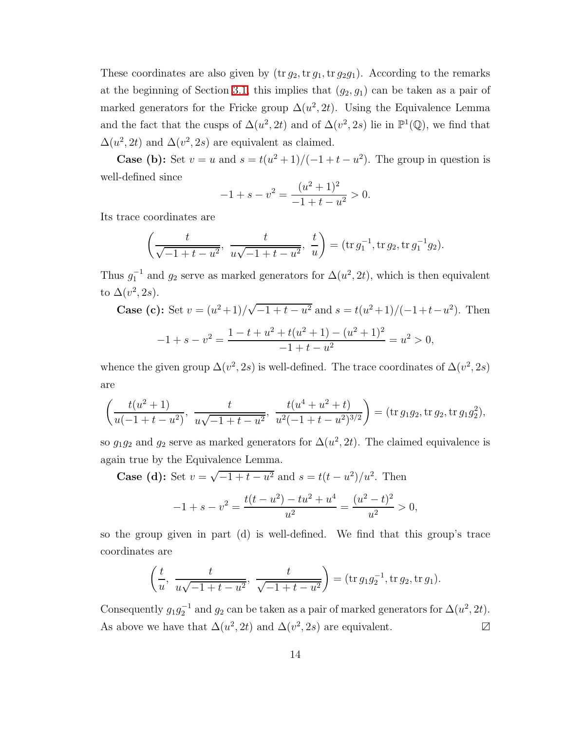These coordinates are also given by $(\operatorname{tr} g_2, \operatorname{tr} g_1, \operatorname{tr} g_2 g_1)$. According to the remarks at the beginning of Section 3.1, this implies that $(g_2, g_1)$ can be taken as a pair of marked generators for the Fricke group $\Delta(u^2, 2t)$. Using the Equivalence Lemma and the fact that the cusps of $\Delta(u^2, 2t)$ and of $\Delta(v^2, 2s)$ lie in $\mathbb{P}^1(\mathbb{Q})$, we find that $\Delta(u^2, 2t)$ and $\Delta(v^2, 2s)$ are equivalent as claimed.

**Case (b):** Set $v = u$ and $s = t(u^2+1)/(-1+t-u^2)$. The group in question is well-defined since

$$-1 + s - v^2 = \frac{(u^2+1)^2}{-1+t-u^2} > 0.$$

Its trace coordinates are

$$\left( \frac{t}{\sqrt{-1+t-u^2}},\ \frac{t}{u\sqrt{-1+t-u^2}},\ \frac{t}{u} \right) = (\operatorname{tr} g_1^{-1}, \operatorname{tr} g_2, \operatorname{tr} g_1^{-1} g_2).$$

Thus $g_1^{-1}$ and $g_2$ serve as marked generators for $\Delta(u^2, 2t)$, which is then equivalent to $\Delta(v^2, 2s)$.

**Case (c):** Set $v = (u^2+1)/\sqrt{-1+t-u^2}$ and $s = t(u^2+1)/(-1+t-u^2)$. Then

$$-1 + s - v^2 = \frac{1 - t + u^2 + t(u^2+1) - (u^2+1)^2}{-1+t-u^2} = u^2 > 0,$$

whence the given group $\Delta(v^2, 2s)$ is well-defined. The trace coordinates of $\Delta(v^2, 2s)$ are

$$\left( \frac{t(u^2+1)}{u(-1+t-u^2)},\ \frac{t}{u\sqrt{-1+t-u^2}},\ \frac{t(u^4+u^2+t)}{u^2(-1+t-u^2)^{3/2}} \right) = (\operatorname{tr} g_1 g_2, \operatorname{tr} g_2, \operatorname{tr} g_1 g_2^2),$$

so $g_1 g_2$ and $g_2$ serve as marked generators for $\Delta(u^2, 2t)$. The claimed equivalence is again true by the Equivalence Lemma.

**Case (d):** Set $v = \sqrt{-1+t-u^2}$ and $s = t(t-u^2)/u^2$. Then

$$-1 + s - v^2 = \frac{t(t-u^2) - tu^2 + u^4}{u^2} = \frac{(u^2-t)^2}{u^2} > 0,$$

so the group given in part (d) is well-defined. We find that this group's trace coordinates are

$$\left( \frac{t}{u},\ \frac{t}{u\sqrt{-1+t-u^2}},\ \frac{t}{\sqrt{-1+t-u^2}} \right) = (\operatorname{tr} g_1 g_2^{-1}, \operatorname{tr} g_2, \operatorname{tr} g_1).$$

Consequently $g_1 g_2^{-1}$ and $g_2$ can be taken as a pair of marked generators for $\Delta(u^2, 2t)$. As above we have that $\Delta(u^2, 2t)$ and $\Delta(v^2, 2s)$ are equivalent. ☐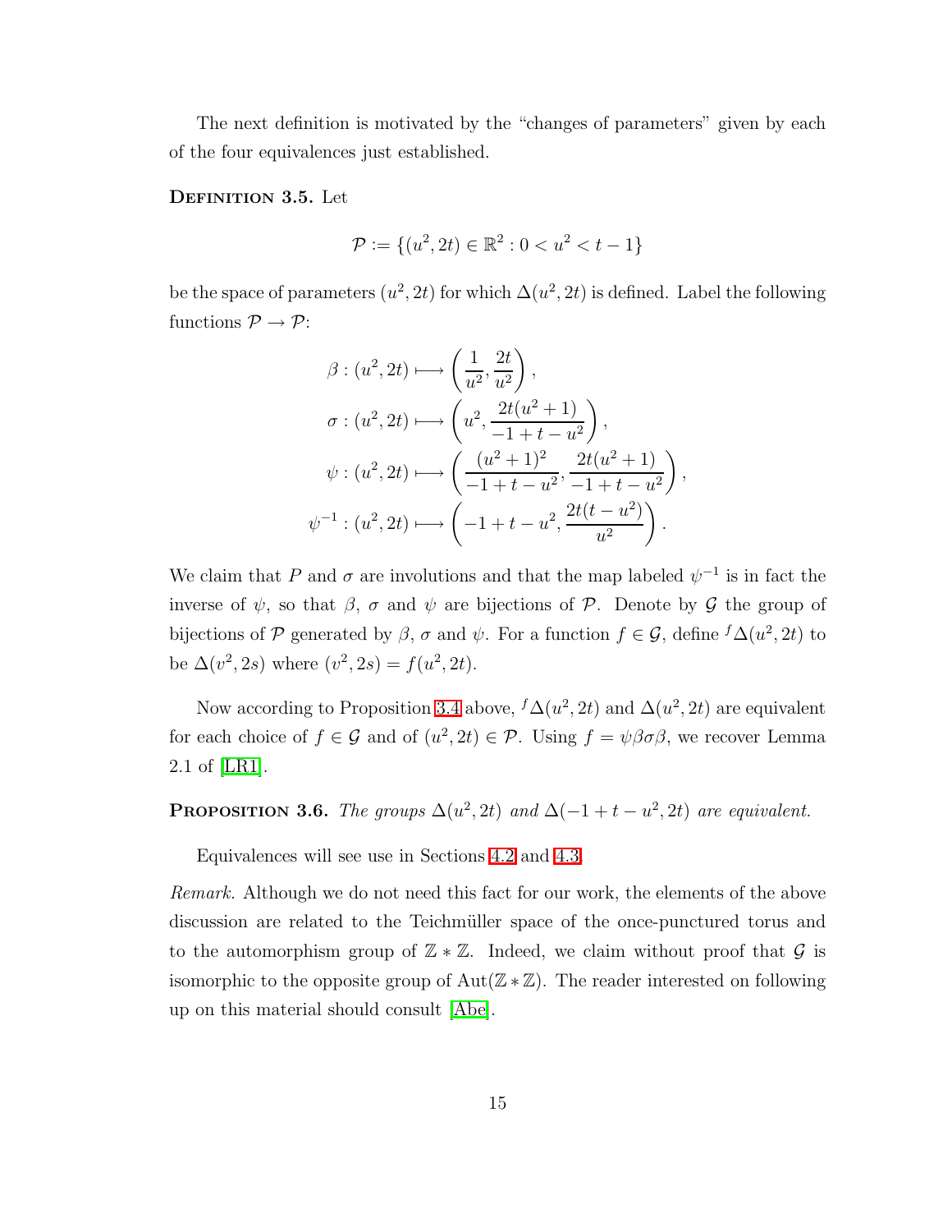The next definition is motivated by the "changes of parameters" given by each of the four equivalences just established.

**Definition 3.5.** Let

$$\mathcal{P} := \{(u^2, 2t) \in \mathbb{R}^2 : 0 < u^2 < t - 1\}$$

be the space of parameters $(u^2, 2t)$ for which $\Delta(u^2, 2t)$ is defined. Label the following functions $\mathcal{P} \to \mathcal{P}$:

$$\begin{aligned}
\beta : (u^2, 2t) &\longmapsto \left(\frac{1}{u^2}, \frac{2t}{u^2}\right),\\
\sigma : (u^2, 2t) &\longmapsto \left(u^2, \frac{2t(u^2+1)}{-1+t-u^2}\right),\\
\psi : (u^2, 2t) &\longmapsto \left(\frac{(u^2+1)^2}{-1+t-u^2}, \frac{2t(u^2+1)}{-1+t-u^2}\right),\\
\psi^{-1} : (u^2, 2t) &\longmapsto \left(-1+t-u^2, \frac{2t(t-u^2)}{u^2}\right).
\end{aligned}$$

We claim that $P$ and $\sigma$ are involutions and that the map labeled $\psi^{-1}$ is in fact the inverse of $\psi$, so that $\beta$, $\sigma$ and $\psi$ are bijections of $\mathcal{P}$. Denote by $\mathcal{G}$ the group of bijections of $\mathcal{P}$ generated by $\beta$, $\sigma$ and $\psi$. For a function $f \in \mathcal{G}$, define ${}^f\Delta(u^2, 2t)$ to be $\Delta(v^2, 2s)$ where $(v^2, 2s) = f(u^2, 2t)$.

Now according to Proposition 3.4 above, ${}^f\Delta(u^2, 2t)$ and $\Delta(u^2, 2t)$ are equivalent for each choice of $f \in \mathcal{G}$ and of $(u^2, 2t) \in \mathcal{P}$. Using $f = \psi\beta\sigma\beta$, we recover Lemma 2.1 of [LR1].

**Proposition 3.6.** *The groups $\Delta(u^2, 2t)$ and $\Delta(-1+t-u^2, 2t)$ are equivalent.*

Equivalences will see use in Sections 4.2 and 4.3.

*Remark.* Although we do not need this fact for our work, the elements of the above discussion are related to the Teichmüller space of the once-punctured torus and to the automorphism group of $\mathbb{Z} * \mathbb{Z}$. Indeed, we claim without proof that $\mathcal{G}$ is isomorphic to the opposite group of $\operatorname{Aut}(\mathbb{Z} * \mathbb{Z})$. The reader interested on following up on this material should consult [Abe].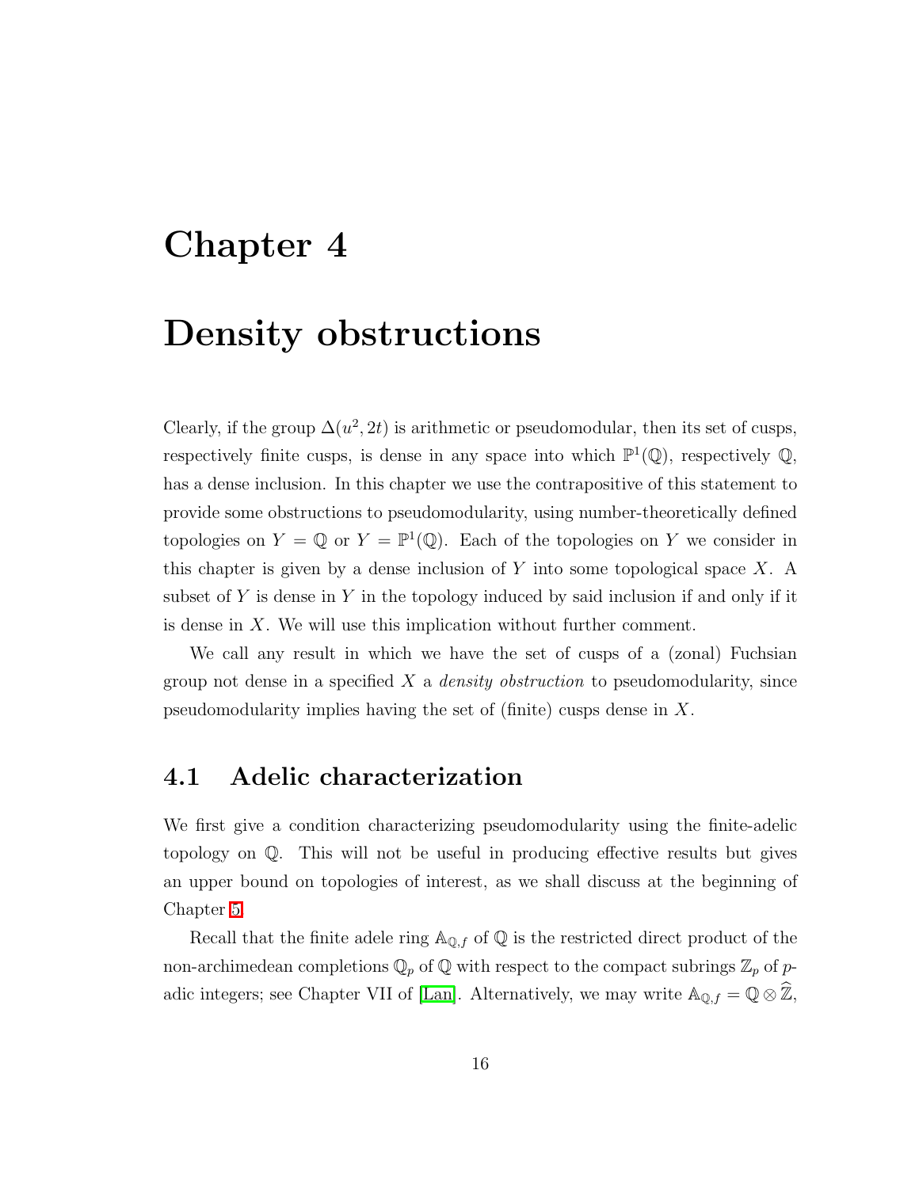# Chapter 4

# Density obstructions

Clearly, if the group $\Delta(u^2, 2t)$ is arithmetic or pseudomodular, then its set of cusps, respectively finite cusps, is dense in any space into which $\mathbb{P}^1(\mathbb{Q})$, respectively $\mathbb{Q}$, has a dense inclusion. In this chapter we use the contrapositive of this statement to provide some obstructions to pseudomodularity, using number-theoretically defined topologies on $Y = \mathbb{Q}$ or $Y = \mathbb{P}^1(\mathbb{Q})$. Each of the topologies on $Y$ we consider in this chapter is given by a dense inclusion of $Y$ into some topological space $X$. A subset of $Y$ is dense in $Y$ in the topology induced by said inclusion if and only if it is dense in $X$. We will use this implication without further comment.

We call any result in which we have the set of cusps of a (zonal) Fuchsian group not dense in a specified $X$ a *density obstruction* to pseudomodularity, since pseudomodularity implies having the set of (finite) cusps dense in $X$.

## 4.1 Adelic characterization

We first give a condition characterizing pseudomodularity using the finite-adelic topology on $\mathbb{Q}$. This will not be useful in producing effective results but gives an upper bound on topologies of interest, as we shall discuss at the beginning of Chapter 5.

Recall that the finite adele ring $\mathbb{A}_{\mathbb{Q},f}$ of $\mathbb{Q}$ is the restricted direct product of the non-archimedean completions $\mathbb{Q}_p$ of $\mathbb{Q}$ with respect to the compact subrings $\mathbb{Z}_p$ of $p$-adic integers; see Chapter VII of [Lan]. Alternatively, we may write $\mathbb{A}_{\mathbb{Q},f} = \mathbb{Q} \otimes \widehat{\mathbb{Z}}$,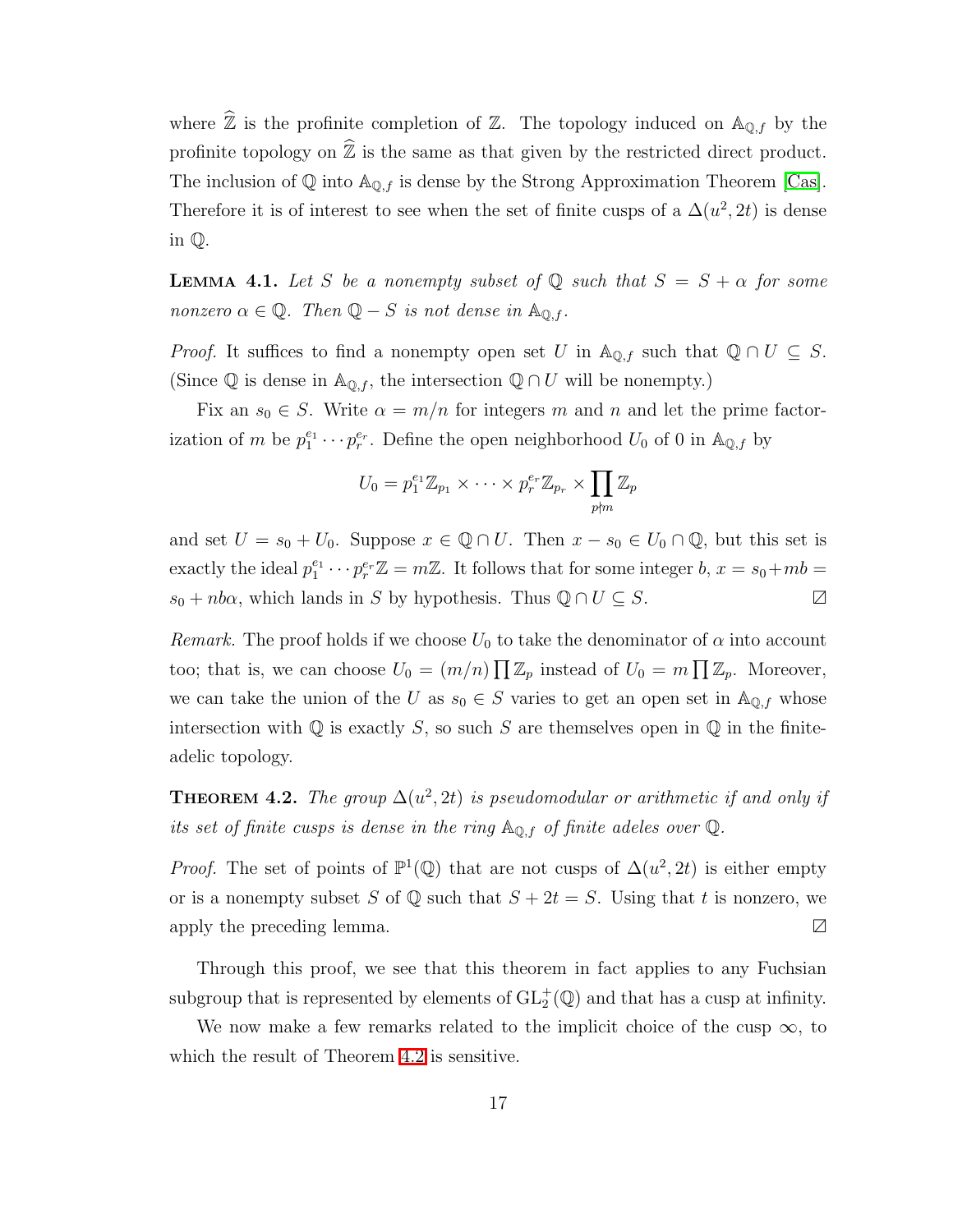where $\widehat{\mathbb{Z}}$ is the profinite completion of $\mathbb{Z}$. The topology induced on $\mathbb{A}_{\mathbb{Q},f}$ by the profinite topology on $\widehat{\mathbb{Z}}$ is the same as that given by the restricted direct product. The inclusion of $\mathbb{Q}$ into $\mathbb{A}_{\mathbb{Q},f}$ is dense by the Strong Approximation Theorem [Cas]. Therefore it is of interest to see when the set of finite cusps of a $\Delta(u^2, 2t)$ is dense in $\mathbb{Q}$.

**Lemma 4.1.** *Let $S$ be a nonempty subset of $\mathbb{Q}$ such that $S = S + \alpha$ for some nonzero $\alpha \in \mathbb{Q}$. Then $\mathbb{Q} - S$ is not dense in $\mathbb{A}_{\mathbb{Q},f}$.*

*Proof.* It suffices to find a nonempty open set $U$ in $\mathbb{A}_{\mathbb{Q},f}$ such that $\mathbb{Q} \cap U \subseteq S$. (Since $\mathbb{Q}$ is dense in $\mathbb{A}_{\mathbb{Q},f}$, the intersection $\mathbb{Q} \cap U$ will be nonempty.)

Fix an $s_0 \in S$. Write $\alpha = m/n$ for integers $m$ and $n$ and let the prime factorization of $m$ be $p_1^{e_1} \cdots p_r^{e_r}$. Define the open neighborhood $U_0$ of 0 in $\mathbb{A}_{\mathbb{Q},f}$ by

$$U_0 = p_1^{e_1}\mathbb{Z}_{p_1} \times \cdots \times p_r^{e_r}\mathbb{Z}_{p_r} \times \prod_{p \nmid m} \mathbb{Z}_p$$

and set $U = s_0 + U_0$. Suppose $x \in \mathbb{Q} \cap U$. Then $x - s_0 \in U_0 \cap \mathbb{Q}$, but this set is exactly the ideal $p_1^{e_1} \cdots p_r^{e_r}\mathbb{Z} = m\mathbb{Z}$. It follows that for some integer $b$, $x = s_0 + mb = s_0 + nb\alpha$, which lands in $S$ by hypothesis. Thus $\mathbb{Q} \cap U \subseteq S$. $\square$

*Remark.* The proof holds if we choose $U_0$ to take the denominator of $\alpha$ into account too; that is, we can choose $U_0 = (m/n)\prod \mathbb{Z}_p$ instead of $U_0 = m\prod \mathbb{Z}_p$. Moreover, we can take the union of the $U$ as $s_0 \in S$ varies to get an open set in $\mathbb{A}_{\mathbb{Q},f}$ whose intersection with $\mathbb{Q}$ is exactly $S$, so such $S$ are themselves open in $\mathbb{Q}$ in the finite-adelic topology.

**Theorem 4.2.** *The group $\Delta(u^2, 2t)$ is pseudomodular or arithmetic if and only if its set of finite cusps is dense in the ring $\mathbb{A}_{\mathbb{Q},f}$ of finite adeles over $\mathbb{Q}$.*

*Proof.* The set of points of $\mathbb{P}^1(\mathbb{Q})$ that are not cusps of $\Delta(u^2, 2t)$ is either empty or is a nonempty subset $S$ of $\mathbb{Q}$ such that $S + 2t = S$. Using that $t$ is nonzero, we apply the preceding lemma. $\square$

Through this proof, we see that this theorem in fact applies to any Fuchsian subgroup that is represented by elements of $\mathrm{GL}_2^+(\mathbb{Q})$ and that has a cusp at infinity.

We now make a few remarks related to the implicit choice of the cusp $\infty$, to which the result of Theorem 4.2 is sensitive.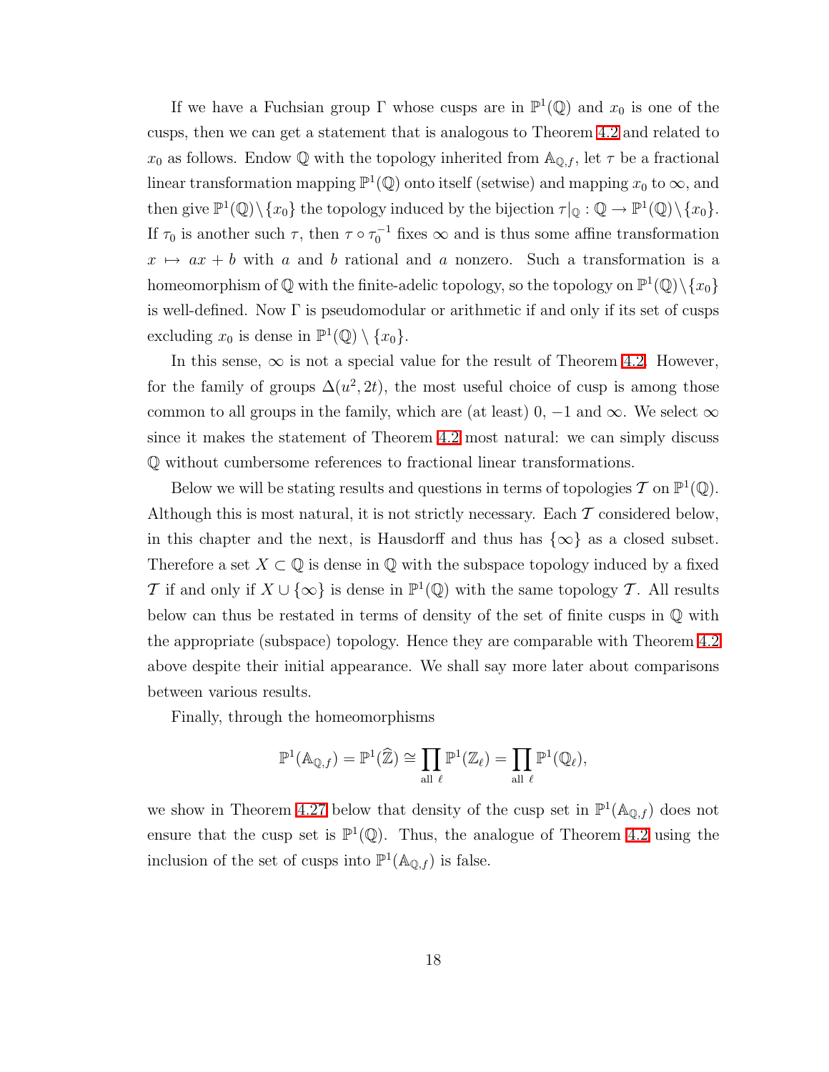If we have a Fuchsian group $\Gamma$ whose cusps are in $\mathbb{P}^1(\mathbb{Q})$ and $x_0$ is one of the cusps, then we can get a statement that is analogous to Theorem 4.2 and related to $x_0$ as follows. Endow $\mathbb{Q}$ with the topology inherited from $\mathbb{A}_{\mathbb{Q},f}$, let $\tau$ be a fractional linear transformation mapping $\mathbb{P}^1(\mathbb{Q})$ onto itself (setwise) and mapping $x_0$ to $\infty$, and then give $\mathbb{P}^1(\mathbb{Q}) \setminus \{x_0\}$ the topology induced by the bijection $\tau|_{\mathbb{Q}} : \mathbb{Q} \to \mathbb{P}^1(\mathbb{Q}) \setminus \{x_0\}$. If $\tau_0$ is another such $\tau$, then $\tau \circ \tau_0^{-1}$ fixes $\infty$ and is thus some affine transformation $x \mapsto ax + b$ with $a$ and $b$ rational and $a$ nonzero. Such a transformation is a homeomorphism of $\mathbb{Q}$ with the finite-adelic topology, so the topology on $\mathbb{P}^1(\mathbb{Q}) \setminus \{x_0\}$ is well-defined. Now $\Gamma$ is pseudomodular or arithmetic if and only if its set of cusps excluding $x_0$ is dense in $\mathbb{P}^1(\mathbb{Q}) \setminus \{x_0\}$.

In this sense, $\infty$ is not a special value for the result of Theorem 4.2. However, for the family of groups $\Delta(u^2, 2t)$, the most useful choice of cusp is among those common to all groups in the family, which are (at least) $0$, $-1$ and $\infty$. We select $\infty$ since it makes the statement of Theorem 4.2 most natural: we can simply discuss $\mathbb{Q}$ without cumbersome references to fractional linear transformations.

Below we will be stating results and questions in terms of topologies $\mathcal{T}$ on $\mathbb{P}^1(\mathbb{Q})$. Although this is most natural, it is not strictly necessary. Each $\mathcal{T}$ considered below, in this chapter and the next, is Hausdorff and thus has $\{\infty\}$ as a closed subset. Therefore a set $X \subset \mathbb{Q}$ is dense in $\mathbb{Q}$ with the subspace topology induced by a fixed $\mathcal{T}$ if and only if $X \cup \{\infty\}$ is dense in $\mathbb{P}^1(\mathbb{Q})$ with the same topology $\mathcal{T}$. All results below can thus be restated in terms of density of the set of finite cusps in $\mathbb{Q}$ with the appropriate (subspace) topology. Hence they are comparable with Theorem 4.2 above despite their initial appearance. We shall say more later about comparisons between various results.

Finally, through the homeomorphisms

$$\mathbb{P}^1(\mathbb{A}_{\mathbb{Q},f}) = \mathbb{P}^1(\widehat{\mathbb{Z}}) \cong \prod_{\text{all } \ell} \mathbb{P}^1(\mathbb{Z}_\ell) = \prod_{\text{all } \ell} \mathbb{P}^1(\mathbb{Q}_\ell),$$

we show in Theorem 4.27 below that density of the cusp set in $\mathbb{P}^1(\mathbb{A}_{\mathbb{Q},f})$ does not ensure that the cusp set is $\mathbb{P}^1(\mathbb{Q})$. Thus, the analogue of Theorem 4.2 using the inclusion of the set of cusps into $\mathbb{P}^1(\mathbb{A}_{\mathbb{Q},f})$ is false.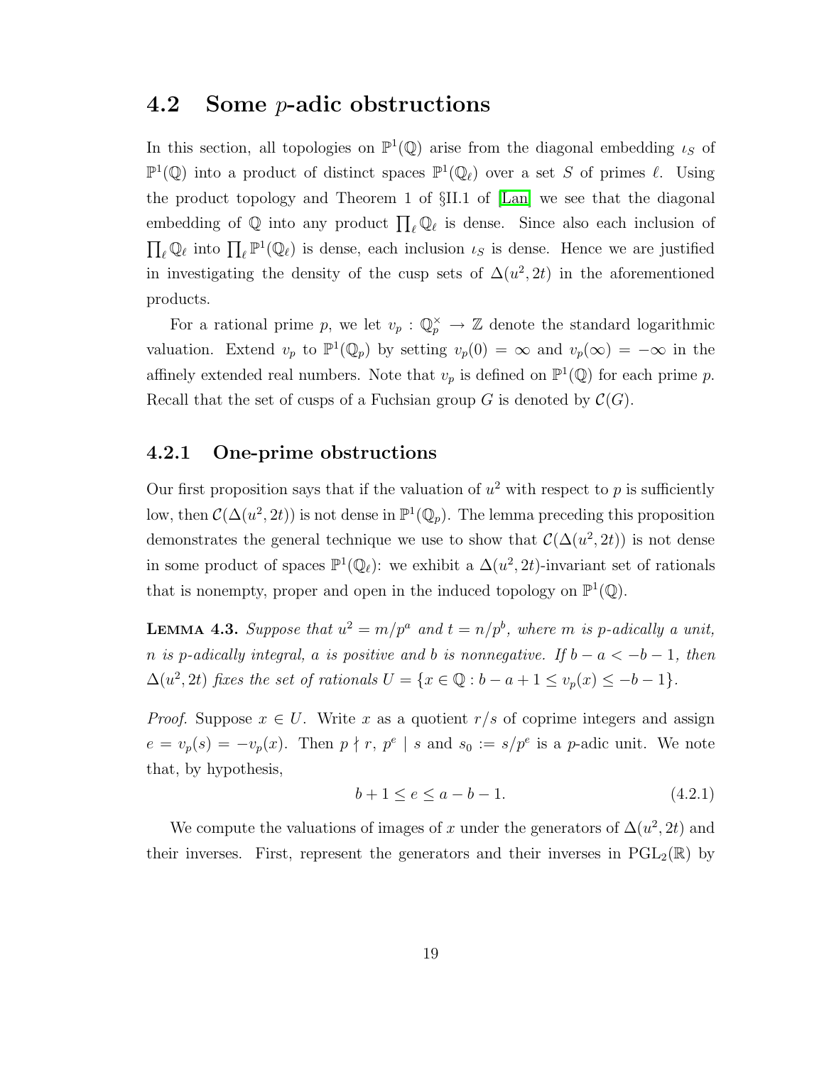## 4.2 Some $p$-adic obstructions

In this section, all topologies on $\mathbb{P}^1(\mathbb{Q})$ arise from the diagonal embedding $\iota_S$ of $\mathbb{P}^1(\mathbb{Q})$ into a product of distinct spaces $\mathbb{P}^1(\mathbb{Q}_\ell)$ over a set $S$ of primes $\ell$. Using the product topology and Theorem 1 of §II.1 of [Lan] we see that the diagonal embedding of $\mathbb{Q}$ into any product $\prod_\ell \mathbb{Q}_\ell$ is dense. Since also each inclusion of $\prod_\ell \mathbb{Q}_\ell$ into $\prod_\ell \mathbb{P}^1(\mathbb{Q}_\ell)$ is dense, each inclusion $\iota_S$ is dense. Hence we are justified in investigating the density of the cusp sets of $\Delta(u^2, 2t)$ in the aforementioned products.

For a rational prime $p$, we let $v_p : \mathbb{Q}_p^\times \to \mathbb{Z}$ denote the standard logarithmic valuation. Extend $v_p$ to $\mathbb{P}^1(\mathbb{Q}_p)$ by setting $v_p(0) = \infty$ and $v_p(\infty) = -\infty$ in the affinely extended real numbers. Note that $v_p$ is defined on $\mathbb{P}^1(\mathbb{Q})$ for each prime $p$. Recall that the set of cusps of a Fuchsian group $G$ is denoted by $\mathcal{C}(G)$.

### 4.2.1 One-prime obstructions

Our first proposition says that if the valuation of $u^2$ with respect to $p$ is sufficiently low, then $\mathcal{C}(\Delta(u^2, 2t))$ is not dense in $\mathbb{P}^1(\mathbb{Q}_p)$. The lemma preceding this proposition demonstrates the general technique we use to show that $\mathcal{C}(\Delta(u^2, 2t))$ is not dense in some product of spaces $\mathbb{P}^1(\mathbb{Q}_\ell)$: we exhibit a $\Delta(u^2, 2t)$-invariant set of rationals that is nonempty, proper and open in the induced topology on $\mathbb{P}^1(\mathbb{Q})$.

**Lemma 4.3.** *Suppose that $u^2 = m/p^a$ and $t = n/p^b$, where $m$ is $p$-adically a unit, $n$ is $p$-adically integral, $a$ is positive and $b$ is nonnegative. If $b - a < -b - 1$, then $\Delta(u^2, 2t)$ fixes the set of rationals $U = \{x \in \mathbb{Q} : b - a + 1 \le v_p(x) \le -b - 1\}$.*

*Proof.* Suppose $x \in U$. Write $x$ as a quotient $r/s$ of coprime integers and assign $e = v_p(s) = -v_p(x)$. Then $p \nmid r$, $p^e \mid s$ and $s_0 := s/p^e$ is a $p$-adic unit. We note that, by hypothesis,

$$b + 1 \le e \le a - b - 1. \tag{4.2.1}$$

We compute the valuations of images of $x$ under the generators of $\Delta(u^2, 2t)$ and their inverses. First, represent the generators and their inverses in $\mathrm{PGL}_2(\mathbb{R})$ by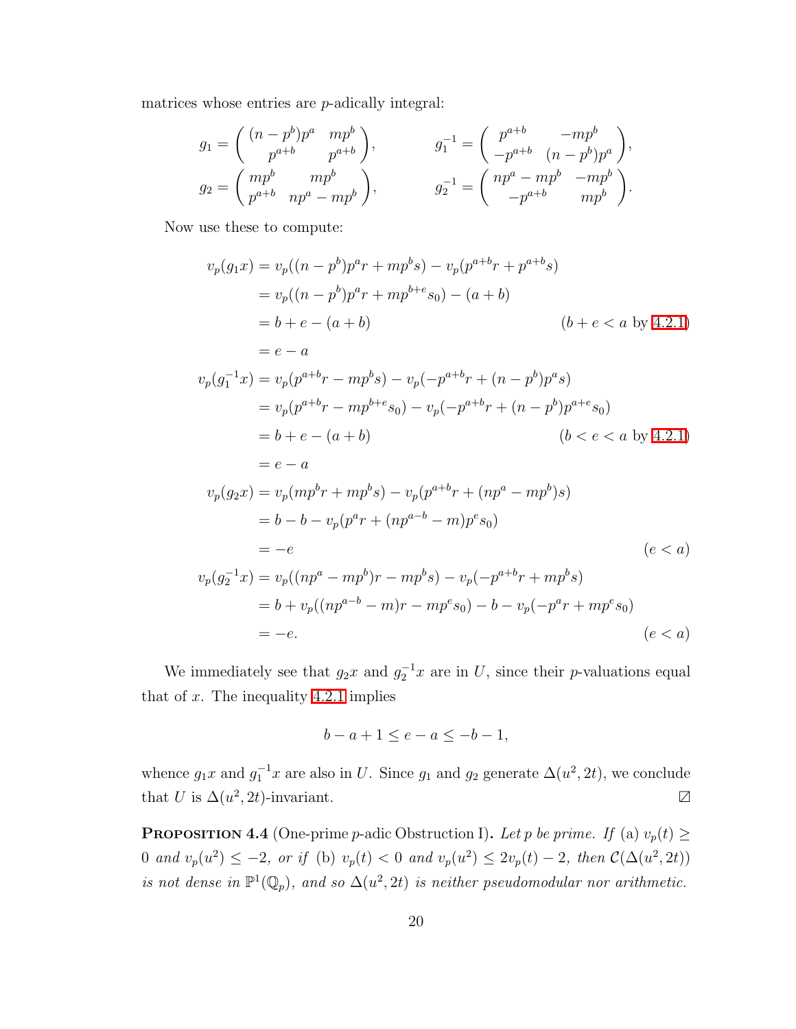matrices whose entries are $p$-adically integral:

$$
g_1 = \begin{pmatrix} (n-p^b)p^a & mp^b \\ p^{a+b} & p^{a+b} \end{pmatrix}, \qquad g_1^{-1} = \begin{pmatrix} p^{a+b} & -mp^b \\ -p^{a+b} & (n-p^b)p^a \end{pmatrix},
$$

$$
g_2 = \begin{pmatrix} mp^b & mp^b \\ p^{a+b} & np^a - mp^b \end{pmatrix}, \qquad g_2^{-1} = \begin{pmatrix} np^a - mp^b & -mp^b \\ -p^{a+b} & mp^b \end{pmatrix}.
$$

Now use these to compute:

$$
\begin{aligned}
v_p(g_1 x) &= v_p((n-p^b)p^a r + mp^b s) - v_p(p^{a+b} r + p^{a+b} s) \\
&= v_p((n-p^b)p^a r + mp^{b+e} s_0) - (a+b) \\
&= b + e - (a+b) && (b+e < a \text{ by } 4.2.1) \\
&= e - a \\
v_p(g_1^{-1} x) &= v_p(p^{a+b} r - mp^b s) - v_p(-p^{a+b} r + (n-p^b)p^a s) \\
&= v_p(p^{a+b} r - mp^{b+e} s_0) - v_p(-p^{a+b} r + (n-p^b)p^{a+e} s_0) \\
&= b + e - (a+b) && (b < e < a \text{ by } 4.2.1) \\
&= e - a \\
v_p(g_2 x) &= v_p(mp^b r + mp^b s) - v_p(p^{a+b} r + (np^a - mp^b)s) \\
&= b - b - v_p(p^a r + (np^{a-b} - m)p^e s_0) \\
&= -e && (e < a) \\
v_p(g_2^{-1} x) &= v_p((np^a - mp^b)r - mp^b s) - v_p(-p^{a+b} r + mp^b s) \\
&= b + v_p((np^{a-b} - m)r - mp^e s_0) - b - v_p(-p^a r + mp^e s_0) \\
&= -e. && (e < a)
\end{aligned}
$$

We immediately see that $g_2 x$ and $g_2^{-1} x$ are in $U$, since their $p$-valuations equal that of $x$. The inequality 4.2.1 implies

$$
b - a + 1 \leq e - a \leq -b - 1,
$$

whence $g_1 x$ and $g_1^{-1} x$ are also in $U$. Since $g_1$ and $g_2$ generate $\Delta(u^2, 2t)$, we conclude that $U$ is $\Delta(u^2, 2t)$-invariant. ◻

**Proposition 4.4** (One-prime $p$-adic Obstruction I)**.** *Let $p$ be prime. If* (a) *$v_p(t) \geq 0$ and $v_p(u^2) \leq -2$, or if* (b) *$v_p(t) < 0$ and $v_p(u^2) \leq 2v_p(t) - 2$, then $\mathcal{C}(\Delta(u^2, 2t))$ is not dense in $\mathbb{P}^1(\mathbb{Q}_p)$, and so $\Delta(u^2, 2t)$ is neither pseudomodular nor arithmetic.*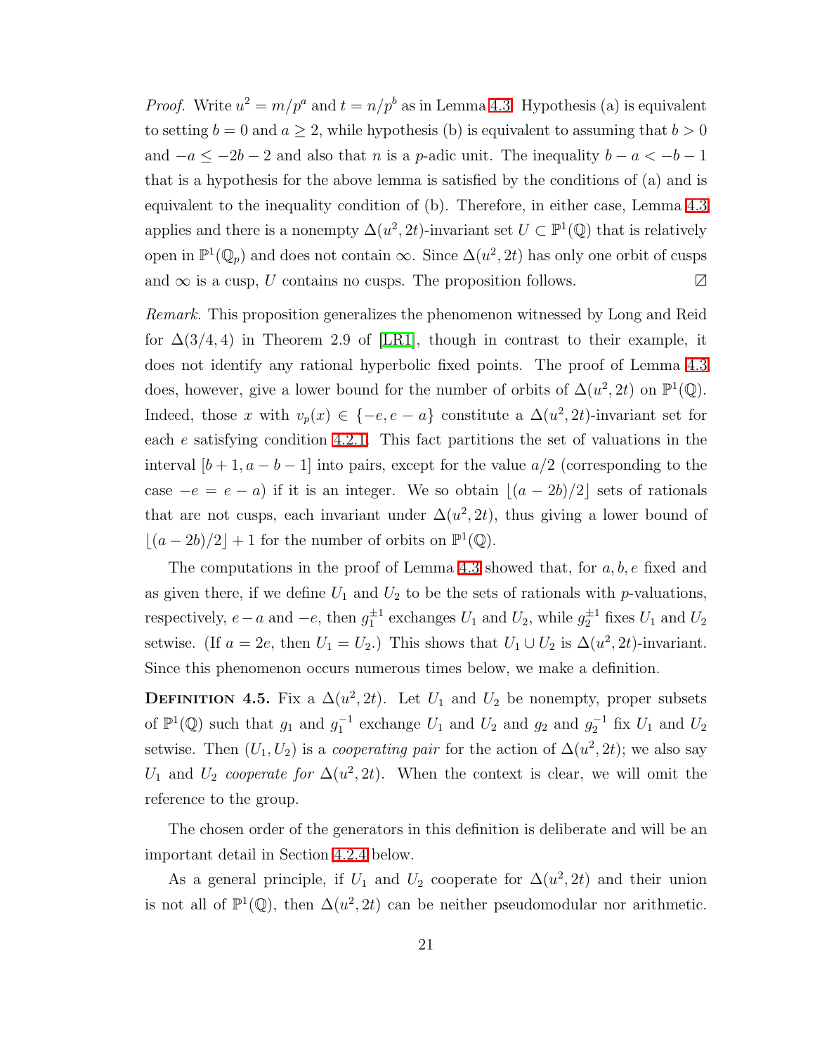*Proof.* Write $u^2 = m/p^a$ and $t = n/p^b$ as in Lemma 4.3. Hypothesis (a) is equivalent to setting $b = 0$ and $a \geq 2$, while hypothesis (b) is equivalent to assuming that $b > 0$ and $-a \leq -2b - 2$ and also that $n$ is a $p$-adic unit. The inequality $b - a < -b - 1$ that is a hypothesis for the above lemma is satisfied by the conditions of (a) and is equivalent to the inequality condition of (b). Therefore, in either case, Lemma 4.3 applies and there is a nonempty $\Delta(u^2, 2t)$-invariant set $U \subset \mathbb{P}^1(\mathbb{Q})$ that is relatively open in $\mathbb{P}^1(\mathbb{Q}_p)$ and does not contain $\infty$. Since $\Delta(u^2, 2t)$ has only one orbit of cusps and $\infty$ is a cusp, $U$ contains no cusps. The proposition follows. ◻

*Remark.* This proposition generalizes the phenomenon witnessed by Long and Reid for $\Delta(3/4, 4)$ in Theorem 2.9 of [LR1], though in contrast to their example, it does not identify any rational hyperbolic fixed points. The proof of Lemma 4.3 does, however, give a lower bound for the number of orbits of $\Delta(u^2, 2t)$ on $\mathbb{P}^1(\mathbb{Q})$. Indeed, those $x$ with $v_p(x) \in \{-e, e - a\}$ constitute a $\Delta(u^2, 2t)$-invariant set for each $e$ satisfying condition 4.2.1. This fact partitions the set of valuations in the interval $[b + 1, a - b - 1]$ into pairs, except for the value $a/2$ (corresponding to the case $-e = e - a$) if it is an integer. We so obtain $\lfloor (a - 2b)/2 \rfloor$ sets of rationals that are not cusps, each invariant under $\Delta(u^2, 2t)$, thus giving a lower bound of $\lfloor (a - 2b)/2 \rfloor + 1$ for the number of orbits on $\mathbb{P}^1(\mathbb{Q})$.

The computations in the proof of Lemma 4.3 showed that, for $a, b, e$ fixed and as given there, if we define $U_1$ and $U_2$ to be the sets of rationals with $p$-valuations, respectively, $e - a$ and $-e$, then $g_1^{\pm 1}$ exchanges $U_1$ and $U_2$, while $g_2^{\pm 1}$ fixes $U_1$ and $U_2$ setwise. (If $a = 2e$, then $U_1 = U_2$.) This shows that $U_1 \cup U_2$ is $\Delta(u^2, 2t)$-invariant. Since this phenomenon occurs numerous times below, we make a definition.

**Definition 4.5.** Fix a $\Delta(u^2, 2t)$. Let $U_1$ and $U_2$ be nonempty, proper subsets of $\mathbb{P}^1(\mathbb{Q})$ such that $g_1$ and $g_1^{-1}$ exchange $U_1$ and $U_2$ and $g_2$ and $g_2^{-1}$ fix $U_1$ and $U_2$ setwise. Then $(U_1, U_2)$ is a *cooperating pair* for the action of $\Delta(u^2, 2t)$; we also say $U_1$ and $U_2$ *cooperate for* $\Delta(u^2, 2t)$. When the context is clear, we will omit the reference to the group.

The chosen order of the generators in this definition is deliberate and will be an important detail in Section 4.2.4 below.

As a general principle, if $U_1$ and $U_2$ cooperate for $\Delta(u^2, 2t)$ and their union is not all of $\mathbb{P}^1(\mathbb{Q})$, then $\Delta(u^2, 2t)$ can be neither pseudomodular nor arithmetic.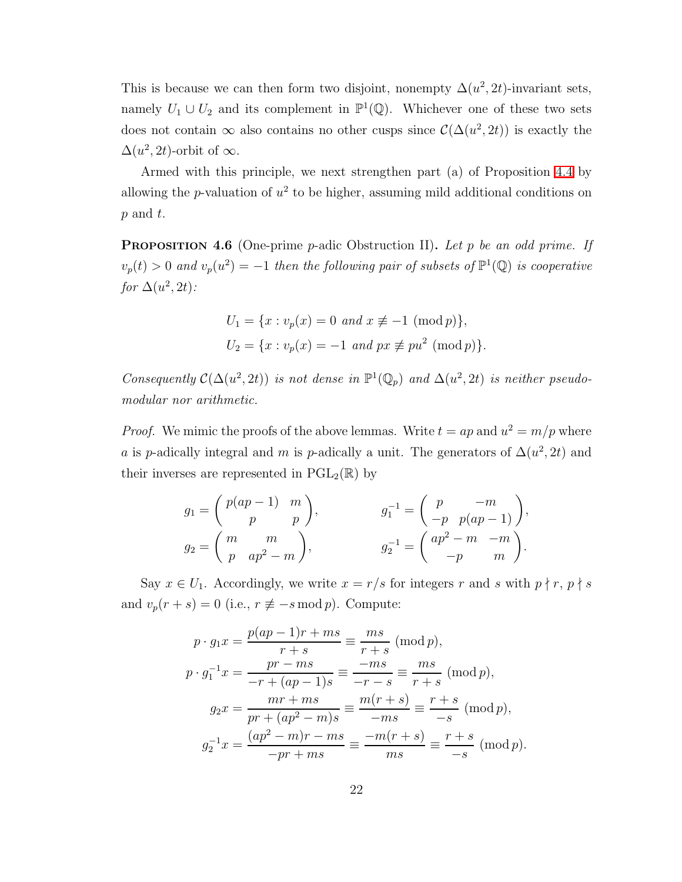This is because we can then form two disjoint, nonempty $\Delta(u^2, 2t)$-invariant sets, namely $U_1 \cup U_2$ and its complement in $\mathbb{P}^1(\mathbb{Q})$. Whichever one of these two sets does not contain $\infty$ also contains no other cusps since $\mathcal{C}(\Delta(u^2, 2t))$ is exactly the $\Delta(u^2, 2t)$-orbit of $\infty$.

Armed with this principle, we next strengthen part (a) of Proposition 4.4 by allowing the $p$-valuation of $u^2$ to be higher, assuming mild additional conditions on $p$ and $t$.

**Proposition 4.6** (One-prime $p$-adic Obstruction II)**.** *Let $p$ be an odd prime. If $v_p(t) > 0$ and $v_p(u^2) = -1$ then the following pair of subsets of $\mathbb{P}^1(\mathbb{Q})$ is cooperative for $\Delta(u^2, 2t)$:*

$$U_1 = \{x : v_p(x) = 0 \text{ and } x \not\equiv -1 \pmod{p}\},$$
$$U_2 = \{x : v_p(x) = -1 \text{ and } px \not\equiv pu^2 \pmod{p}\}.$$

*Consequently $\mathcal{C}(\Delta(u^2, 2t))$ is not dense in $\mathbb{P}^1(\mathbb{Q}_p)$ and $\Delta(u^2, 2t)$ is neither pseudo-modular nor arithmetic.*

*Proof.* We mimic the proofs of the above lemmas. Write $t = ap$ and $u^2 = m/p$ where $a$ is $p$-adically integral and $m$ is $p$-adically a unit. The generators of $\Delta(u^2, 2t)$ and their inverses are represented in $\mathrm{PGL}_2(\mathbb{R})$ by

$$g_1 = \begin{pmatrix} p(ap-1) & m \\ p & p \end{pmatrix}, \qquad g_1^{-1} = \begin{pmatrix} p & -m \\ -p & p(ap-1) \end{pmatrix},$$
$$g_2 = \begin{pmatrix} m & m \\ p & ap^2 - m \end{pmatrix}, \qquad g_2^{-1} = \begin{pmatrix} ap^2 - m & -m \\ -p & m \end{pmatrix}.$$

Say $x \in U_1$. Accordingly, we write $x = r/s$ for integers $r$ and $s$ with $p \nmid r$, $p \nmid s$ and $v_p(r + s) = 0$ (i.e., $r \not\equiv -s \bmod p$). Compute:

$$p \cdot g_1 x = \frac{p(ap-1)r + ms}{r+s} \equiv \frac{ms}{r+s} \pmod{p},$$
$$p \cdot g_1^{-1} x = \frac{pr - ms}{-r + (ap-1)s} \equiv \frac{-ms}{-r-s} \equiv \frac{ms}{r+s} \pmod{p},$$
$$g_2 x = \frac{mr + ms}{pr + (ap^2 - m)s} \equiv \frac{m(r+s)}{-ms} \equiv \frac{r+s}{-s} \pmod{p},$$
$$g_2^{-1} x = \frac{(ap^2 - m)r - ms}{-pr + ms} \equiv \frac{-m(r+s)}{ms} \equiv \frac{r+s}{-s} \pmod{p}.$$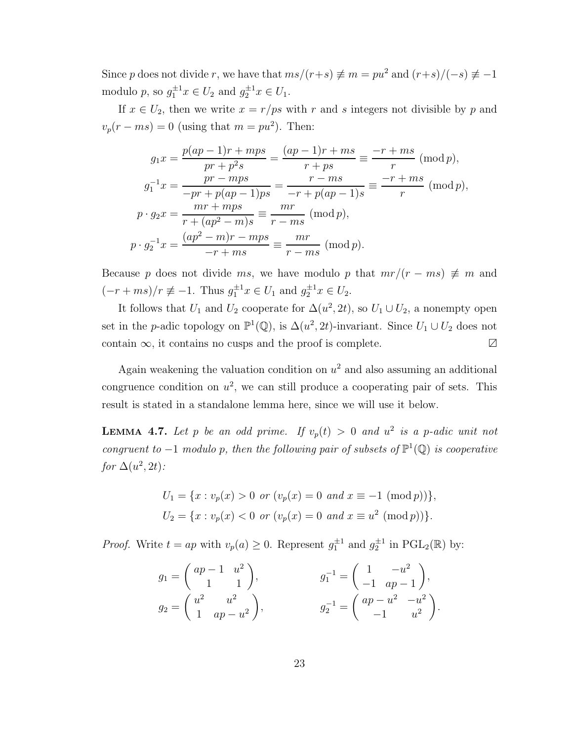Since $p$ does not divide $r$, we have that $ms/(r+s) \not\equiv m = pu^2$ and $(r+s)/(-s) \not\equiv -1$ modulo $p$, so $g_1^{\pm 1}x \in U_2$ and $g_2^{\pm 1}x \in U_1$.

If $x \in U_2$, then we write $x = r/ps$ with $r$ and $s$ integers not divisible by $p$ and $v_p(r - ms) = 0$ (using that $m = pu^2$). Then:

$$
\begin{aligned}
g_1 x &= \frac{p(ap-1)r + mps}{pr + p^2 s} = \frac{(ap-1)r + ms}{r + ps} \equiv \frac{-r + ms}{r} \pmod{p}, \\
g_1^{-1} x &= \frac{pr - mps}{-pr + p(ap-1)ps} = \frac{r - ms}{-r + p(ap-1)s} \equiv \frac{-r + ms}{r} \pmod{p}, \\
p \cdot g_2 x &= \frac{mr + mps}{r + (ap^2 - m)s} \equiv \frac{mr}{r - ms} \pmod{p}, \\
p \cdot g_2^{-1} x &= \frac{(ap^2 - m)r - mps}{-r + ms} \equiv \frac{mr}{r - ms} \pmod{p}.
\end{aligned}
$$

Because $p$ does not divide $ms$, we have modulo $p$ that $mr/(r - ms) \not\equiv m$ and $(-r + ms)/r \not\equiv -1$. Thus $g_1^{\pm 1}x \in U_1$ and $g_2^{\pm 1}x \in U_2$.

It follows that $U_1$ and $U_2$ cooperate for $\Delta(u^2, 2t)$, so $U_1 \cup U_2$, a nonempty open set in the $p$-adic topology on $\mathbb{P}^1(\mathbb{Q})$, is $\Delta(u^2, 2t)$-invariant. Since $U_1 \cup U_2$ does not contain $\infty$, it contains no cusps and the proof is complete. ◻

Again weakening the valuation condition on $u^2$ and also assuming an additional congruence condition on $u^2$, we can still produce a cooperating pair of sets. This result is stated in a standalone lemma here, since we will use it below.

**Lemma 4.7.** *Let $p$ be an odd prime. If $v_p(t) > 0$ and $u^2$ is a $p$-adic unit not congruent to $-1$ modulo $p$, then the following pair of subsets of $\mathbb{P}^1(\mathbb{Q})$ is cooperative for $\Delta(u^2, 2t)$:*

$$
\begin{aligned}
U_1 &= \{x : v_p(x) > 0 \text{ or } (v_p(x) = 0 \text{ and } x \equiv -1 \pmod{p})\}, \\
U_2 &= \{x : v_p(x) < 0 \text{ or } (v_p(x) = 0 \text{ and } x \equiv u^2 \pmod{p})\}.
\end{aligned}
$$

*Proof.* Write $t = ap$ with $v_p(a) \geq 0$. Represent $g_1^{\pm 1}$ and $g_2^{\pm 1}$ in $\mathrm{PGL}_2(\mathbb{R})$ by:

$$
g_1 = \begin{pmatrix} ap-1 & u^2 \\ 1 & 1 \end{pmatrix}, \qquad g_1^{-1} = \begin{pmatrix} 1 & -u^2 \\ -1 & ap-1 \end{pmatrix},
$$

$$
g_2 = \begin{pmatrix} u^2 & u^2 \\ 1 & ap - u^2 \end{pmatrix}, \qquad g_2^{-1} = \begin{pmatrix} ap - u^2 & -u^2 \\ -1 & u^2 \end{pmatrix}.
$$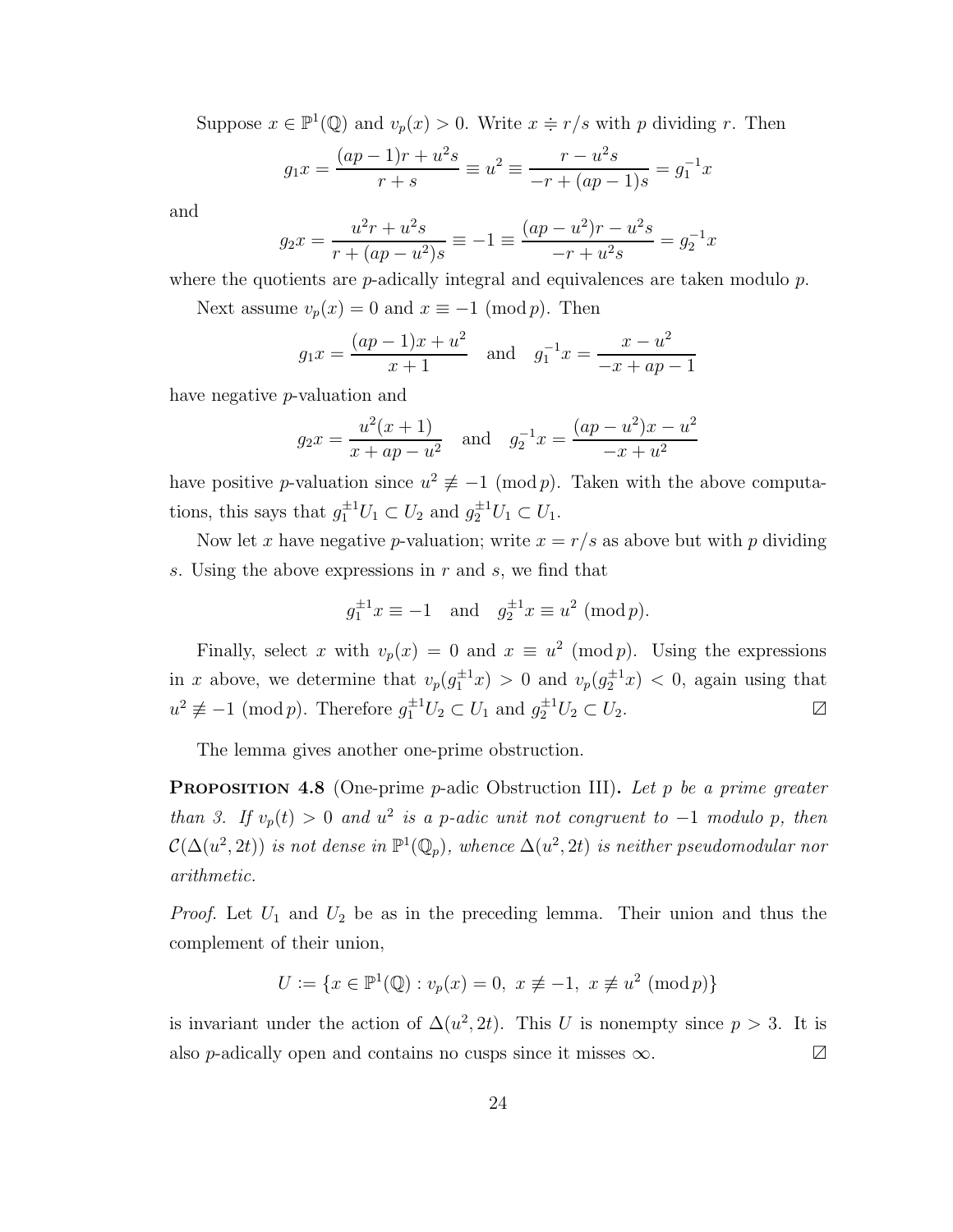Suppose $x \in \mathbb{P}^1(\mathbb{Q})$ and $v_p(x) > 0$. Write $x \doteqdot r/s$ with $p$ dividing $r$. Then

$$g_1 x = \frac{(ap-1)r + u^2 s}{r + s} \equiv u^2 \equiv \frac{r - u^2 s}{-r + (ap-1)s} = g_1^{-1} x$$

and

$$g_2 x = \frac{u^2 r + u^2 s}{r + (ap - u^2)s} \equiv -1 \equiv \frac{(ap - u^2)r - u^2 s}{-r + u^2 s} = g_2^{-1} x$$

where the quotients are $p$-adically integral and equivalences are taken modulo $p$.

Next assume $v_p(x) = 0$ and $x \equiv -1 \pmod{p}$. Then

$$g_1 x = \frac{(ap-1)x + u^2}{x+1} \quad \text{and} \quad g_1^{-1} x = \frac{x - u^2}{-x + ap - 1}$$

have negative $p$-valuation and

$$g_2 x = \frac{u^2(x+1)}{x + ap - u^2} \quad \text{and} \quad g_2^{-1} x = \frac{(ap - u^2)x - u^2}{-x + u^2}$$

have positive $p$-valuation since $u^2 \not\equiv -1 \pmod{p}$. Taken with the above computations, this says that $g_1^{\pm 1} U_1 \subset U_2$ and $g_2^{\pm 1} U_1 \subset U_1$.

Now let $x$ have negative $p$-valuation; write $x = r/s$ as above but with $p$ dividing $s$. Using the above expressions in $r$ and $s$, we find that

$$g_1^{\pm 1} x \equiv -1 \quad \text{and} \quad g_2^{\pm 1} x \equiv u^2 \pmod{p}.$$

Finally, select $x$ with $v_p(x) = 0$ and $x \equiv u^2 \pmod{p}$. Using the expressions in $x$ above, we determine that $v_p(g_1^{\pm 1} x) > 0$ and $v_p(g_2^{\pm 1} x) < 0$, again using that $u^2 \not\equiv -1 \pmod{p}$. Therefore $g_1^{\pm 1} U_2 \subset U_1$ and $g_2^{\pm 1} U_2 \subset U_2$. ◻

The lemma gives another one-prime obstruction.

**Proposition 4.8** (One-prime $p$-adic Obstruction III). *Let $p$ be a prime greater than 3. If $v_p(t) > 0$ and $u^2$ is a $p$-adic unit not congruent to $-1$ modulo $p$, then $\mathcal{C}(\Delta(u^2, 2t))$ is not dense in $\mathbb{P}^1(\mathbb{Q}_p)$, whence $\Delta(u^2, 2t)$ is neither pseudomodular nor arithmetic.*

*Proof.* Let $U_1$ and $U_2$ be as in the preceding lemma. Their union and thus the complement of their union,

$$U := \{x \in \mathbb{P}^1(\mathbb{Q}) : v_p(x) = 0,\ x \not\equiv -1,\ x \not\equiv u^2 \pmod{p}\}$$

is invariant under the action of $\Delta(u^2, 2t)$. This $U$ is nonempty since $p > 3$. It is also $p$-adically open and contains no cusps since it misses $\infty$. ◻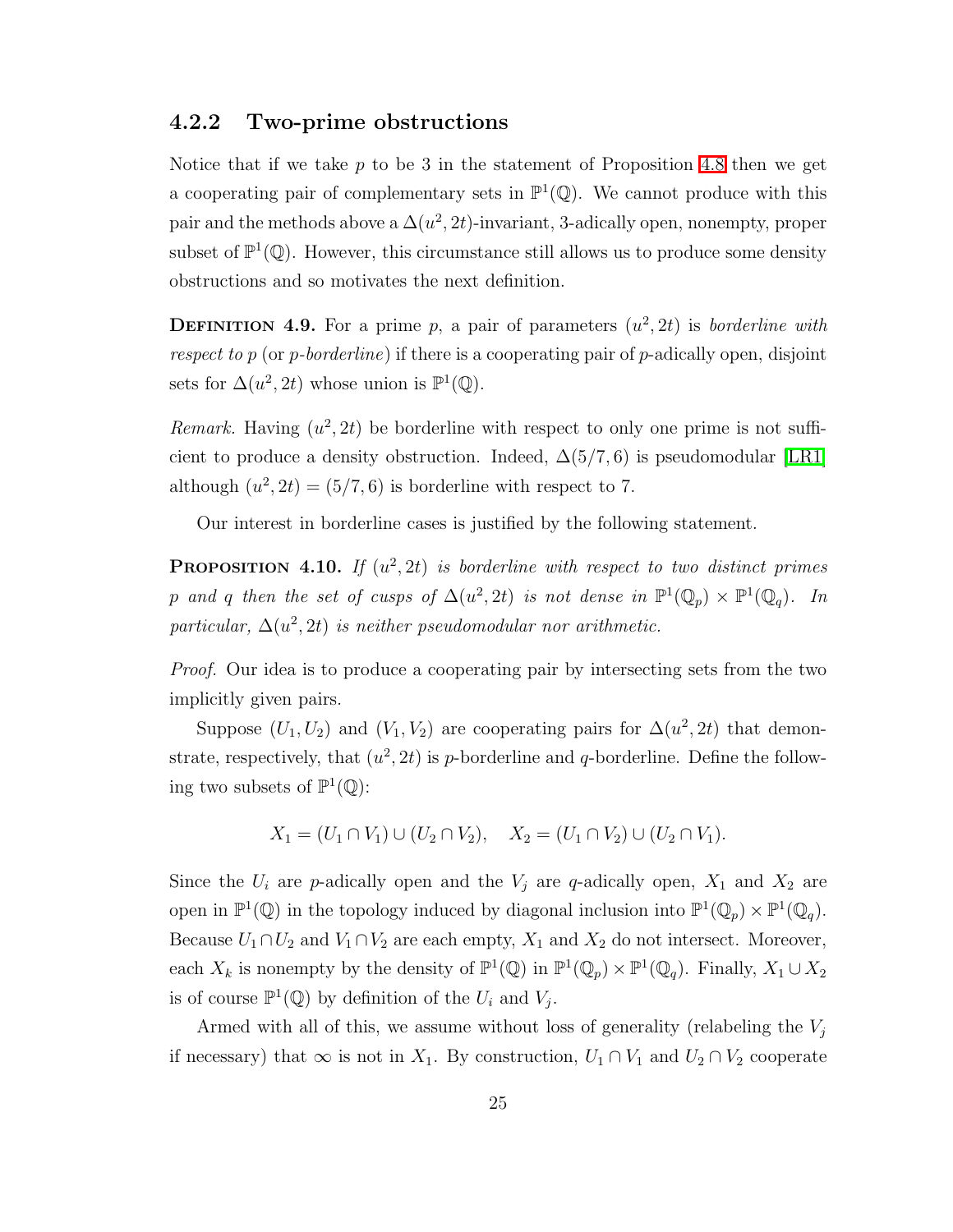### 4.2.2 Two-prime obstructions

Notice that if we take $p$ to be 3 in the statement of Proposition 4.8 then we get a cooperating pair of complementary sets in $\mathbb{P}^1(\mathbb{Q})$. We cannot produce with this pair and the methods above a $\Delta(u^2, 2t)$-invariant, 3-adically open, nonempty, proper subset of $\mathbb{P}^1(\mathbb{Q})$. However, this circumstance still allows us to produce some density obstructions and so motivates the next definition.

**Definition 4.9.** For a prime $p$, a pair of parameters $(u^2, 2t)$ is *borderline with respect to $p$* (or *$p$-borderline*) if there is a cooperating pair of $p$-adically open, disjoint sets for $\Delta(u^2, 2t)$ whose union is $\mathbb{P}^1(\mathbb{Q})$.

*Remark.* Having $(u^2, 2t)$ be borderline with respect to only one prime is not sufficient to produce a density obstruction. Indeed, $\Delta(5/7, 6)$ is pseudomodular [LR1] although $(u^2, 2t) = (5/7, 6)$ is borderline with respect to 7.

Our interest in borderline cases is justified by the following statement.

**Proposition 4.10.** *If $(u^2, 2t)$ is borderline with respect to two distinct primes $p$ and $q$ then the set of cusps of $\Delta(u^2, 2t)$ is not dense in $\mathbb{P}^1(\mathbb{Q}_p) \times \mathbb{P}^1(\mathbb{Q}_q)$. In particular, $\Delta(u^2, 2t)$ is neither pseudomodular nor arithmetic.*

*Proof.* Our idea is to produce a cooperating pair by intersecting sets from the two implicitly given pairs.

Suppose $(U_1, U_2)$ and $(V_1, V_2)$ are cooperating pairs for $\Delta(u^2, 2t)$ that demonstrate, respectively, that $(u^2, 2t)$ is $p$-borderline and $q$-borderline. Define the following two subsets of $\mathbb{P}^1(\mathbb{Q})$:

$$X_1 = (U_1 \cap V_1) \cup (U_2 \cap V_2), \quad X_2 = (U_1 \cap V_2) \cup (U_2 \cap V_1).$$

Since the $U_i$ are $p$-adically open and the $V_j$ are $q$-adically open, $X_1$ and $X_2$ are open in $\mathbb{P}^1(\mathbb{Q})$ in the topology induced by diagonal inclusion into $\mathbb{P}^1(\mathbb{Q}_p) \times \mathbb{P}^1(\mathbb{Q}_q)$. Because $U_1 \cap U_2$ and $V_1 \cap V_2$ are each empty, $X_1$ and $X_2$ do not intersect. Moreover, each $X_k$ is nonempty by the density of $\mathbb{P}^1(\mathbb{Q})$ in $\mathbb{P}^1(\mathbb{Q}_p) \times \mathbb{P}^1(\mathbb{Q}_q)$. Finally, $X_1 \cup X_2$ is of course $\mathbb{P}^1(\mathbb{Q})$ by definition of the $U_i$ and $V_j$.

Armed with all of this, we assume without loss of generality (relabeling the $V_j$ if necessary) that $\infty$ is not in $X_1$. By construction, $U_1 \cap V_1$ and $U_2 \cap V_2$ cooperate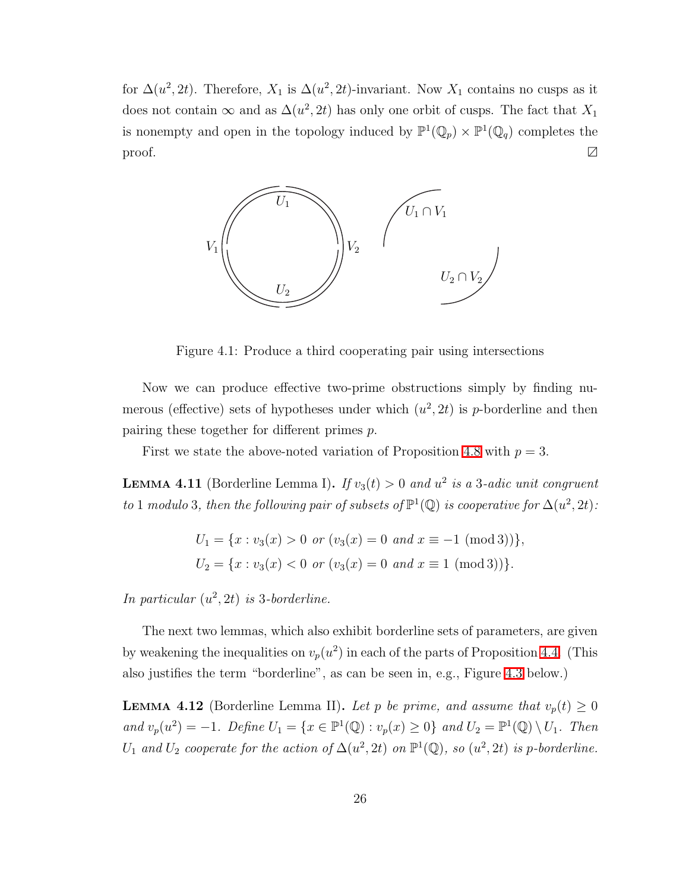for $\Delta(u^2, 2t)$. Therefore, $X_1$ is $\Delta(u^2, 2t)$-invariant. Now $X_1$ contains no cusps as it does not contain $\infty$ and as $\Delta(u^2, 2t)$ has only one orbit of cusps. The fact that $X_1$ is nonempty and open in the topology induced by $\mathbb{P}^1(\mathbb{Q}_p) \times \mathbb{P}^1(\mathbb{Q}_q)$ completes the proof. ◻

Figure 4.1: Produce a third cooperating pair using intersections

Now we can produce effective two-prime obstructions simply by finding numerous (effective) sets of hypotheses under which $(u^2, 2t)$ is $p$-borderline and then pairing these together for different primes $p$.

First we state the above-noted variation of Proposition 4.8 with $p = 3$.

**Lemma 4.11** (Borderline Lemma I)**.** *If $v_3(t) > 0$ and $u^2$ is a 3-adic unit congruent to 1 modulo 3, then the following pair of subsets of $\mathbb{P}^1(\mathbb{Q})$ is cooperative for $\Delta(u^2, 2t)$:*

$$U_1 = \{x : v_3(x) > 0 \text{ or } (v_3(x) = 0 \text{ and } x \equiv -1 \pmod 3)\},$$
$$U_2 = \{x : v_3(x) < 0 \text{ or } (v_3(x) = 0 \text{ and } x \equiv 1 \pmod 3)\}.$$

*In particular $(u^2, 2t)$ is 3-borderline.*

The next two lemmas, which also exhibit borderline sets of parameters, are given by weakening the inequalities on $v_p(u^2)$ in each of the parts of Proposition 4.4. (This also justifies the term "borderline", as can be seen in, e.g., Figure 4.3 below.)

**Lemma 4.12** (Borderline Lemma II)**.** *Let $p$ be prime, and assume that $v_p(t) \geq 0$ and $v_p(u^2) = -1$. Define $U_1 = \{x \in \mathbb{P}^1(\mathbb{Q}) : v_p(x) \geq 0\}$ and $U_2 = \mathbb{P}^1(\mathbb{Q}) \setminus U_1$. Then $U_1$ and $U_2$ cooperate for the action of $\Delta(u^2, 2t)$ on $\mathbb{P}^1(\mathbb{Q})$, so $(u^2, 2t)$ is $p$-borderline.*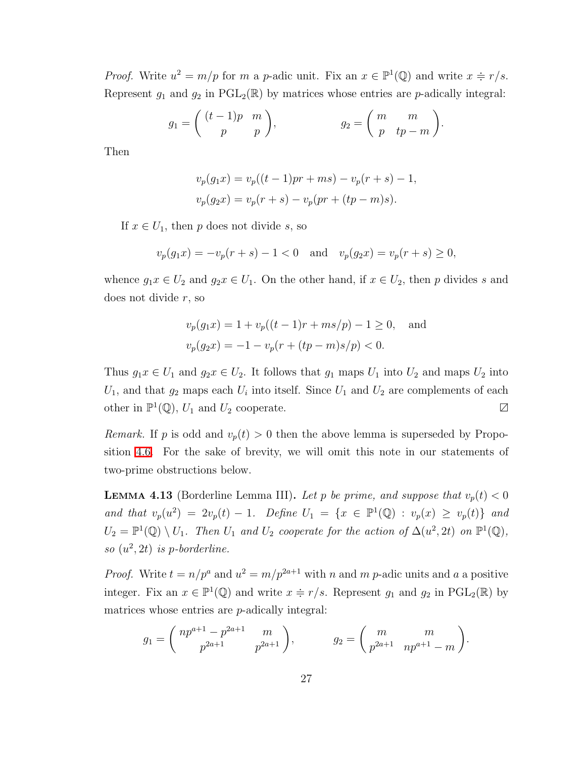*Proof.* Write $u^2 = m/p$ for $m$ a $p$-adic unit. Fix an $x \in \mathbb{P}^1(\mathbb{Q})$ and write $x \doteqdot r/s$. Represent $g_1$ and $g_2$ in $\mathrm{PGL}_2(\mathbb{R})$ by matrices whose entries are $p$-adically integral:

$$g_1 = \begin{pmatrix} (t-1)p & m \\ p & p \end{pmatrix}, \qquad\qquad g_2 = \begin{pmatrix} m & m \\ p & tp - m \end{pmatrix}.$$

Then

$$\begin{aligned} v_p(g_1 x) &= v_p((t-1)pr + ms) - v_p(r+s) - 1, \\ v_p(g_2 x) &= v_p(r+s) - v_p(pr + (tp-m)s). \end{aligned}$$

If $x \in U_1$, then $p$ does not divide $s$, so

$$v_p(g_1 x) = -v_p(r+s) - 1 < 0 \quad \text{and} \quad v_p(g_2 x) = v_p(r+s) \geq 0,$$

whence $g_1 x \in U_2$ and $g_2 x \in U_1$. On the other hand, if $x \in U_2$, then $p$ divides $s$ and does not divide $r$, so

$$\begin{aligned} v_p(g_1 x) &= 1 + v_p((t-1)r + ms/p) - 1 \geq 0, \quad \text{and} \\ v_p(g_2 x) &= -1 - v_p(r + (tp-m)s/p) < 0. \end{aligned}$$

Thus $g_1 x \in U_1$ and $g_2 x \in U_2$. It follows that $g_1$ maps $U_1$ into $U_2$ and maps $U_2$ into $U_1$, and that $g_2$ maps each $U_i$ into itself. Since $U_1$ and $U_2$ are complements of each other in $\mathbb{P}^1(\mathbb{Q})$, $U_1$ and $U_2$ cooperate. $\square$

*Remark.* If $p$ is odd and $v_p(t) > 0$ then the above lemma is superseded by Proposition 4.6. For the sake of brevity, we will omit this note in our statements of two-prime obstructions below.

**Lemma 4.13** (Borderline Lemma III). *Let $p$ be prime, and suppose that $v_p(t) < 0$ and that $v_p(u^2) = 2v_p(t) - 1$. Define $U_1 = \{x \in \mathbb{P}^1(\mathbb{Q}) : v_p(x) \geq v_p(t)\}$ and $U_2 = \mathbb{P}^1(\mathbb{Q}) \setminus U_1$. Then $U_1$ and $U_2$ cooperate for the action of $\Delta(u^2, 2t)$ on $\mathbb{P}^1(\mathbb{Q})$, so $(u^2, 2t)$ is $p$-borderline.*

*Proof.* Write $t = n/p^a$ and $u^2 = m/p^{2a+1}$ with $n$ and $m$ $p$-adic units and $a$ a positive integer. Fix an $x \in \mathbb{P}^1(\mathbb{Q})$ and write $x \doteqdot r/s$. Represent $g_1$ and $g_2$ in $\mathrm{PGL}_2(\mathbb{R})$ by matrices whose entries are $p$-adically integral:

$$g_1 = \begin{pmatrix} np^{a+1} - p^{2a+1} & m \\ p^{2a+1} & p^{2a+1} \end{pmatrix}, \qquad g_2 = \begin{pmatrix} m & m \\ p^{2a+1} & np^{a+1} - m \end{pmatrix}.$$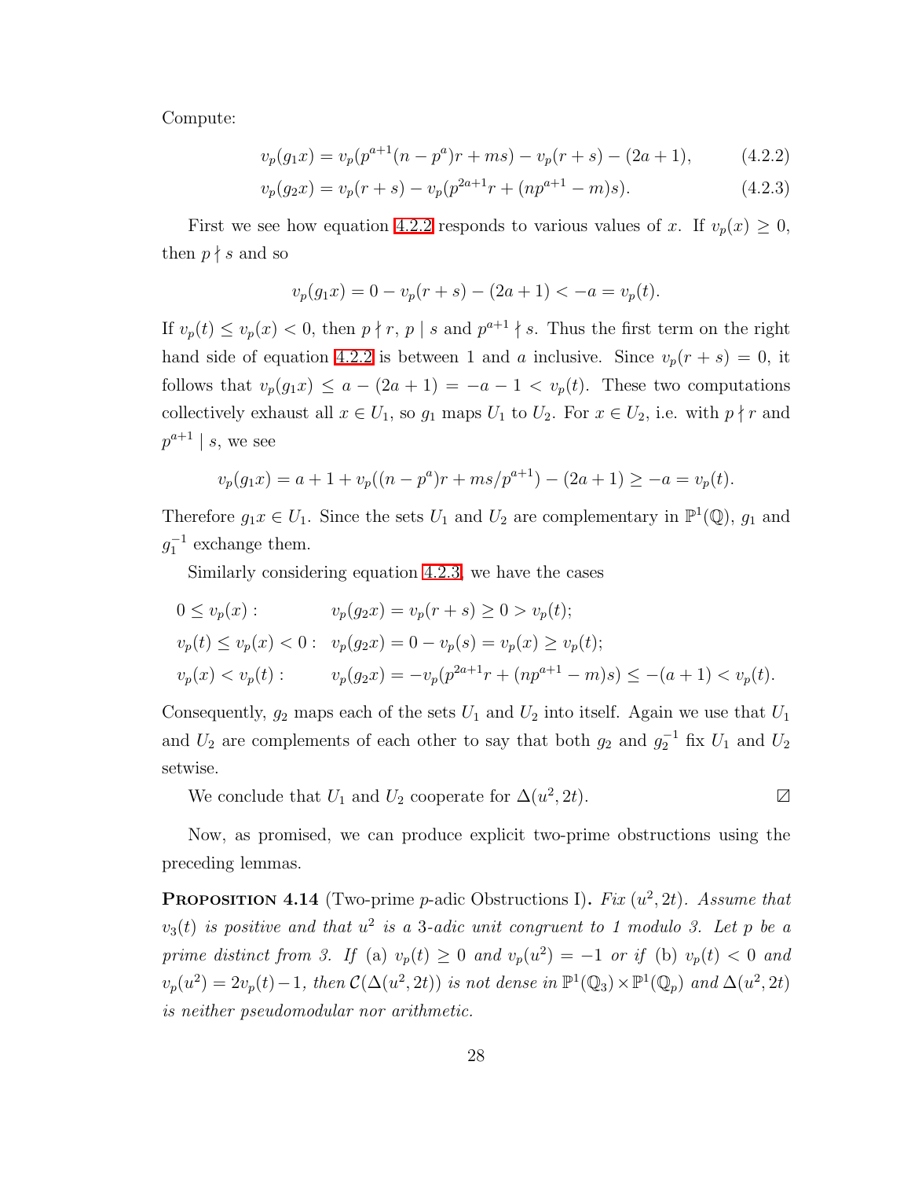Compute:

$$v_p(g_1 x) = v_p(p^{a+1}(n - p^a)r + ms) - v_p(r + s) - (2a + 1), \tag{4.2.2}$$

$$v_p(g_2 x) = v_p(r + s) - v_p(p^{2a+1}r + (np^{a+1} - m)s). \tag{4.2.3}$$

First we see how equation 4.2.2 responds to various values of $x$. If $v_p(x) \geq 0$, then $p \nmid s$ and so

$$v_p(g_1 x) = 0 - v_p(r + s) - (2a + 1) < -a = v_p(t).$$

If $v_p(t) \leq v_p(x) < 0$, then $p \nmid r$, $p \mid s$ and $p^{a+1} \nmid s$. Thus the first term on the right hand side of equation 4.2.2 is between 1 and $a$ inclusive. Since $v_p(r + s) = 0$, it follows that $v_p(g_1 x) \leq a - (2a + 1) = -a - 1 < v_p(t)$. These two computations collectively exhaust all $x \in U_1$, so $g_1$ maps $U_1$ to $U_2$. For $x \in U_2$, i.e. with $p \nmid r$ and $p^{a+1} \mid s$, we see

$$v_p(g_1 x) = a + 1 + v_p((n - p^a)r + ms/p^{a+1}) - (2a + 1) \geq -a = v_p(t).$$

Therefore $g_1 x \in U_1$. Since the sets $U_1$ and $U_2$ are complementary in $\mathbb{P}^1(\mathbb{Q})$, $g_1$ and $g_1^{-1}$ exchange them.

Similarly considering equation 4.2.3, we have the cases

$$\begin{aligned}
0 \leq v_p(x): &\quad v_p(g_2 x) = v_p(r + s) \geq 0 > v_p(t);\\
v_p(t) \leq v_p(x) < 0: &\quad v_p(g_2 x) = 0 - v_p(s) = v_p(x) \geq v_p(t);\\
v_p(x) < v_p(t): &\quad v_p(g_2 x) = -v_p(p^{2a+1}r + (np^{a+1} - m)s) \leq -(a + 1) < v_p(t).
\end{aligned}$$

Consequently, $g_2$ maps each of the sets $U_1$ and $U_2$ into itself. Again we use that $U_1$ and $U_2$ are complements of each other to say that both $g_2$ and $g_2^{-1}$ fix $U_1$ and $U_2$ setwise.

We conclude that $U_1$ and $U_2$ cooperate for $\Delta(u^2, 2t)$. ∅

Now, as promised, we can produce explicit two-prime obstructions using the preceding lemmas.

**Proposition 4.14** (Two-prime $p$-adic Obstructions I). *Fix $(u^2, 2t)$. Assume that $v_3(t)$ is positive and that $u^2$ is a 3-adic unit congruent to 1 modulo 3. Let $p$ be a prime distinct from 3. If* (a) *$v_p(t) \geq 0$ and $v_p(u^2) = -1$ or if* (b) *$v_p(t) < 0$ and $v_p(u^2) = 2v_p(t) - 1$, then $\mathcal{C}(\Delta(u^2, 2t))$ is not dense in $\mathbb{P}^1(\mathbb{Q}_3) \times \mathbb{P}^1(\mathbb{Q}_p)$ and $\Delta(u^2, 2t)$ is neither pseudomodular nor arithmetic.*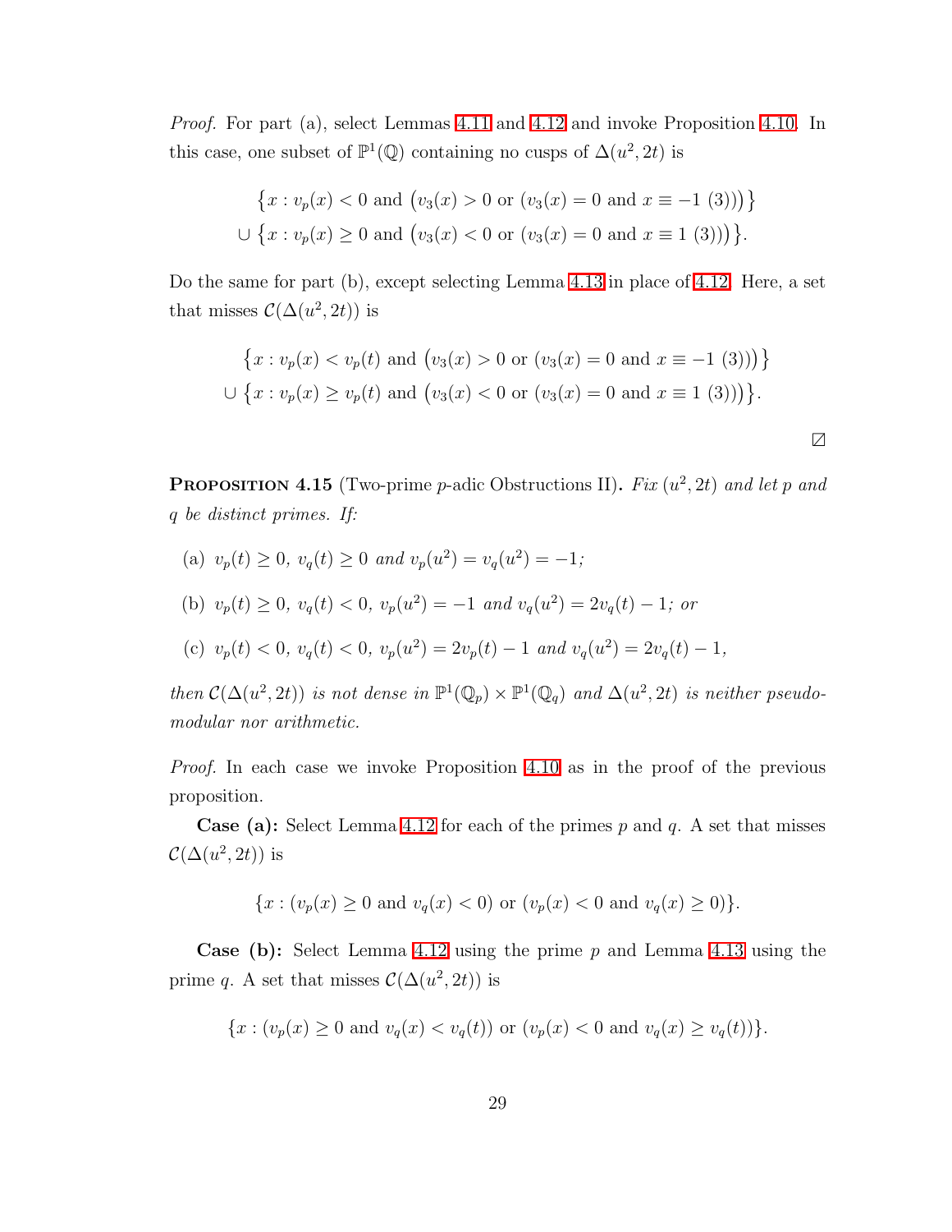*Proof.* For part (a), select Lemmas 4.11 and 4.12 and invoke Proposition 4.10. In this case, one subset of $\mathbb{P}^1(\mathbb{Q})$ containing no cusps of $\Delta(u^2, 2t)$ is

$$\big\{x : v_p(x) < 0 \text{ and } \big(v_3(x) > 0 \text{ or } (v_3(x) = 0 \text{ and } x \equiv -1\ (3))\big)\big\}$$
$$\cup\ \big\{x : v_p(x) \geq 0 \text{ and } \big(v_3(x) < 0 \text{ or } (v_3(x) = 0 \text{ and } x \equiv 1\ (3))\big)\big\}.$$

Do the same for part (b), except selecting Lemma 4.13 in place of 4.12. Here, a set that misses $\mathcal{C}(\Delta(u^2, 2t))$ is

$$\big\{x : v_p(x) < v_p(t) \text{ and } \big(v_3(x) > 0 \text{ or } (v_3(x) = 0 \text{ and } x \equiv -1\ (3))\big)\big\}$$
$$\cup\ \big\{x : v_p(x) \geq v_p(t) \text{ and } \big(v_3(x) < 0 \text{ or } (v_3(x) = 0 \text{ and } x \equiv 1\ (3))\big)\big\}.$$

$\boxslash$

**Proposition 4.15** (Two-prime $p$-adic Obstructions II)**.** *Fix $(u^2, 2t)$ and let $p$ and $q$ be distinct primes. If:*

(a) $v_p(t) \geq 0$, $v_q(t) \geq 0$ *and* $v_p(u^2) = v_q(u^2) = -1$;

(b) $v_p(t) \geq 0$, $v_q(t) < 0$, $v_p(u^2) = -1$ *and* $v_q(u^2) = 2v_q(t) - 1$; *or*

(c) $v_p(t) < 0$, $v_q(t) < 0$, $v_p(u^2) = 2v_p(t) - 1$ *and* $v_q(u^2) = 2v_q(t) - 1$,

*then $\mathcal{C}(\Delta(u^2, 2t))$ is not dense in $\mathbb{P}^1(\mathbb{Q}_p) \times \mathbb{P}^1(\mathbb{Q}_q)$ and $\Delta(u^2, 2t)$ is neither pseudo-modular nor arithmetic.*

*Proof.* In each case we invoke Proposition 4.10 as in the proof of the previous proposition.

**Case (a):** Select Lemma 4.12 for each of the primes $p$ and $q$. A set that misses $\mathcal{C}(\Delta(u^2, 2t))$ is

$$\{x : (v_p(x) \geq 0 \text{ and } v_q(x) < 0) \text{ or } (v_p(x) < 0 \text{ and } v_q(x) \geq 0)\}.$$

**Case (b):** Select Lemma 4.12 using the prime $p$ and Lemma 4.13 using the prime $q$. A set that misses $\mathcal{C}(\Delta(u^2, 2t))$ is

$$\{x : (v_p(x) \geq 0 \text{ and } v_q(x) < v_q(t)) \text{ or } (v_p(x) < 0 \text{ and } v_q(x) \geq v_q(t))\}.$$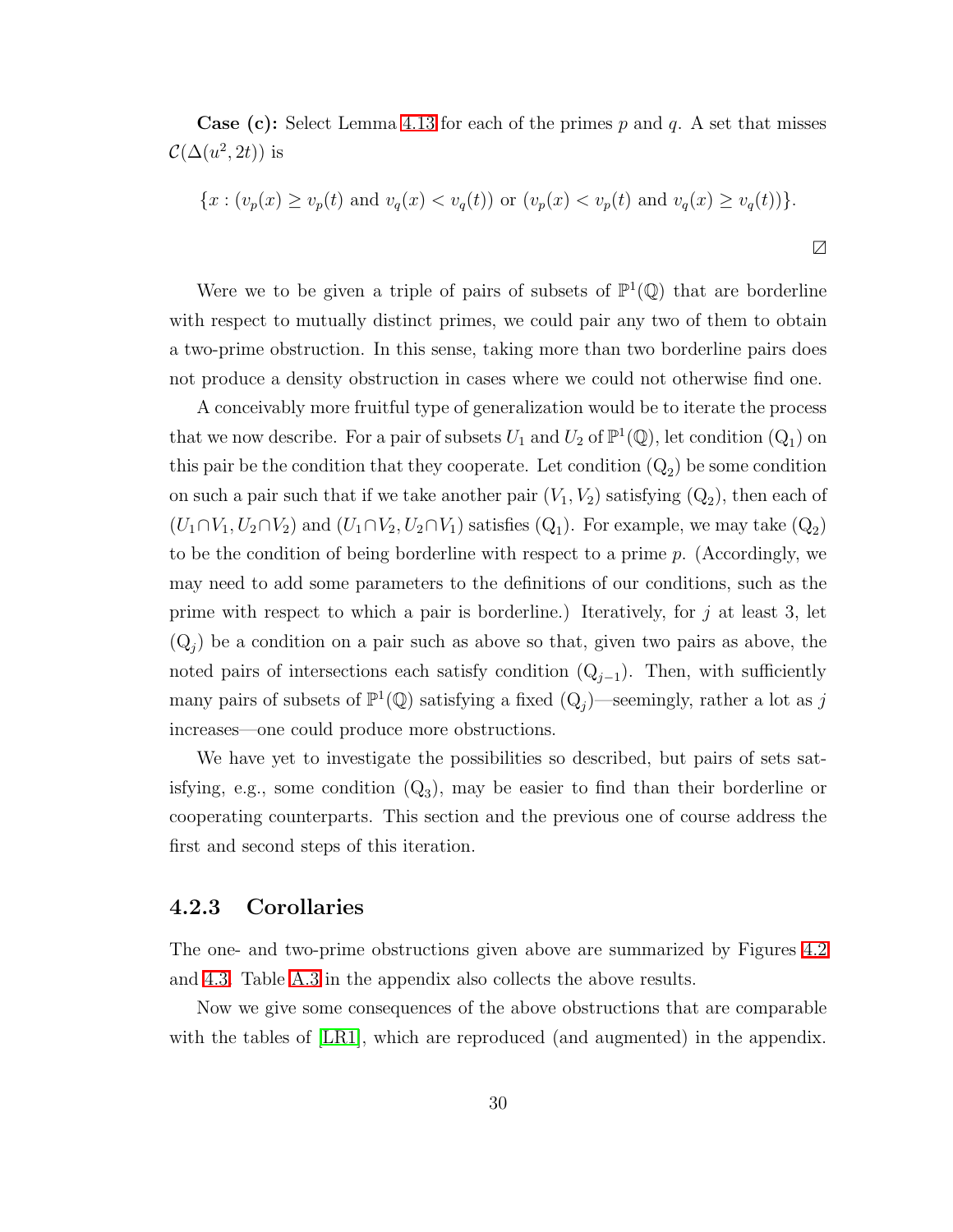**Case (c):** Select Lemma 4.13 for each of the primes $p$ and $q$. A set that misses $\mathcal{C}(\Delta(u^2, 2t))$ is

$$\{x : (v_p(x) \geq v_p(t) \text{ and } v_q(x) < v_q(t)) \text{ or } (v_p(x) < v_p(t) \text{ and } v_q(x) \geq v_q(t))\}.$$

$\boxslash$

Were we to be given a triple of pairs of subsets of $\mathbb{P}^1(\mathbb{Q})$ that are borderline with respect to mutually distinct primes, we could pair any two of them to obtain a two-prime obstruction. In this sense, taking more than two borderline pairs does not produce a density obstruction in cases where we could not otherwise find one.

A conceivably more fruitful type of generalization would be to iterate the process that we now describe. For a pair of subsets $U_1$ and $U_2$ of $\mathbb{P}^1(\mathbb{Q})$, let condition $(\mathrm{Q}_1)$ on this pair be the condition that they cooperate. Let condition $(\mathrm{Q}_2)$ be some condition on such a pair such that if we take another pair $(V_1, V_2)$ satisfying $(\mathrm{Q}_2)$, then each of $(U_1 \cap V_1, U_2 \cap V_2)$ and $(U_1 \cap V_2, U_2 \cap V_1)$ satisfies $(\mathrm{Q}_1)$. For example, we may take $(\mathrm{Q}_2)$ to be the condition of being borderline with respect to a prime $p$. (Accordingly, we may need to add some parameters to the definitions of our conditions, such as the prime with respect to which a pair is borderline.) Iteratively, for $j$ at least 3, let $(\mathrm{Q}_j)$ be a condition on a pair such as above so that, given two pairs as above, the noted pairs of intersections each satisfy condition $(\mathrm{Q}_{j-1})$. Then, with sufficiently many pairs of subsets of $\mathbb{P}^1(\mathbb{Q})$ satisfying a fixed $(\mathrm{Q}_j)$—seemingly, rather a lot as $j$ increases—one could produce more obstructions.

We have yet to investigate the possibilities so described, but pairs of sets satisfying, e.g., some condition $(\mathrm{Q}_3)$, may be easier to find than their borderline or cooperating counterparts. This section and the previous one of course address the first and second steps of this iteration.

### 4.2.3 Corollaries

The one- and two-prime obstructions given above are summarized by Figures 4.2 and 4.3. Table A.3 in the appendix also collects the above results.

Now we give some consequences of the above obstructions that are comparable with the tables of [LR1], which are reproduced (and augmented) in the appendix.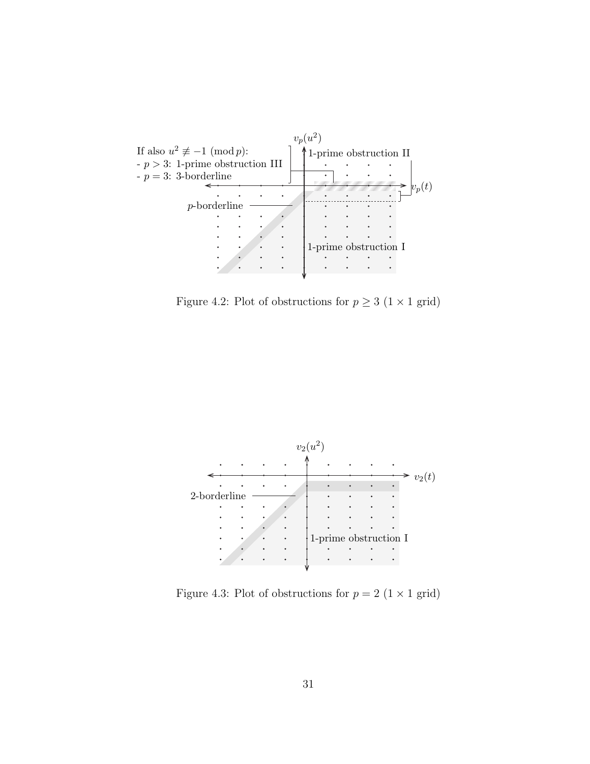If also $u^2 \not\equiv -1 \pmod{p}$:
- $p > 3$: 1-prime obstruction III
- $p = 3$: 3-borderline

$v_p(u^2)$

1-prime obstruction II

$v_p(t)$

$p$-borderline

1-prime obstruction I

Figure 4.2: Plot of obstructions for $p \geq 3$ ($1 \times 1$ grid)

$v_2(u^2)$

$v_2(t)$

2-borderline

1-prime obstruction I

Figure 4.3: Plot of obstructions for $p = 2$ ($1 \times 1$ grid)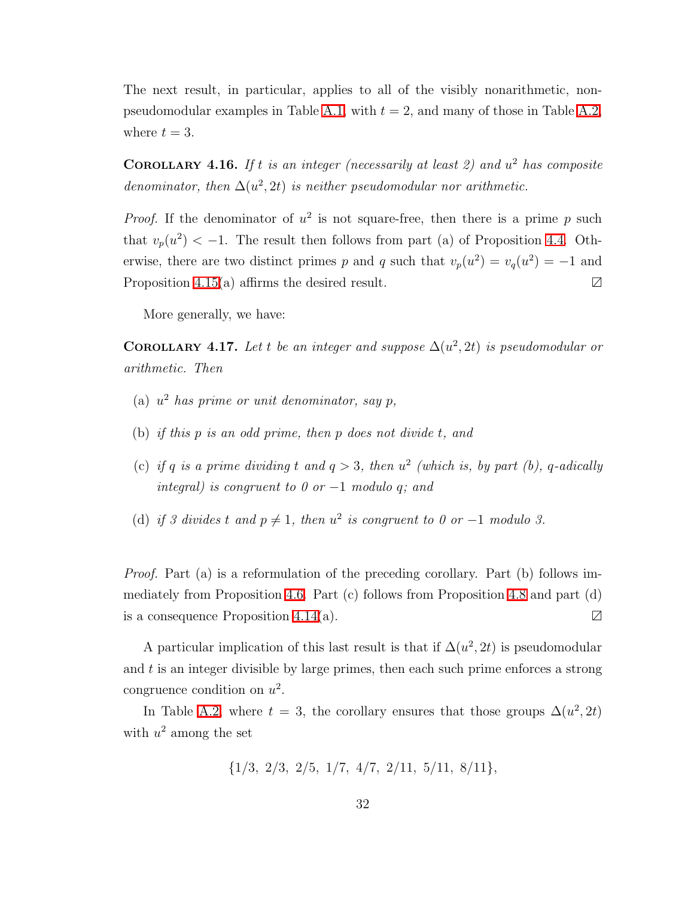The next result, in particular, applies to all of the visibly nonarithmetic, non-pseudomodular examples in Table A.1, with $t = 2$, and many of those in Table A.2, where $t = 3$.

**Corollary 4.16.** *If $t$ is an integer (necessarily at least 2) and $u^2$ has composite denominator, then $\Delta(u^2, 2t)$ is neither pseudomodular nor arithmetic.*

*Proof.* If the denominator of $u^2$ is not square-free, then there is a prime $p$ such that $v_p(u^2) < -1$. The result then follows from part (a) of Proposition 4.4. Otherwise, there are two distinct primes $p$ and $q$ such that $v_p(u^2) = v_q(u^2) = -1$ and Proposition 4.15(a) affirms the desired result. ◻

More generally, we have:

**Corollary 4.17.** *Let $t$ be an integer and suppose $\Delta(u^2, 2t)$ is pseudomodular or arithmetic. Then*

(a) *$u^2$ has prime or unit denominator, say $p$,*

(b) *if this $p$ is an odd prime, then $p$ does not divide $t$, and*

(c) *if $q$ is a prime dividing $t$ and $q > 3$, then $u^2$ (which is, by part (b), $q$-adically integral) is congruent to 0 or $-1$ modulo $q$; and*

(d) *if 3 divides $t$ and $p \neq 1$, then $u^2$ is congruent to 0 or $-1$ modulo 3.*

*Proof.* Part (a) is a reformulation of the preceding corollary. Part (b) follows immediately from Proposition 4.6. Part (c) follows from Proposition 4.8 and part (d) is a consequence Proposition 4.14(a). ◻

A particular implication of this last result is that if $\Delta(u^2, 2t)$ is pseudomodular and $t$ is an integer divisible by large primes, then each such prime enforces a strong congruence condition on $u^2$.

In Table A.2, where $t = 3$, the corollary ensures that those groups $\Delta(u^2, 2t)$ with $u^2$ among the set

$$\{1/3,\ 2/3,\ 2/5,\ 1/7,\ 4/7,\ 2/11,\ 5/11,\ 8/11\},$$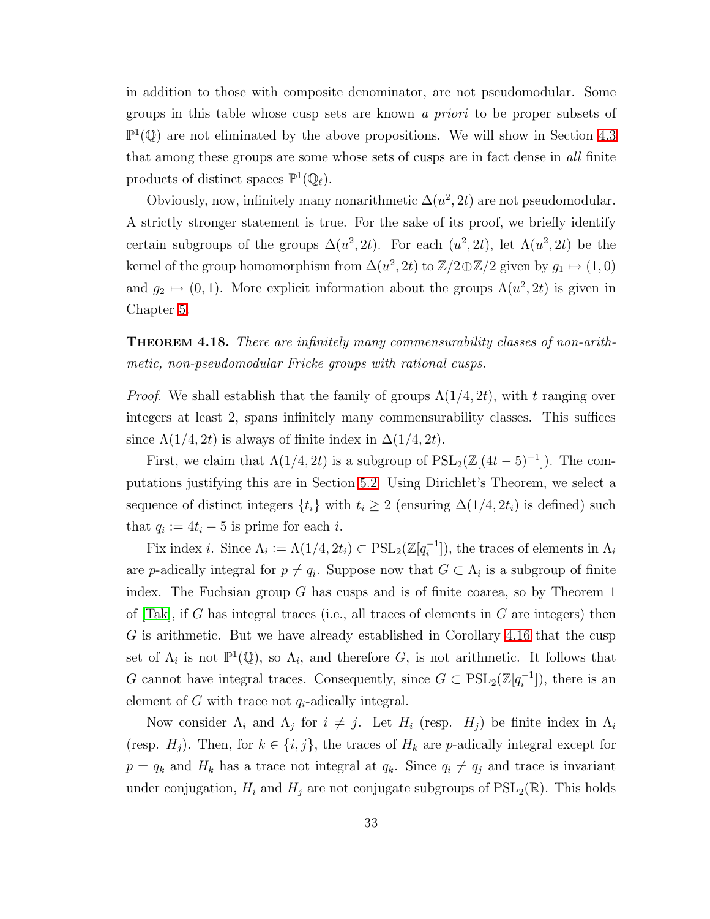in addition to those with composite denominator, are not pseudomodular. Some groups in this table whose cusp sets are known *a priori* to be proper subsets of $\mathbb{P}^1(\mathbb{Q})$ are not eliminated by the above propositions. We will show in Section 4.3 that among these groups are some whose sets of cusps are in fact dense in *all* finite products of distinct spaces $\mathbb{P}^1(\mathbb{Q}_\ell)$.

Obviously, now, infinitely many nonarithmetic $\Delta(u^2, 2t)$ are not pseudomodular. A strictly stronger statement is true. For the sake of its proof, we briefly identify certain subgroups of the groups $\Delta(u^2, 2t)$. For each $(u^2, 2t)$, let $\Lambda(u^2, 2t)$ be the kernel of the group homomorphism from $\Delta(u^2, 2t)$ to $\mathbb{Z}/2 \oplus \mathbb{Z}/2$ given by $g_1 \mapsto (1, 0)$ and $g_2 \mapsto (0, 1)$. More explicit information about the groups $\Lambda(u^2, 2t)$ is given in Chapter 5.

**Theorem 4.18.** *There are infinitely many commensurability classes of non-arithmetic, non-pseudomodular Fricke groups with rational cusps.*

*Proof.* We shall establish that the family of groups $\Lambda(1/4, 2t)$, with $t$ ranging over integers at least 2, spans infinitely many commensurability classes. This suffices since $\Lambda(1/4, 2t)$ is always of finite index in $\Delta(1/4, 2t)$.

First, we claim that $\Lambda(1/4, 2t)$ is a subgroup of $\mathrm{PSL}_2(\mathbb{Z}[(4t-5)^{-1}])$. The computations justifying this are in Section 5.2. Using Dirichlet's Theorem, we select a sequence of distinct integers $\{t_i\}$ with $t_i \geq 2$ (ensuring $\Delta(1/4, 2t_i)$ is defined) such that $q_i := 4t_i - 5$ is prime for each $i$.

Fix index $i$. Since $\Lambda_i := \Lambda(1/4, 2t_i) \subset \mathrm{PSL}_2(\mathbb{Z}[q_i^{-1}])$, the traces of elements in $\Lambda_i$ are $p$-adically integral for $p \neq q_i$. Suppose now that $G \subset \Lambda_i$ is a subgroup of finite index. The Fuchsian group $G$ has cusps and is of finite coarea, so by Theorem 1 of [Tak], if $G$ has integral traces (i.e., all traces of elements in $G$ are integers) then $G$ is arithmetic. But we have already established in Corollary 4.16 that the cusp set of $\Lambda_i$ is not $\mathbb{P}^1(\mathbb{Q})$, so $\Lambda_i$, and therefore $G$, is not arithmetic. It follows that $G$ cannot have integral traces. Consequently, since $G \subset \mathrm{PSL}_2(\mathbb{Z}[q_i^{-1}])$, there is an element of $G$ with trace not $q_i$-adically integral.

Now consider $\Lambda_i$ and $\Lambda_j$ for $i \neq j$. Let $H_i$ (resp. $H_j$) be finite index in $\Lambda_i$ (resp. $H_j$). Then, for $k \in \{i, j\}$, the traces of $H_k$ are $p$-adically integral except for $p = q_k$ and $H_k$ has a trace not integral at $q_k$. Since $q_i \neq q_j$ and trace is invariant under conjugation, $H_i$ and $H_j$ are not conjugate subgroups of $\mathrm{PSL}_2(\mathbb{R})$. This holds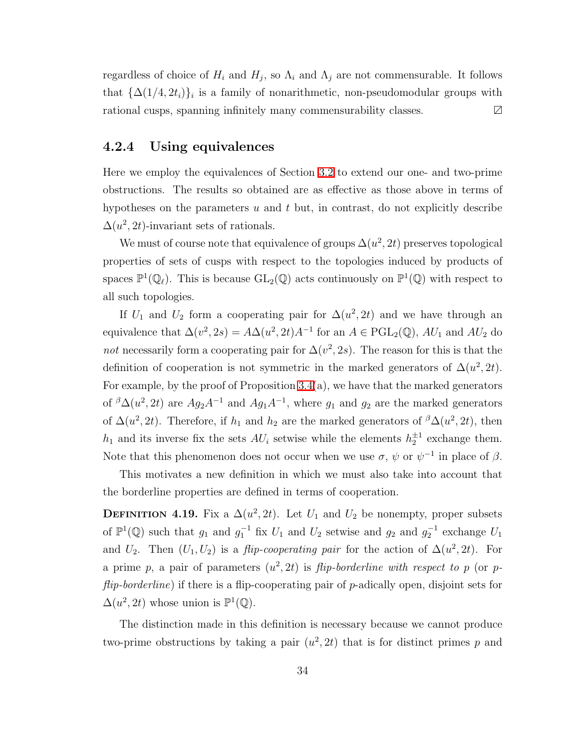regardless of choice of $H_i$ and $H_j$, so $\Lambda_i$ and $\Lambda_j$ are not commensurable. It follows that $\{\Delta(1/4, 2t_i)\}_i$ is a family of nonarithmetic, non-pseudomodular groups with rational cusps, spanning infinitely many commensurability classes. $\varnothing$

### 4.2.4 Using equivalences

Here we employ the equivalences of Section 3.2 to extend our one- and two-prime obstructions. The results so obtained are as effective as those above in terms of hypotheses on the parameters $u$ and $t$ but, in contrast, do not explicitly describe $\Delta(u^2, 2t)$-invariant sets of rationals.

We must of course note that equivalence of groups $\Delta(u^2, 2t)$ preserves topological properties of sets of cusps with respect to the topologies induced by products of spaces $\mathbb{P}^1(\mathbb{Q}_\ell)$. This is because $\mathrm{GL}_2(\mathbb{Q})$ acts continuously on $\mathbb{P}^1(\mathbb{Q})$ with respect to all such topologies.

If $U_1$ and $U_2$ form a cooperating pair for $\Delta(u^2, 2t)$ and we have through an equivalence that $\Delta(v^2, 2s) = A\Delta(u^2, 2t)A^{-1}$ for an $A \in \mathrm{PGL}_2(\mathbb{Q})$, $AU_1$ and $AU_2$ do *not* necessarily form a cooperating pair for $\Delta(v^2, 2s)$. The reason for this is that the definition of cooperation is not symmetric in the marked generators of $\Delta(u^2, 2t)$. For example, by the proof of Proposition 3.4(a), we have that the marked generators of ${}^{\beta}\Delta(u^2, 2t)$ are $Ag_2A^{-1}$ and $Ag_1A^{-1}$, where $g_1$ and $g_2$ are the marked generators of $\Delta(u^2, 2t)$. Therefore, if $h_1$ and $h_2$ are the marked generators of ${}^{\beta}\Delta(u^2, 2t)$, then $h_1$ and its inverse fix the sets $AU_i$ setwise while the elements $h_2^{\pm 1}$ exchange them. Note that this phenomenon does not occur when we use $\sigma$, $\psi$ or $\psi^{-1}$ in place of $\beta$.

This motivates a new definition in which we must also take into account that the borderline properties are defined in terms of cooperation.

**Definition 4.19.** Fix a $\Delta(u^2, 2t)$. Let $U_1$ and $U_2$ be nonempty, proper subsets of $\mathbb{P}^1(\mathbb{Q})$ such that $g_1$ and $g_1^{-1}$ fix $U_1$ and $U_2$ setwise and $g_2$ and $g_2^{-1}$ exchange $U_1$ and $U_2$. Then $(U_1, U_2)$ is a *flip-cooperating pair* for the action of $\Delta(u^2, 2t)$. For a prime $p$, a pair of parameters $(u^2, 2t)$ is *flip-borderline with respect to* $p$ (or *p-flip-borderline*) if there is a flip-cooperating pair of $p$-adically open, disjoint sets for $\Delta(u^2, 2t)$ whose union is $\mathbb{P}^1(\mathbb{Q})$.

The distinction made in this definition is necessary because we cannot produce two-prime obstructions by taking a pair $(u^2, 2t)$ that is for distinct primes $p$ and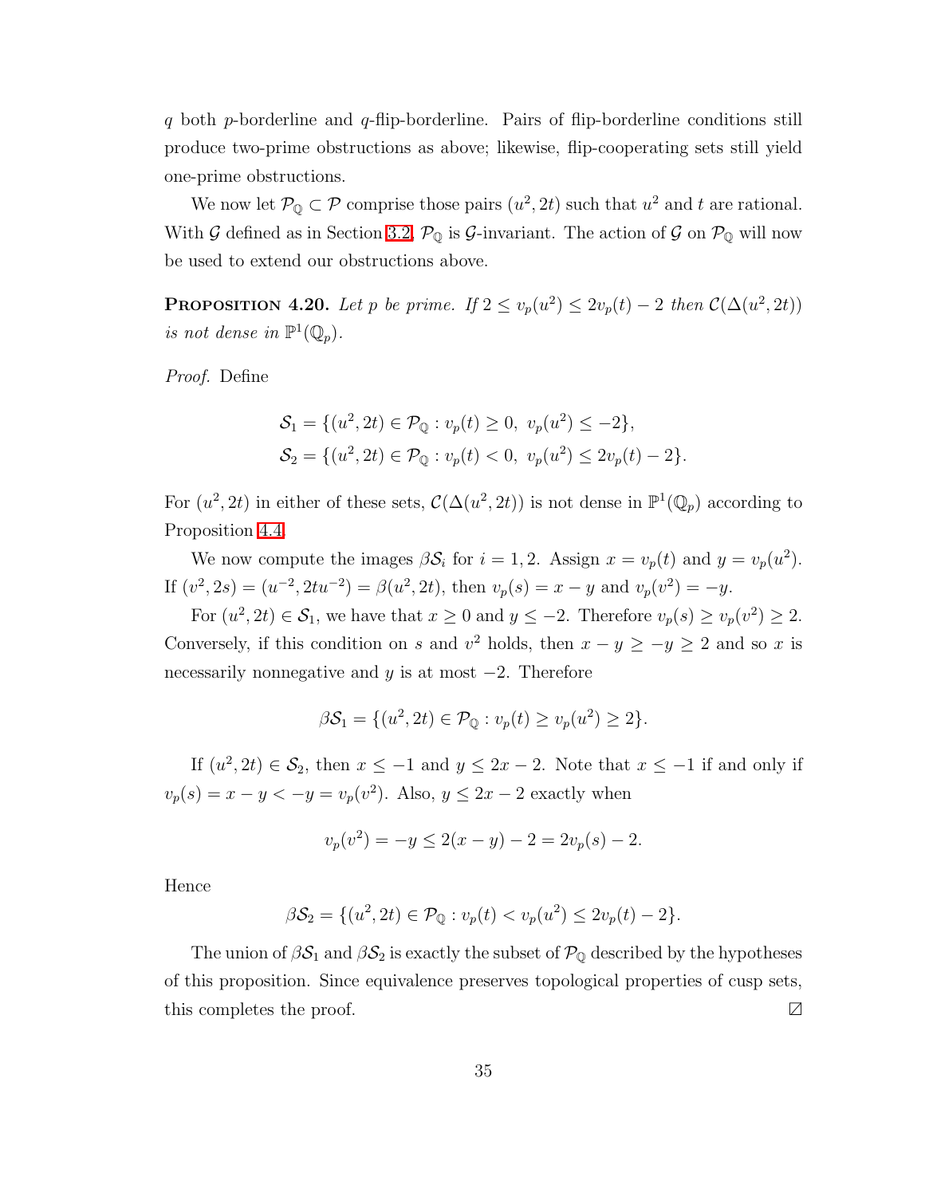$q$ both $p$-borderline and $q$-flip-borderline. Pairs of flip-borderline conditions still produce two-prime obstructions as above; likewise, flip-cooperating sets still yield one-prime obstructions.

We now let $\mathcal{P}_{\mathbb{Q}} \subset \mathcal{P}$ comprise those pairs $(u^2, 2t)$ such that $u^2$ and $t$ are rational. With $\mathcal{G}$ defined as in Section 3.2, $\mathcal{P}_{\mathbb{Q}}$ is $\mathcal{G}$-invariant. The action of $\mathcal{G}$ on $\mathcal{P}_{\mathbb{Q}}$ will now be used to extend our obstructions above.

**Proposition 4.20.** *Let $p$ be prime. If $2 \leq v_p(u^2) \leq 2v_p(t) - 2$ then $\mathcal{C}(\Delta(u^2, 2t))$ is not dense in $\mathbb{P}^1(\mathbb{Q}_p)$.*

*Proof.* Define

$$\mathcal{S}_1 = \{(u^2, 2t) \in \mathcal{P}_{\mathbb{Q}} : v_p(t) \geq 0,\ v_p(u^2) \leq -2\},$$
$$\mathcal{S}_2 = \{(u^2, 2t) \in \mathcal{P}_{\mathbb{Q}} : v_p(t) < 0,\ v_p(u^2) \leq 2v_p(t) - 2\}.$$

For $(u^2, 2t)$ in either of these sets, $\mathcal{C}(\Delta(u^2, 2t))$ is not dense in $\mathbb{P}^1(\mathbb{Q}_p)$ according to Proposition 4.4.

We now compute the images $\beta\mathcal{S}_i$ for $i = 1, 2$. Assign $x = v_p(t)$ and $y = v_p(u^2)$. If $(v^2, 2s) = (u^{-2}, 2tu^{-2}) = \beta(u^2, 2t)$, then $v_p(s) = x - y$ and $v_p(v^2) = -y$.

For $(u^2, 2t) \in \mathcal{S}_1$, we have that $x \geq 0$ and $y \leq -2$. Therefore $v_p(s) \geq v_p(v^2) \geq 2$. Conversely, if this condition on $s$ and $v^2$ holds, then $x - y \geq -y \geq 2$ and so $x$ is necessarily nonnegative and $y$ is at most $-2$. Therefore

$$\beta\mathcal{S}_1 = \{(u^2, 2t) \in \mathcal{P}_{\mathbb{Q}} : v_p(t) \geq v_p(u^2) \geq 2\}.$$

If $(u^2, 2t) \in \mathcal{S}_2$, then $x \leq -1$ and $y \leq 2x - 2$. Note that $x \leq -1$ if and only if $v_p(s) = x - y < -y = v_p(v^2)$. Also, $y \leq 2x - 2$ exactly when

$$v_p(v^2) = -y \leq 2(x - y) - 2 = 2v_p(s) - 2.$$

Hence

$$\beta\mathcal{S}_2 = \{(u^2, 2t) \in \mathcal{P}_{\mathbb{Q}} : v_p(t) < v_p(u^2) \leq 2v_p(t) - 2\}.$$

The union of $\beta\mathcal{S}_1$ and $\beta\mathcal{S}_2$ is exactly the subset of $\mathcal{P}_{\mathbb{Q}}$ described by the hypotheses of this proposition. Since equivalence preserves topological properties of cusp sets, this completes the proof. ◻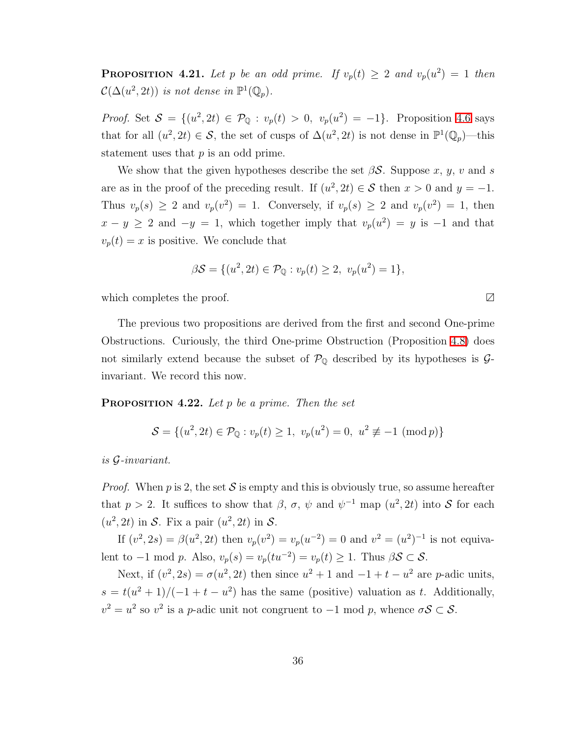**Proposition 4.21.** *Let $p$ be an odd prime. If $v_p(t) \geq 2$ and $v_p(u^2) = 1$ then $\mathcal{C}(\Delta(u^2, 2t))$ is not dense in $\mathbb{P}^1(\mathbb{Q}_p)$.*

*Proof.* Set $\mathcal{S} = \{(u^2, 2t) \in \mathcal{P}_{\mathbb{Q}} : v_p(t) > 0,\ v_p(u^2) = -1\}$. Proposition 4.6 says that for all $(u^2, 2t) \in \mathcal{S}$, the set of cusps of $\Delta(u^2, 2t)$ is not dense in $\mathbb{P}^1(\mathbb{Q}_p)$—this statement uses that $p$ is an odd prime.

We show that the given hypotheses describe the set $\beta\mathcal{S}$. Suppose $x$, $y$, $v$ and $s$ are as in the proof of the preceding result. If $(u^2, 2t) \in \mathcal{S}$ then $x > 0$ and $y = -1$. Thus $v_p(s) \geq 2$ and $v_p(v^2) = 1$. Conversely, if $v_p(s) \geq 2$ and $v_p(v^2) = 1$, then $x - y \geq 2$ and $-y = 1$, which together imply that $v_p(u^2) = y$ is $-1$ and that $v_p(t) = x$ is positive. We conclude that

$$\beta\mathcal{S} = \{(u^2, 2t) \in \mathcal{P}_{\mathbb{Q}} : v_p(t) \geq 2,\ v_p(u^2) = 1\},$$

which completes the proof. ◻

The previous two propositions are derived from the first and second One-prime Obstructions. Curiously, the third One-prime Obstruction (Proposition 4.8) does not similarly extend because the subset of $\mathcal{P}_{\mathbb{Q}}$ described by its hypotheses is $\mathcal{G}$-invariant. We record this now.

**Proposition 4.22.** *Let $p$ be a prime. Then the set*

$$\mathcal{S} = \{(u^2, 2t) \in \mathcal{P}_{\mathbb{Q}} : v_p(t) \geq 1,\ v_p(u^2) = 0,\ u^2 \not\equiv -1 \pmod{p}\}$$

*is $\mathcal{G}$-invariant.*

*Proof.* When $p$ is 2, the set $\mathcal{S}$ is empty and this is obviously true, so assume hereafter that $p > 2$. It suffices to show that $\beta$, $\sigma$, $\psi$ and $\psi^{-1}$ map $(u^2, 2t)$ into $\mathcal{S}$ for each $(u^2, 2t)$ in $\mathcal{S}$. Fix a pair $(u^2, 2t)$ in $\mathcal{S}$.

If $(v^2, 2s) = \beta(u^2, 2t)$ then $v_p(v^2) = v_p(u^{-2}) = 0$ and $v^2 = (u^2)^{-1}$ is not equivalent to $-1$ mod $p$. Also, $v_p(s) = v_p(tu^{-2}) = v_p(t) \geq 1$. Thus $\beta\mathcal{S} \subset \mathcal{S}$.

Next, if $(v^2, 2s) = \sigma(u^2, 2t)$ then since $u^2 + 1$ and $-1 + t - u^2$ are $p$-adic units, $s = t(u^2 + 1)/(-1 + t - u^2)$ has the same (positive) valuation as $t$. Additionally, $v^2 = u^2$ so $v^2$ is a $p$-adic unit not congruent to $-1$ mod $p$, whence $\sigma\mathcal{S} \subset \mathcal{S}$.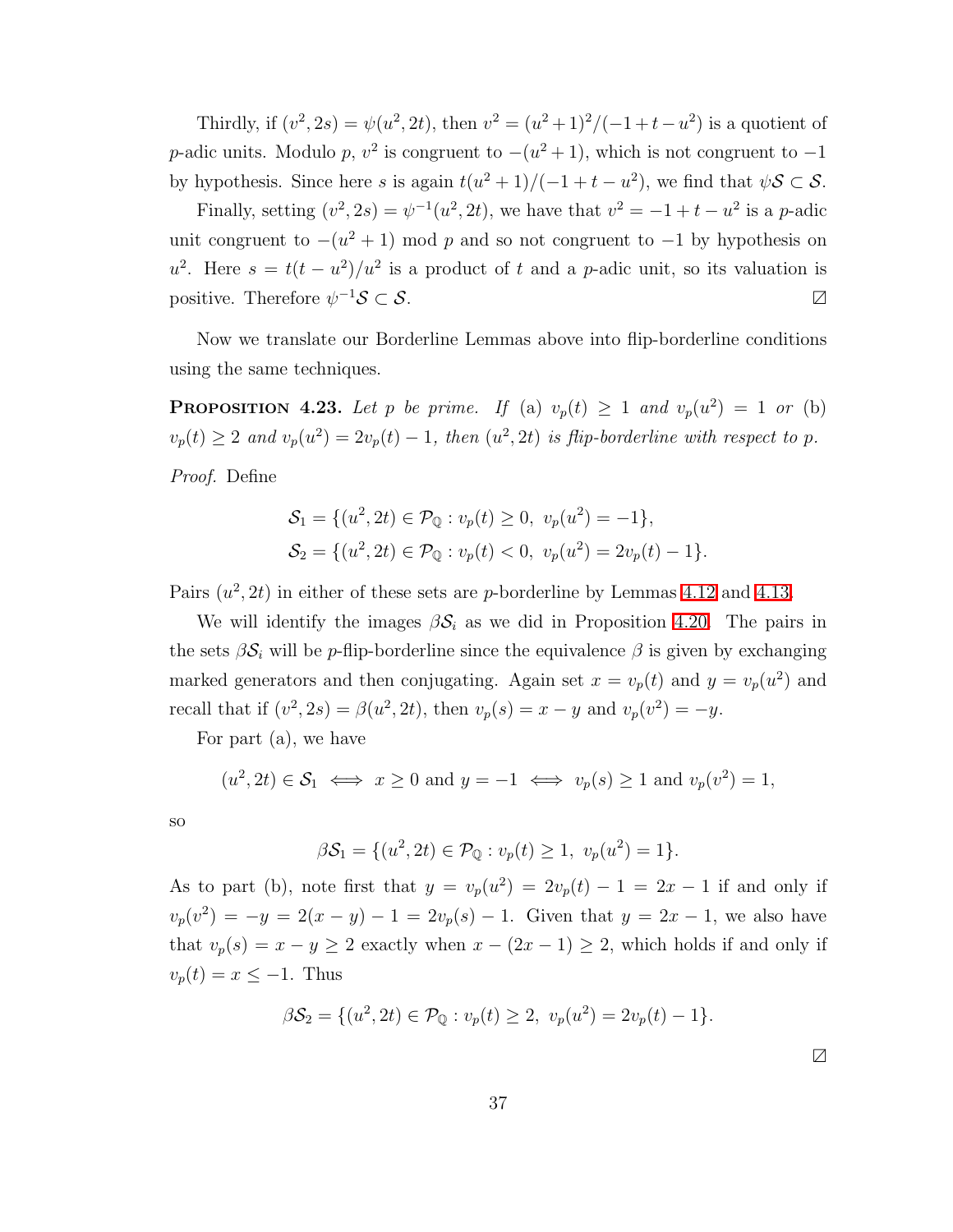Thirdly, if $(v^2, 2s) = \psi(u^2, 2t)$, then $v^2 = (u^2+1)^2/(-1+t-u^2)$ is a quotient of $p$-adic units. Modulo $p$, $v^2$ is congruent to $-(u^2+1)$, which is not congruent to $-1$ by hypothesis. Since here $s$ is again $t(u^2+1)/(-1+t-u^2)$, we find that $\psi\mathcal{S} \subset \mathcal{S}$.

Finally, setting $(v^2, 2s) = \psi^{-1}(u^2, 2t)$, we have that $v^2 = -1 + t - u^2$ is a $p$-adic unit congruent to $-(u^2+1)$ mod $p$ and so not congruent to $-1$ by hypothesis on $u^2$. Here $s = t(t-u^2)/u^2$ is a product of $t$ and a $p$-adic unit, so its valuation is positive. Therefore $\psi^{-1}\mathcal{S} \subset \mathcal{S}$. ◻

Now we translate our Borderline Lemmas above into flip-borderline conditions using the same techniques.

**Proposition 4.23.** *Let $p$ be prime. If* (a) *$v_p(t) \geq 1$ and $v_p(u^2) = 1$ or* (b) *$v_p(t) \geq 2$ and $v_p(u^2) = 2v_p(t) - 1$, then $(u^2, 2t)$ is flip-borderline with respect to $p$.*

*Proof.* Define

$$\mathcal{S}_1 = \{(u^2, 2t) \in \mathcal{P}_{\mathbb{Q}} : v_p(t) \geq 0,\ v_p(u^2) = -1\},$$
$$\mathcal{S}_2 = \{(u^2, 2t) \in \mathcal{P}_{\mathbb{Q}} : v_p(t) < 0,\ v_p(u^2) = 2v_p(t) - 1\}.$$

Pairs $(u^2, 2t)$ in either of these sets are $p$-borderline by Lemmas 4.12 and 4.13.

We will identify the images $\beta\mathcal{S}_i$ as we did in Proposition 4.20. The pairs in the sets $\beta\mathcal{S}_i$ will be $p$-flip-borderline since the equivalence $\beta$ is given by exchanging marked generators and then conjugating. Again set $x = v_p(t)$ and $y = v_p(u^2)$ and recall that if $(v^2, 2s) = \beta(u^2, 2t)$, then $v_p(s) = x - y$ and $v_p(v^2) = -y$.

For part (a), we have

$$(u^2, 2t) \in \mathcal{S}_1 \iff x \geq 0 \text{ and } y = -1 \iff v_p(s) \geq 1 \text{ and } v_p(v^2) = 1,$$

so

$$\beta\mathcal{S}_1 = \{(u^2, 2t) \in \mathcal{P}_{\mathbb{Q}} : v_p(t) \geq 1,\ v_p(u^2) = 1\}.$$

As to part (b), note first that $y = v_p(u^2) = 2v_p(t) - 1 = 2x - 1$ if and only if $v_p(v^2) = -y = 2(x-y) - 1 = 2v_p(s) - 1$. Given that $y = 2x - 1$, we also have that $v_p(s) = x - y \geq 2$ exactly when $x - (2x-1) \geq 2$, which holds if and only if $v_p(t) = x \leq -1$. Thus

$$\beta\mathcal{S}_2 = \{(u^2, 2t) \in \mathcal{P}_{\mathbb{Q}} : v_p(t) \geq 2,\ v_p(u^2) = 2v_p(t) - 1\}.$$

◻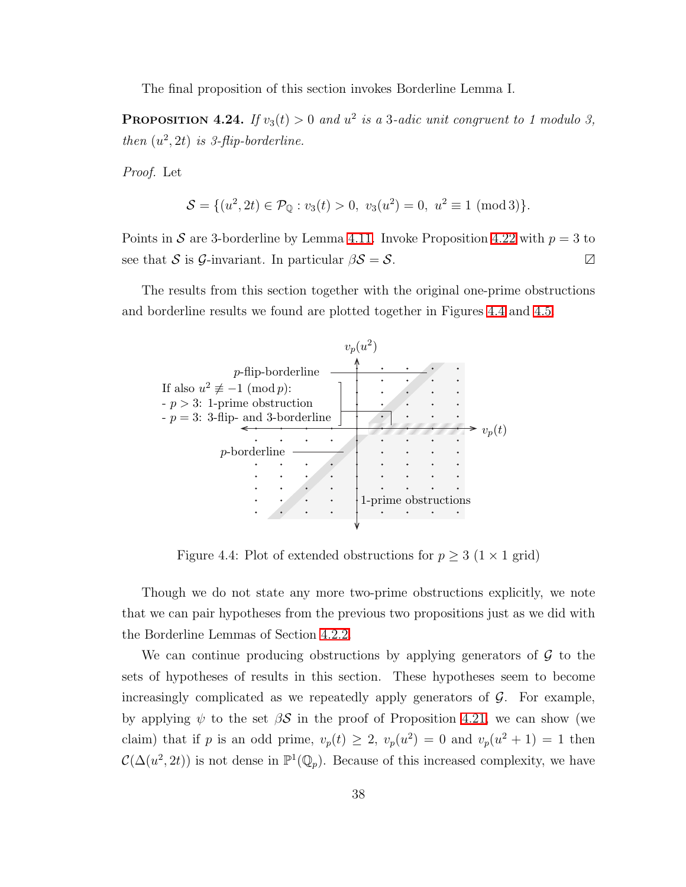The final proposition of this section invokes Borderline Lemma I.

**Proposition 4.24.** *If $v_3(t) > 0$ and $u^2$ is a 3-adic unit congruent to 1 modulo 3, then $(u^2, 2t)$ is 3-flip-borderline.*

*Proof.* Let

$$\mathcal{S} = \{(u^2, 2t) \in \mathcal{P}_{\mathbb{Q}} : v_3(t) > 0,\ v_3(u^2) = 0,\ u^2 \equiv 1 \pmod 3\}.$$

Points in $\mathcal{S}$ are 3-borderline by Lemma 4.11. Invoke Proposition 4.22 with $p = 3$ to see that $\mathcal{S}$ is $\mathcal{G}$-invariant. In particular $\beta\mathcal{S} = \mathcal{S}$. ☐

The results from this section together with the original one-prime obstructions and borderline results we found are plotted together in Figures 4.4 and 4.5.

Figure 4.4: Plot of extended obstructions for $p \geq 3$ ($1 \times 1$ grid)

Though we do not state any more two-prime obstructions explicitly, we note that we can pair hypotheses from the previous two propositions just as we did with the Borderline Lemmas of Section 4.2.2.

We can continue producing obstructions by applying generators of $\mathcal{G}$ to the sets of hypotheses of results in this section. These hypotheses seem to become increasingly complicated as we repeatedly apply generators of $\mathcal{G}$. For example, by applying $\psi$ to the set $\beta\mathcal{S}$ in the proof of Proposition 4.21, we can show (we claim) that if $p$ is an odd prime, $v_p(t) \geq 2$, $v_p(u^2) = 0$ and $v_p(u^2 + 1) = 1$ then $\mathcal{C}(\Delta(u^2, 2t))$ is not dense in $\mathbb{P}^1(\mathbb{Q}_p)$. Because of this increased complexity, we have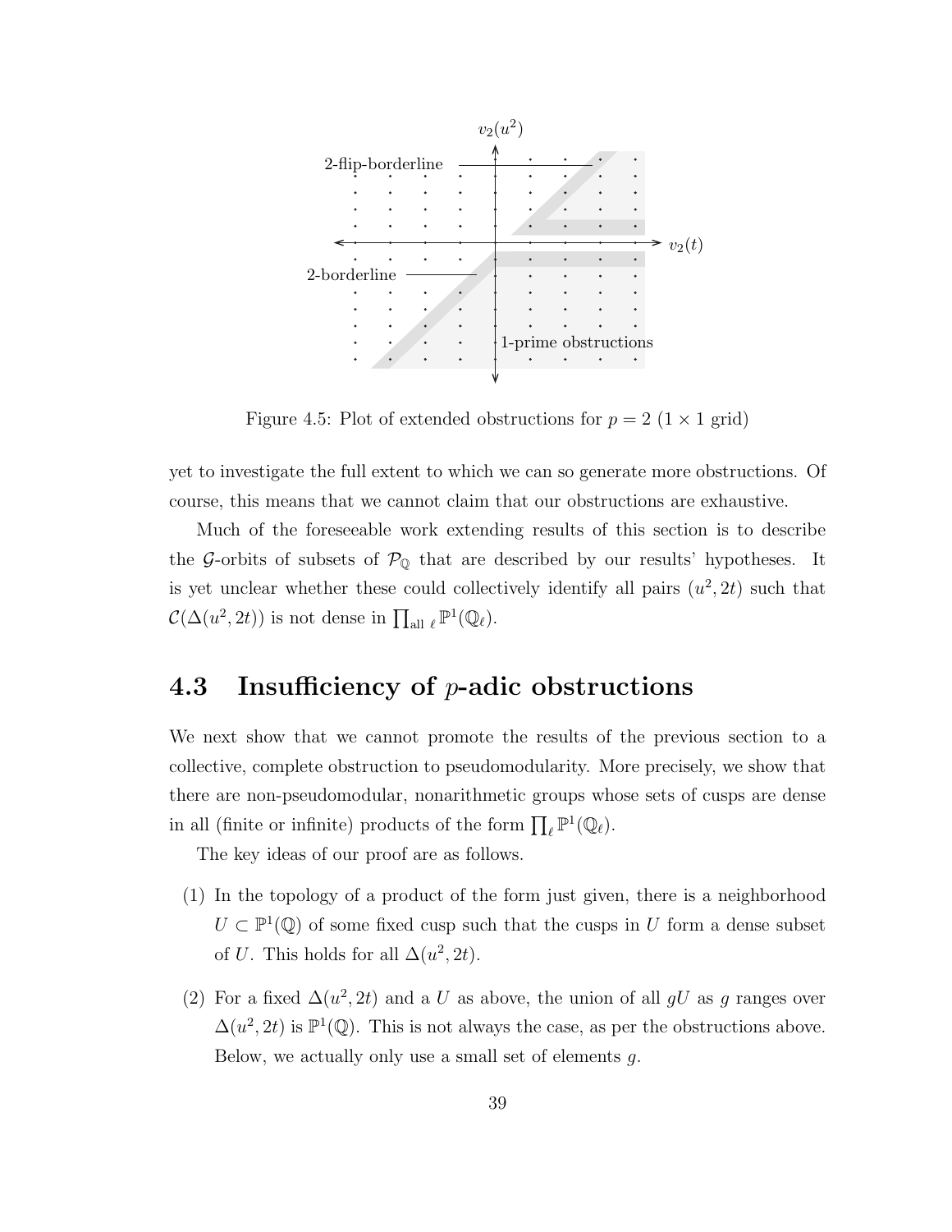Figure 4.5: Plot of extended obstructions for $p = 2$ ($1 \times 1$ grid)

yet to investigate the full extent to which we can so generate more obstructions. Of course, this means that we cannot claim that our obstructions are exhaustive.

Much of the foreseeable work extending results of this section is to describe the $\mathcal{G}$-orbits of subsets of $\mathcal{P}_{\mathbb{Q}}$ that are described by our results' hypotheses. It is yet unclear whether these could collectively identify all pairs $(u^2, 2t)$ such that $\mathcal{C}(\Delta(u^2, 2t))$ is not dense in $\prod_{\text{all } \ell} \mathbb{P}^1(\mathbb{Q}_\ell)$.

## 4.3 Insufficiency of $p$-adic obstructions

We next show that we cannot promote the results of the previous section to a collective, complete obstruction to pseudomodularity. More precisely, we show that there are non-pseudomodular, nonarithmetic groups whose sets of cusps are dense in all (finite or infinite) products of the form $\prod_\ell \mathbb{P}^1(\mathbb{Q}_\ell)$.

The key ideas of our proof are as follows.

(1) In the topology of a product of the form just given, there is a neighborhood $U \subset \mathbb{P}^1(\mathbb{Q})$ of some fixed cusp such that the cusps in $U$ form a dense subset of $U$. This holds for all $\Delta(u^2, 2t)$.

(2) For a fixed $\Delta(u^2, 2t)$ and a $U$ as above, the union of all $gU$ as $g$ ranges over $\Delta(u^2, 2t)$ is $\mathbb{P}^1(\mathbb{Q})$. This is not always the case, as per the obstructions above. Below, we actually only use a small set of elements $g$.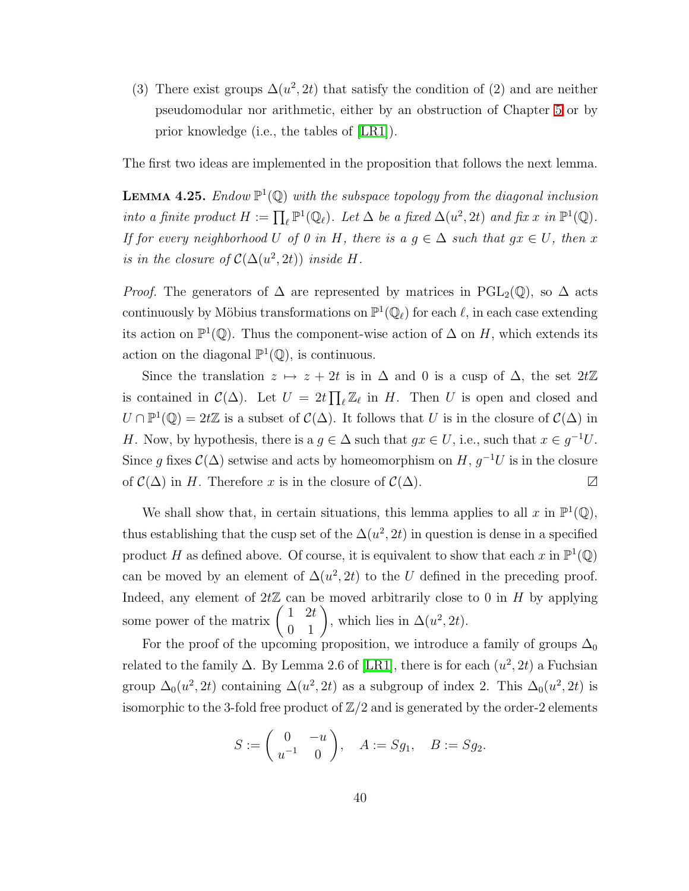(3) There exist groups $\Delta(u^2, 2t)$ that satisfy the condition of (2) and are neither pseudomodular nor arithmetic, either by an obstruction of Chapter 5 or by prior knowledge (i.e., the tables of [LR1]).

The first two ideas are implemented in the proposition that follows the next lemma.

**Lemma 4.25.** *Endow $\mathbb{P}^1(\mathbb{Q})$ with the subspace topology from the diagonal inclusion into a finite product $H := \prod_\ell \mathbb{P}^1(\mathbb{Q}_\ell)$. Let $\Delta$ be a fixed $\Delta(u^2, 2t)$ and fix $x$ in $\mathbb{P}^1(\mathbb{Q})$. If for every neighborhood $U$ of 0 in $H$, there is a $g \in \Delta$ such that $gx \in U$, then $x$ is in the closure of $\mathcal{C}(\Delta(u^2, 2t))$ inside $H$.*

*Proof.* The generators of $\Delta$ are represented by matrices in $\mathrm{PGL}_2(\mathbb{Q})$, so $\Delta$ acts continuously by Möbius transformations on $\mathbb{P}^1(\mathbb{Q}_\ell)$ for each $\ell$, in each case extending its action on $\mathbb{P}^1(\mathbb{Q})$. Thus the component-wise action of $\Delta$ on $H$, which extends its action on the diagonal $\mathbb{P}^1(\mathbb{Q})$, is continuous.

Since the translation $z \mapsto z + 2t$ is in $\Delta$ and 0 is a cusp of $\Delta$, the set $2t\mathbb{Z}$ is contained in $\mathcal{C}(\Delta)$. Let $U = 2t \prod_\ell \mathbb{Z}_\ell$ in $H$. Then $U$ is open and closed and $U \cap \mathbb{P}^1(\mathbb{Q}) = 2t\mathbb{Z}$ is a subset of $\mathcal{C}(\Delta)$. It follows that $U$ is in the closure of $\mathcal{C}(\Delta)$ in $H$. Now, by hypothesis, there is a $g \in \Delta$ such that $gx \in U$, i.e., such that $x \in g^{-1}U$. Since $g$ fixes $\mathcal{C}(\Delta)$ setwise and acts by homeomorphism on $H$, $g^{-1}U$ is in the closure of $\mathcal{C}(\Delta)$ in $H$. Therefore $x$ is in the closure of $\mathcal{C}(\Delta)$. ◻

We shall show that, in certain situations, this lemma applies to all $x$ in $\mathbb{P}^1(\mathbb{Q})$, thus establishing that the cusp set of the $\Delta(u^2, 2t)$ in question is dense in a specified product $H$ as defined above. Of course, it is equivalent to show that each $x$ in $\mathbb{P}^1(\mathbb{Q})$ can be moved by an element of $\Delta(u^2, 2t)$ to the $U$ defined in the preceding proof. Indeed, any element of $2t\mathbb{Z}$ can be moved arbitrarily close to 0 in $H$ by applying some power of the matrix $\begin{pmatrix} 1 & 2t \\ 0 & 1 \end{pmatrix}$, which lies in $\Delta(u^2, 2t)$.

For the proof of the upcoming proposition, we introduce a family of groups $\Delta_0$ related to the family $\Delta$. By Lemma 2.6 of [LR1], there is for each $(u^2, 2t)$ a Fuchsian group $\Delta_0(u^2, 2t)$ containing $\Delta(u^2, 2t)$ as a subgroup of index 2. This $\Delta_0(u^2, 2t)$ is isomorphic to the 3-fold free product of $\mathbb{Z}/2$ and is generated by the order-2 elements

$$S := \begin{pmatrix} 0 & -u \\ u^{-1} & 0 \end{pmatrix}, \quad A := Sg_1, \quad B := Sg_2.$$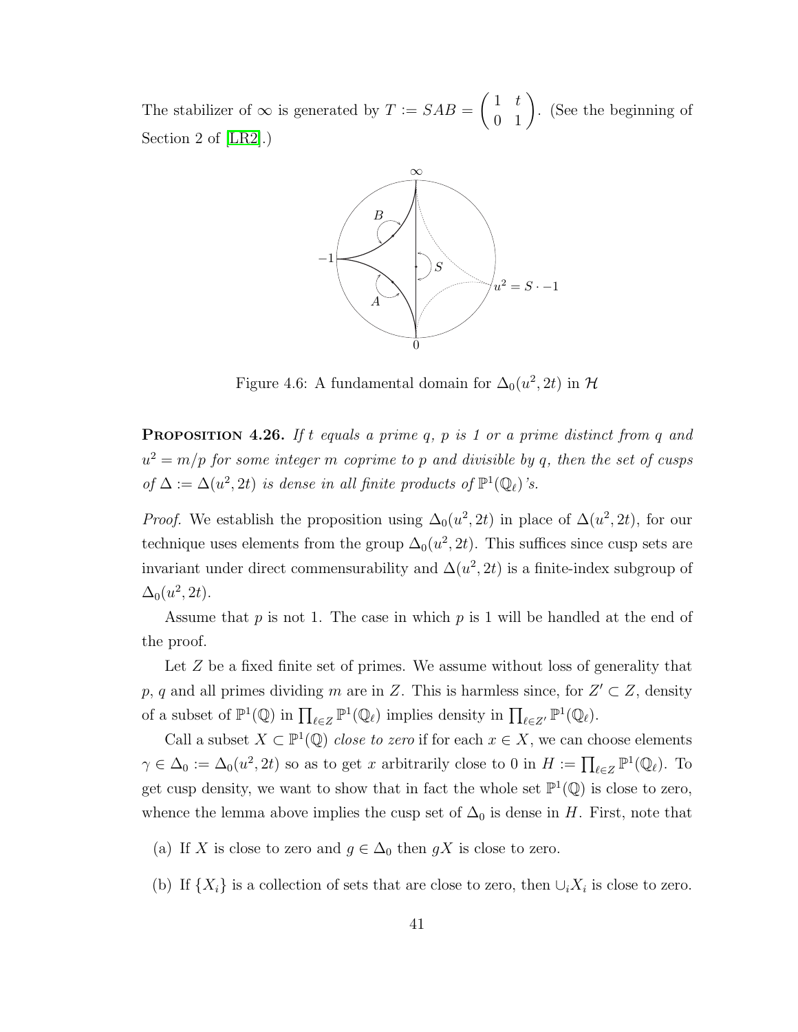The stabilizer of $\infty$ is generated by $T := SAB = \begin{pmatrix} 1 & t \\ 0 & 1 \end{pmatrix}$. (See the beginning of Section 2 of [LR2].)

Figure 4.6: A fundamental domain for $\Delta_0(u^2, 2t)$ in $\mathcal{H}$

**Proposition 4.26.** *If $t$ equals a prime $q$, $p$ is 1 or a prime distinct from $q$ and $u^2 = m/p$ for some integer $m$ coprime to $p$ and divisible by $q$, then the set of cusps of $\Delta := \Delta(u^2, 2t)$ is dense in all finite products of $\mathbb{P}^1(\mathbb{Q}_\ell)$'s.*

*Proof.* We establish the proposition using $\Delta_0(u^2, 2t)$ in place of $\Delta(u^2, 2t)$, for our technique uses elements from the group $\Delta_0(u^2, 2t)$. This suffices since cusp sets are invariant under direct commensurability and $\Delta(u^2, 2t)$ is a finite-index subgroup of $\Delta_0(u^2, 2t)$.

Assume that $p$ is not 1. The case in which $p$ is 1 will be handled at the end of the proof.

Let $Z$ be a fixed finite set of primes. We assume without loss of generality that $p$, $q$ and all primes dividing $m$ are in $Z$. This is harmless since, for $Z' \subset Z$, density of a subset of $\mathbb{P}^1(\mathbb{Q})$ in $\prod_{\ell \in Z} \mathbb{P}^1(\mathbb{Q}_\ell)$ implies density in $\prod_{\ell \in Z'} \mathbb{P}^1(\mathbb{Q}_\ell)$.

Call a subset $X \subset \mathbb{P}^1(\mathbb{Q})$ *close to zero* if for each $x \in X$, we can choose elements $\gamma \in \Delta_0 := \Delta_0(u^2, 2t)$ so as to get $x$ arbitrarily close to 0 in $H := \prod_{\ell \in Z} \mathbb{P}^1(\mathbb{Q}_\ell)$. To get cusp density, we want to show that in fact the whole set $\mathbb{P}^1(\mathbb{Q})$ is close to zero, whence the lemma above implies the cusp set of $\Delta_0$ is dense in $H$. First, note that

(a) If $X$ is close to zero and $g \in \Delta_0$ then $gX$ is close to zero.

(b) If $\{X_i\}$ is a collection of sets that are close to zero, then $\cup_i X_i$ is close to zero.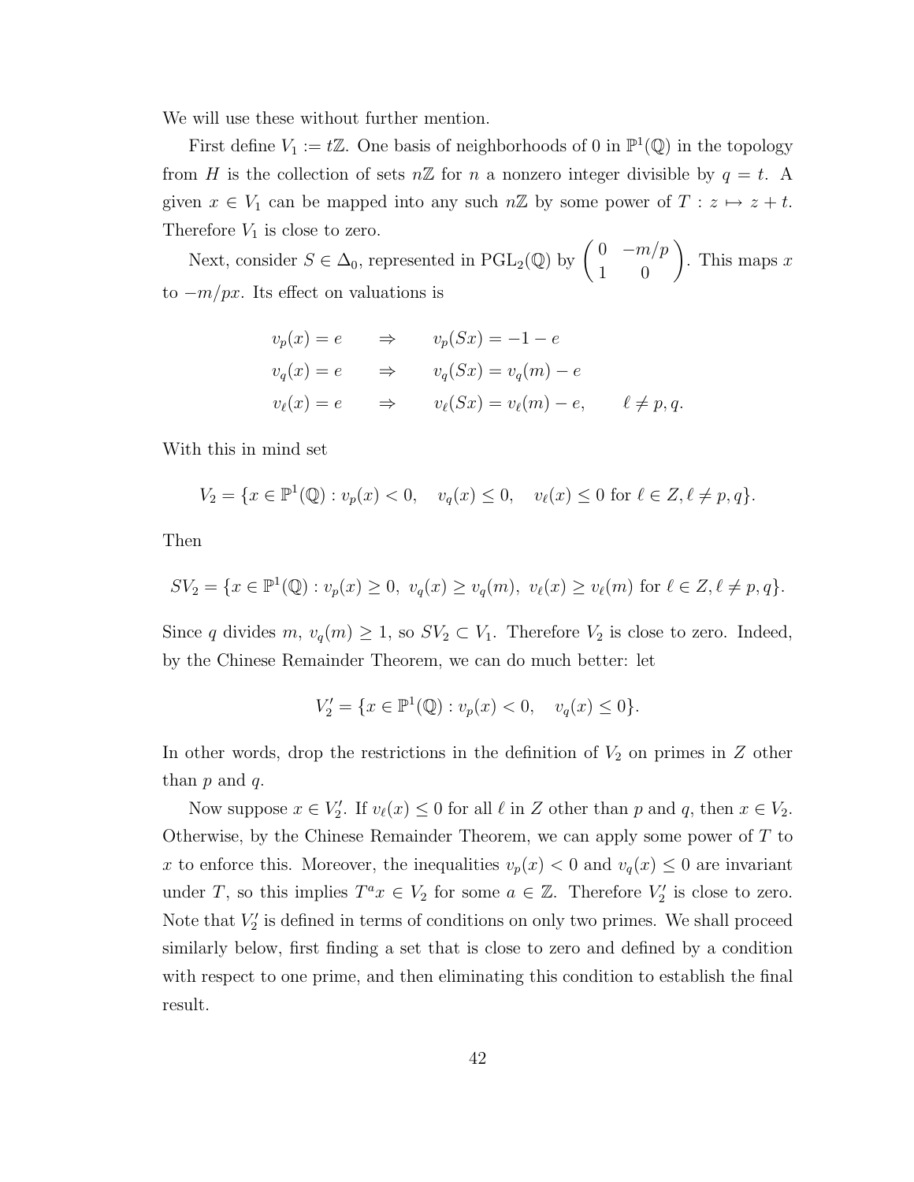We will use these without further mention.

First define $V_1 := t\mathbb{Z}$. One basis of neighborhoods of 0 in $\mathbb{P}^1(\mathbb{Q})$ in the topology from $H$ is the collection of sets $n\mathbb{Z}$ for $n$ a nonzero integer divisible by $q = t$. A given $x \in V_1$ can be mapped into any such $n\mathbb{Z}$ by some power of $T : z \mapsto z + t$. Therefore $V_1$ is close to zero.

Next, consider $S \in \Delta_0$, represented in $\mathrm{PGL}_2(\mathbb{Q})$ by $\begin{pmatrix} 0 & -m/p \\ 1 & 0 \end{pmatrix}$. This maps $x$ to $-m/px$. Its effect on valuations is

$$
\begin{aligned}
v_p(x) = e \qquad &\Rightarrow \qquad v_p(Sx) = -1 - e \\
v_q(x) = e \qquad &\Rightarrow \qquad v_q(Sx) = v_q(m) - e \\
v_\ell(x) = e \qquad &\Rightarrow \qquad v_\ell(Sx) = v_\ell(m) - e, \qquad \ell \neq p, q.
\end{aligned}
$$

With this in mind set

$$
V_2 = \{x \in \mathbb{P}^1(\mathbb{Q}) : v_p(x) < 0, \quad v_q(x) \leq 0, \quad v_\ell(x) \leq 0 \text{ for } \ell \in Z, \ell \neq p, q\}.
$$

Then

$$
SV_2 = \{x \in \mathbb{P}^1(\mathbb{Q}) : v_p(x) \geq 0, \ v_q(x) \geq v_q(m), \ v_\ell(x) \geq v_\ell(m) \text{ for } \ell \in Z, \ell \neq p, q\}.
$$

Since $q$ divides $m$, $v_q(m) \geq 1$, so $SV_2 \subset V_1$. Therefore $V_2$ is close to zero. Indeed, by the Chinese Remainder Theorem, we can do much better: let

$$
V_2' = \{x \in \mathbb{P}^1(\mathbb{Q}) : v_p(x) < 0, \quad v_q(x) \leq 0\}.
$$

In other words, drop the restrictions in the definition of $V_2$ on primes in $Z$ other than $p$ and $q$.

Now suppose $x \in V_2'$. If $v_\ell(x) \leq 0$ for all $\ell$ in $Z$ other than $p$ and $q$, then $x \in V_2$. Otherwise, by the Chinese Remainder Theorem, we can apply some power of $T$ to $x$ to enforce this. Moreover, the inequalities $v_p(x) < 0$ and $v_q(x) \leq 0$ are invariant under $T$, so this implies $T^a x \in V_2$ for some $a \in \mathbb{Z}$. Therefore $V_2'$ is close to zero. Note that $V_2'$ is defined in terms of conditions on only two primes. We shall proceed similarly below, first finding a set that is close to zero and defined by a condition with respect to one prime, and then eliminating this condition to establish the final result.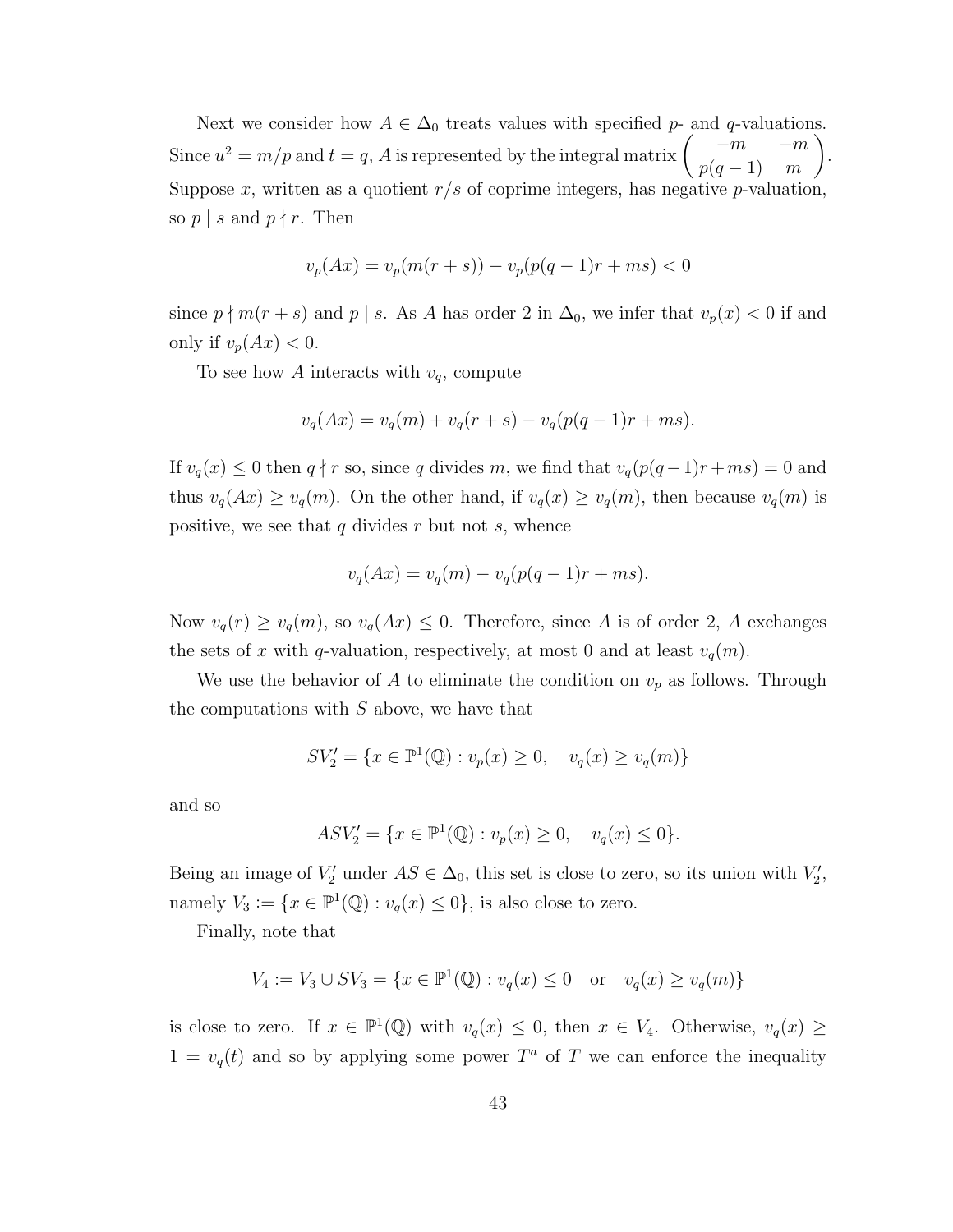Next we consider how $A \in \Delta_0$ treats values with specified $p$- and $q$-valuations. Since $u^2 = m/p$ and $t = q$, $A$ is represented by the integral matrix $\begin{pmatrix} -m & -m \\ p(q-1) & m \end{pmatrix}$. Suppose $x$, written as a quotient $r/s$ of coprime integers, has negative $p$-valuation, so $p \mid s$ and $p \nmid r$. Then

$$v_p(Ax) = v_p(m(r+s)) - v_p(p(q-1)r + ms) < 0$$

since $p \nmid m(r+s)$ and $p \mid s$. As $A$ has order 2 in $\Delta_0$, we infer that $v_p(x) < 0$ if and only if $v_p(Ax) < 0$.

To see how $A$ interacts with $v_q$, compute

$$v_q(Ax) = v_q(m) + v_q(r+s) - v_q(p(q-1)r + ms).$$

If $v_q(x) \leq 0$ then $q \nmid r$ so, since $q$ divides $m$, we find that $v_q(p(q-1)r+ms) = 0$ and thus $v_q(Ax) \geq v_q(m)$. On the other hand, if $v_q(x) \geq v_q(m)$, then because $v_q(m)$ is positive, we see that $q$ divides $r$ but not $s$, whence

$$v_q(Ax) = v_q(m) - v_q(p(q-1)r + ms).$$

Now $v_q(r) \geq v_q(m)$, so $v_q(Ax) \leq 0$. Therefore, since $A$ is of order 2, $A$ exchanges the sets of $x$ with $q$-valuation, respectively, at most 0 and at least $v_q(m)$.

We use the behavior of $A$ to eliminate the condition on $v_p$ as follows. Through the computations with $S$ above, we have that

$$SV_2' = \{x \in \mathbb{P}^1(\mathbb{Q}) : v_p(x) \geq 0, \quad v_q(x) \geq v_q(m)\}$$

and so

$$ASV_2' = \{x \in \mathbb{P}^1(\mathbb{Q}) : v_p(x) \geq 0, \quad v_q(x) \leq 0\}.$$

Being an image of $V_2'$ under $AS \in \Delta_0$, this set is close to zero, so its union with $V_2'$, namely $V_3 := \{x \in \mathbb{P}^1(\mathbb{Q}) : v_q(x) \leq 0\}$, is also close to zero.

Finally, note that

$$V_4 := V_3 \cup SV_3 = \{x \in \mathbb{P}^1(\mathbb{Q}) : v_q(x) \leq 0 \quad \text{or} \quad v_q(x) \geq v_q(m)\}$$

is close to zero. If $x \in \mathbb{P}^1(\mathbb{Q})$ with $v_q(x) \leq 0$, then $x \in V_4$. Otherwise, $v_q(x) \geq 1 = v_q(t)$ and so by applying some power $T^a$ of $T$ we can enforce the inequality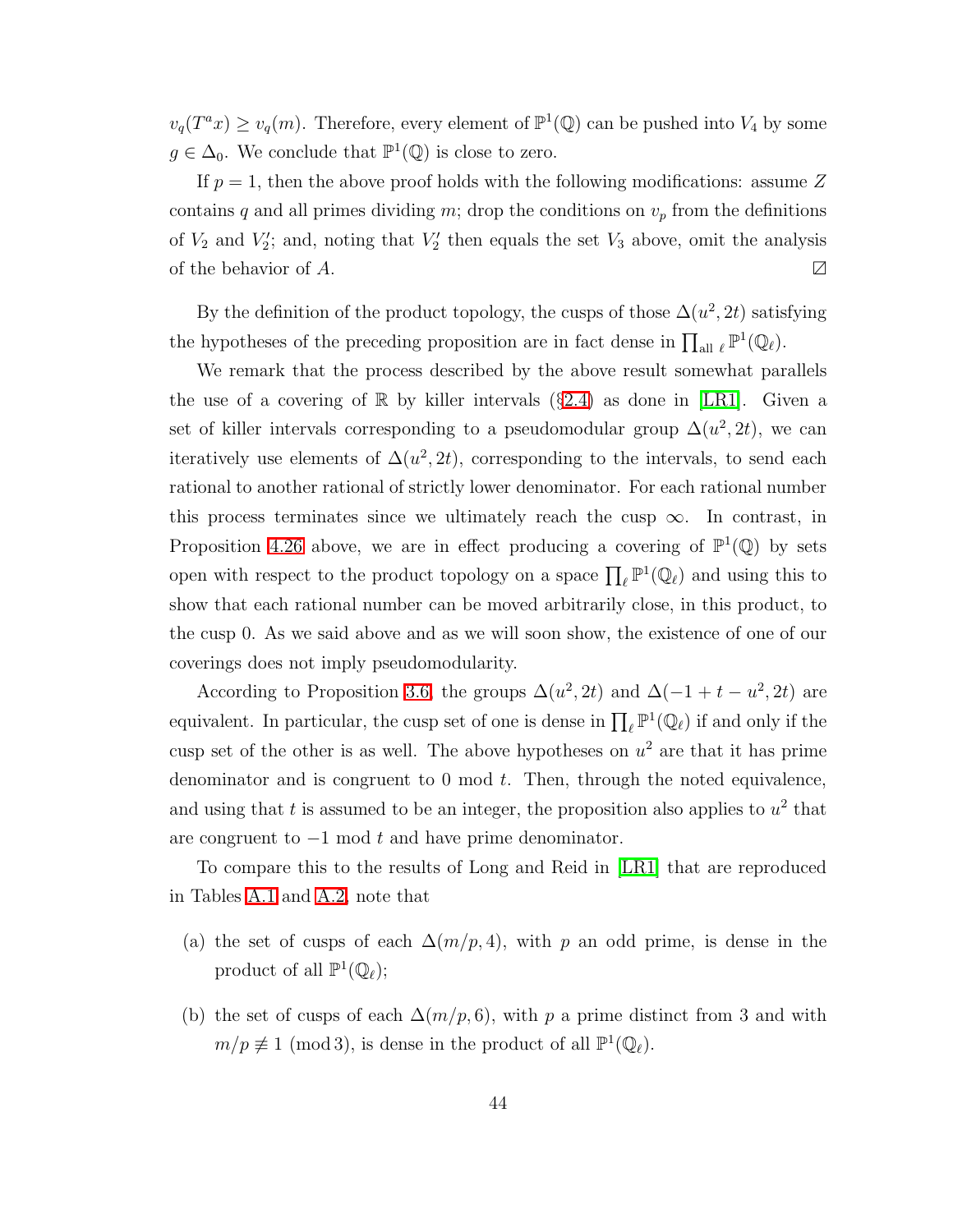$v_q(T^a x) \geq v_q(m)$. Therefore, every element of $\mathbb{P}^1(\mathbb{Q})$ can be pushed into $V_4$ by some $g \in \Delta_0$. We conclude that $\mathbb{P}^1(\mathbb{Q})$ is close to zero.

If $p = 1$, then the above proof holds with the following modifications: assume $Z$ contains $q$ and all primes dividing $m$; drop the conditions on $v_p$ from the definitions of $V_2$ and $V_2'$; and, noting that $V_2'$ then equals the set $V_3$ above, omit the analysis of the behavior of $A$. $\boxslash$

By the definition of the product topology, the cusps of those $\Delta(u^2, 2t)$ satisfying the hypotheses of the preceding proposition are in fact dense in $\prod_{\text{all } \ell} \mathbb{P}^1(\mathbb{Q}_\ell)$.

We remark that the process described by the above result somewhat parallels the use of a covering of $\mathbb{R}$ by killer intervals (§2.4) as done in [LR1]. Given a set of killer intervals corresponding to a pseudomodular group $\Delta(u^2, 2t)$, we can iteratively use elements of $\Delta(u^2, 2t)$, corresponding to the intervals, to send each rational to another rational of strictly lower denominator. For each rational number this process terminates since we ultimately reach the cusp $\infty$. In contrast, in Proposition 4.26 above, we are in effect producing a covering of $\mathbb{P}^1(\mathbb{Q})$ by sets open with respect to the product topology on a space $\prod_\ell \mathbb{P}^1(\mathbb{Q}_\ell)$ and using this to show that each rational number can be moved arbitrarily close, in this product, to the cusp 0. As we said above and as we will soon show, the existence of one of our coverings does not imply pseudomodularity.

According to Proposition 3.6, the groups $\Delta(u^2, 2t)$ and $\Delta(-1 + t - u^2, 2t)$ are equivalent. In particular, the cusp set of one is dense in $\prod_\ell \mathbb{P}^1(\mathbb{Q}_\ell)$ if and only if the cusp set of the other is as well. The above hypotheses on $u^2$ are that it has prime denominator and is congruent to 0 mod $t$. Then, through the noted equivalence, and using that $t$ is assumed to be an integer, the proposition also applies to $u^2$ that are congruent to $-1$ mod $t$ and have prime denominator.

To compare this to the results of Long and Reid in [LR1] that are reproduced in Tables A.1 and A.2, note that

(a) the set of cusps of each $\Delta(m/p, 4)$, with $p$ an odd prime, is dense in the product of all $\mathbb{P}^1(\mathbb{Q}_\ell)$;

(b) the set of cusps of each $\Delta(m/p, 6)$, with $p$ a prime distinct from 3 and with $m/p \not\equiv 1 \pmod 3$, is dense in the product of all $\mathbb{P}^1(\mathbb{Q}_\ell)$.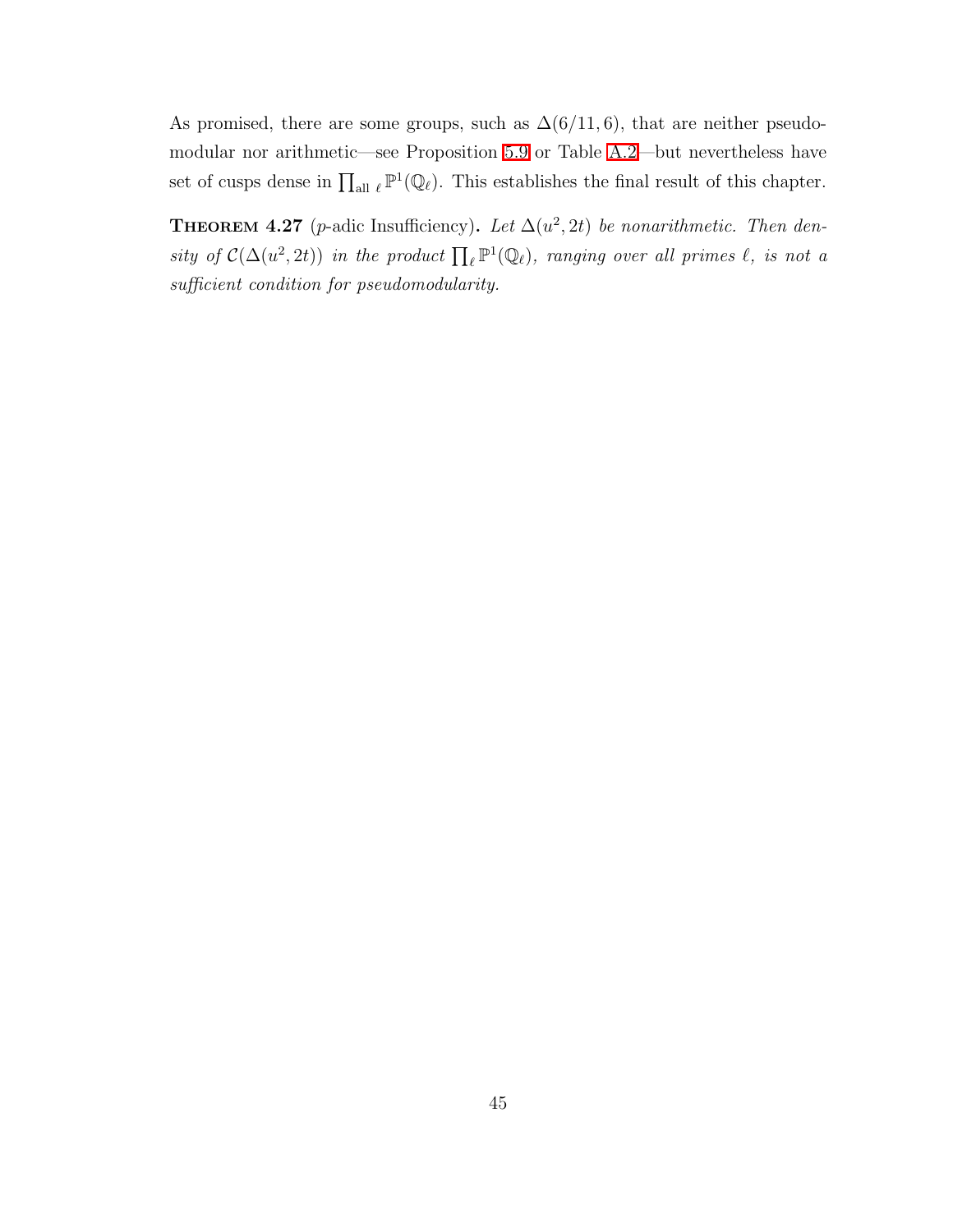As promised, there are some groups, such as $\Delta(6/11, 6)$, that are neither pseudomodular nor arithmetic—see Proposition 5.9 or Table A.2—but nevertheless have set of cusps dense in $\prod_{\text{all } \ell} \mathbb{P}^1(\mathbb{Q}_\ell)$. This establishes the final result of this chapter.

**Theorem 4.27** ($p$-adic Insufficiency). *Let $\Delta(u^2, 2t)$ be nonarithmetic. Then density of $\mathcal{C}(\Delta(u^2, 2t))$ in the product $\prod_\ell \mathbb{P}^1(\mathbb{Q}_\ell)$, ranging over all primes $\ell$, is not a sufficient condition for pseudomodularity.*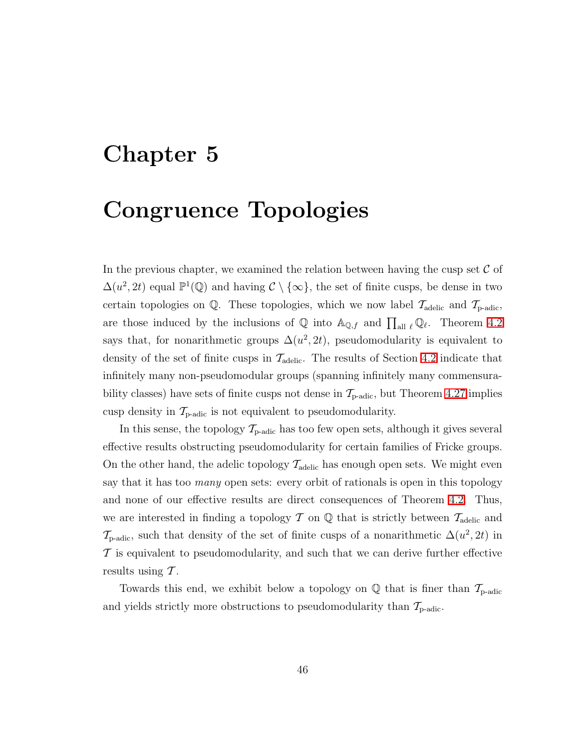# Chapter 5

# Congruence Topologies

In the previous chapter, we examined the relation between having the cusp set $\mathcal{C}$ of $\Delta(u^2, 2t)$ equal $\mathbb{P}^1(\mathbb{Q})$ and having $\mathcal{C} \setminus \{\infty\}$, the set of finite cusps, be dense in two certain topologies on $\mathbb{Q}$. These topologies, which we now label $\mathcal{T}_{\text{adelic}}$ and $\mathcal{T}_{\text{p-adic}}$, are those induced by the inclusions of $\mathbb{Q}$ into $\mathbb{A}_{\mathbb{Q},f}$ and $\prod_{\text{all } \ell} \mathbb{Q}_\ell$. Theorem 4.2 says that, for nonarithmetic groups $\Delta(u^2, 2t)$, pseudomodularity is equivalent to density of the set of finite cusps in $\mathcal{T}_{\text{adelic}}$. The results of Section 4.2 indicate that infinitely many non-pseudomodular groups (spanning infinitely many commensurability classes) have sets of finite cusps not dense in $\mathcal{T}_{\text{p-adic}}$, but Theorem 4.27 implies cusp density in $\mathcal{T}_{\text{p-adic}}$ is not equivalent to pseudomodularity.

In this sense, the topology $\mathcal{T}_{\text{p-adic}}$ has too few open sets, although it gives several effective results obstructing pseudomodularity for certain families of Fricke groups. On the other hand, the adelic topology $\mathcal{T}_{\text{adelic}}$ has enough open sets. We might even say that it has too *many* open sets: every orbit of rationals is open in this topology and none of our effective results are direct consequences of Theorem 4.2. Thus, we are interested in finding a topology $\mathcal{T}$ on $\mathbb{Q}$ that is strictly between $\mathcal{T}_{\text{adelic}}$ and $\mathcal{T}_{\text{p-adic}}$, such that density of the set of finite cusps of a nonarithmetic $\Delta(u^2, 2t)$ in $\mathcal{T}$ is equivalent to pseudomodularity, and such that we can derive further effective results using $\mathcal{T}$.

Towards this end, we exhibit below a topology on $\mathbb{Q}$ that is finer than $\mathcal{T}_{\text{p-adic}}$ and yields strictly more obstructions to pseudomodularity than $\mathcal{T}_{\text{p-adic}}$.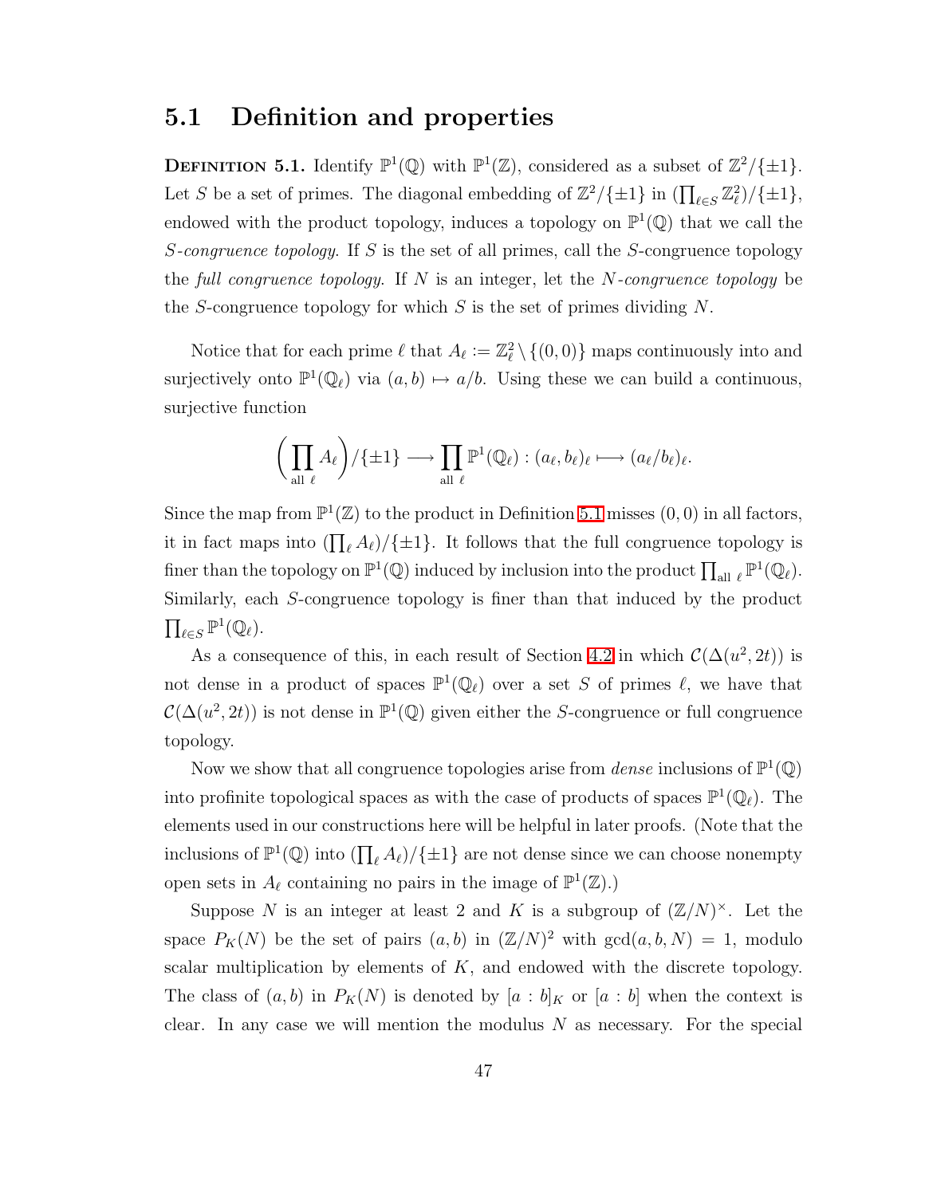## 5.1 Definition and properties

**Definition 5.1.** Identify $\mathbb{P}^1(\mathbb{Q})$ with $\mathbb{P}^1(\mathbb{Z})$, considered as a subset of $\mathbb{Z}^2/\{\pm 1\}$. Let $S$ be a set of primes. The diagonal embedding of $\mathbb{Z}^2/\{\pm 1\}$ in $(\prod_{\ell \in S} \mathbb{Z}_\ell^2)/\{\pm 1\}$, endowed with the product topology, induces a topology on $\mathbb{P}^1(\mathbb{Q})$ that we call the *S-congruence topology*. If $S$ is the set of all primes, call the $S$-congruence topology the *full congruence topology*. If $N$ is an integer, let the *N-congruence topology* be the $S$-congruence topology for which $S$ is the set of primes dividing $N$.

Notice that for each prime $\ell$ that $A_\ell := \mathbb{Z}_\ell^2 \setminus \{(0,0)\}$ maps continuously into and surjectively onto $\mathbb{P}^1(\mathbb{Q}_\ell)$ via $(a,b) \mapsto a/b$. Using these we can build a continuous, surjective function

$$\left(\prod_{\text{all } \ell} A_\ell\right)/\{\pm 1\} \longrightarrow \prod_{\text{all } \ell} \mathbb{P}^1(\mathbb{Q}_\ell) : (a_\ell, b_\ell)_\ell \longmapsto (a_\ell/b_\ell)_\ell.$$

Since the map from $\mathbb{P}^1(\mathbb{Z})$ to the product in Definition 5.1 misses $(0,0)$ in all factors, it in fact maps into $(\prod_\ell A_\ell)/\{\pm 1\}$. It follows that the full congruence topology is finer than the topology on $\mathbb{P}^1(\mathbb{Q})$ induced by inclusion into the product $\prod_{\text{all } \ell} \mathbb{P}^1(\mathbb{Q}_\ell)$. Similarly, each $S$-congruence topology is finer than that induced by the product $\prod_{\ell \in S} \mathbb{P}^1(\mathbb{Q}_\ell)$.

As a consequence of this, in each result of Section 4.2 in which $\mathcal{C}(\Delta(u^2, 2t))$ is not dense in a product of spaces $\mathbb{P}^1(\mathbb{Q}_\ell)$ over a set $S$ of primes $\ell$, we have that $\mathcal{C}(\Delta(u^2, 2t))$ is not dense in $\mathbb{P}^1(\mathbb{Q})$ given either the $S$-congruence or full congruence topology.

Now we show that all congruence topologies arise from *dense* inclusions of $\mathbb{P}^1(\mathbb{Q})$ into profinite topological spaces as with the case of products of spaces $\mathbb{P}^1(\mathbb{Q}_\ell)$. The elements used in our constructions here will be helpful in later proofs. (Note that the inclusions of $\mathbb{P}^1(\mathbb{Q})$ into $(\prod_\ell A_\ell)/\{\pm 1\}$ are not dense since we can choose nonempty open sets in $A_\ell$ containing no pairs in the image of $\mathbb{P}^1(\mathbb{Z})$.)

Suppose $N$ is an integer at least 2 and $K$ is a subgroup of $(\mathbb{Z}/N)^\times$. Let the space $P_K(N)$ be the set of pairs $(a,b)$ in $(\mathbb{Z}/N)^2$ with $\gcd(a,b,N) = 1$, modulo scalar multiplication by elements of $K$, and endowed with the discrete topology. The class of $(a,b)$ in $P_K(N)$ is denoted by $[a : b]_K$ or $[a : b]$ when the context is clear. In any case we will mention the modulus $N$ as necessary. For the special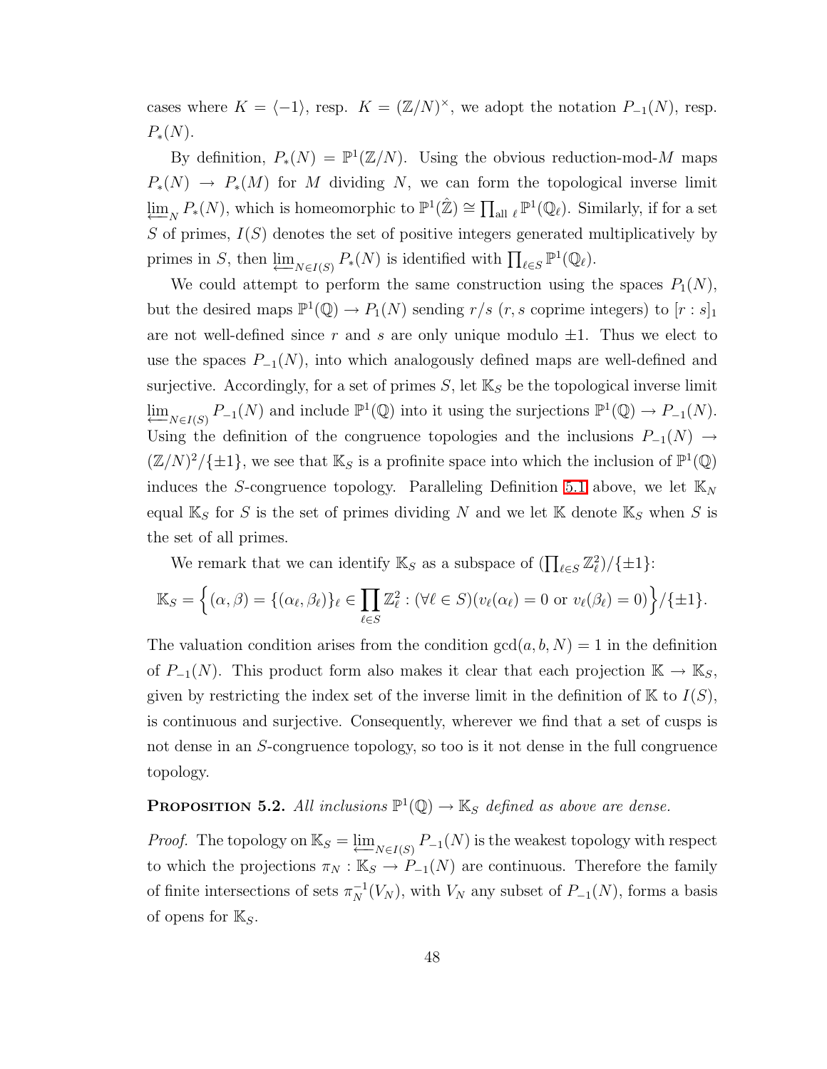cases where $K = \langle -1 \rangle$, resp. $K = (\mathbb{Z}/N)^\times$, we adopt the notation $P_{-1}(N)$, resp. $P_*(N)$.

By definition, $P_*(N) = \mathbb{P}^1(\mathbb{Z}/N)$. Using the obvious reduction-mod-$M$ maps $P_*(N) \to P_*(M)$ for $M$ dividing $N$, we can form the topological inverse limit $\varprojlim_N P_*(N)$, which is homeomorphic to $\mathbb{P}^1(\hat{\mathbb{Z}}) \cong \prod_{\text{all } \ell} \mathbb{P}^1(\mathbb{Q}_\ell)$. Similarly, if for a set $S$ of primes, $I(S)$ denotes the set of positive integers generated multiplicatively by primes in $S$, then $\varprojlim_{N \in I(S)} P_*(N)$ is identified with $\prod_{\ell \in S} \mathbb{P}^1(\mathbb{Q}_\ell)$.

We could attempt to perform the same construction using the spaces $P_1(N)$, but the desired maps $\mathbb{P}^1(\mathbb{Q}) \to P_1(N)$ sending $r/s$ ($r, s$ coprime integers) to $[r : s]_1$ are not well-defined since $r$ and $s$ are only unique modulo $\pm 1$. Thus we elect to use the spaces $P_{-1}(N)$, into which analogously defined maps are well-defined and surjective. Accordingly, for a set of primes $S$, let $\mathbb{K}_S$ be the topological inverse limit $\varprojlim_{N \in I(S)} P_{-1}(N)$ and include $\mathbb{P}^1(\mathbb{Q})$ into it using the surjections $\mathbb{P}^1(\mathbb{Q}) \to P_{-1}(N)$. Using the definition of the congruence topologies and the inclusions $P_{-1}(N) \to (\mathbb{Z}/N)^2/\{\pm 1\}$, we see that $\mathbb{K}_S$ is a profinite space into which the inclusion of $\mathbb{P}^1(\mathbb{Q})$ induces the $S$-congruence topology. Paralleling Definition 5.1 above, we let $\mathbb{K}_N$ equal $\mathbb{K}_S$ for $S$ is the set of primes dividing $N$ and we let $\mathbb{K}$ denote $\mathbb{K}_S$ when $S$ is the set of all primes.

We remark that we can identify $\mathbb{K}_S$ as a subspace of $(\prod_{\ell \in S} \mathbb{Z}_\ell^2)/\{\pm 1\}$:

$$\mathbb{K}_S = \Big\{ (\alpha, \beta) = \{(\alpha_\ell, \beta_\ell)\}_\ell \in \prod_{\ell \in S} \mathbb{Z}_\ell^2 : (\forall \ell \in S)(v_\ell(\alpha_\ell) = 0 \text{ or } v_\ell(\beta_\ell) = 0) \Big\} / \{\pm 1\}.$$

The valuation condition arises from the condition $\gcd(a, b, N) = 1$ in the definition of $P_{-1}(N)$. This product form also makes it clear that each projection $\mathbb{K} \to \mathbb{K}_S$, given by restricting the index set of the inverse limit in the definition of $\mathbb{K}$ to $I(S)$, is continuous and surjective. Consequently, wherever we find that a set of cusps is not dense in an $S$-congruence topology, so too is it not dense in the full congruence topology.

**Proposition 5.2.** *All inclusions $\mathbb{P}^1(\mathbb{Q}) \to \mathbb{K}_S$ defined as above are dense.*

*Proof.* The topology on $\mathbb{K}_S = \varprojlim_{N \in I(S)} P_{-1}(N)$ is the weakest topology with respect to which the projections $\pi_N : \mathbb{K}_S \to P_{-1}(N)$ are continuous. Therefore the family of finite intersections of sets $\pi_N^{-1}(V_N)$, with $V_N$ any subset of $P_{-1}(N)$, forms a basis of opens for $\mathbb{K}_S$.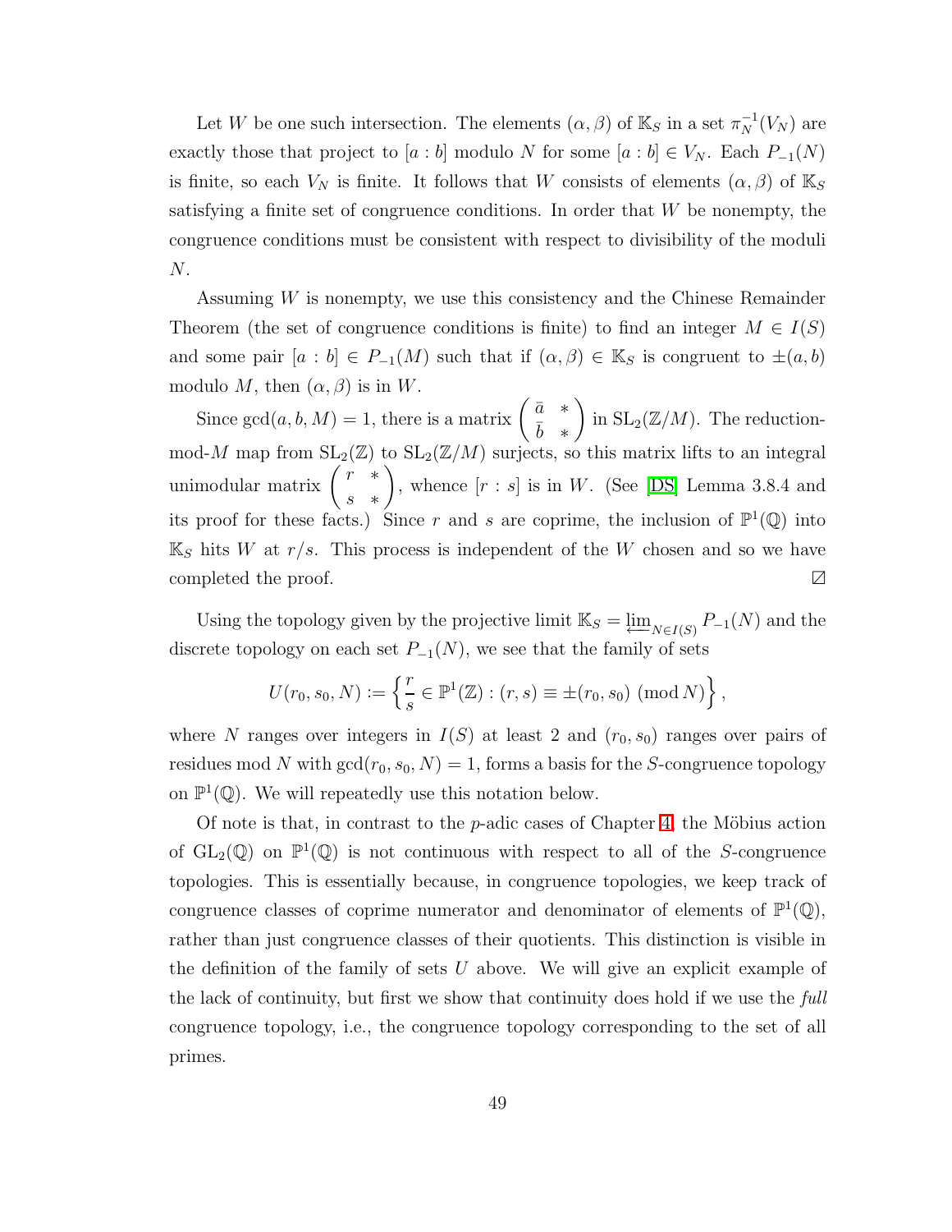Let $W$ be one such intersection. The elements $(\alpha, \beta)$ of $\mathbb{K}_S$ in a set $\pi_N^{-1}(V_N)$ are exactly those that project to $[a : b]$ modulo $N$ for some $[a : b] \in V_N$. Each $P_{-1}(N)$ is finite, so each $V_N$ is finite. It follows that $W$ consists of elements $(\alpha, \beta)$ of $\mathbb{K}_S$ satisfying a finite set of congruence conditions. In order that $W$ be nonempty, the congruence conditions must be consistent with respect to divisibility of the moduli $N$.

Assuming $W$ is nonempty, we use this consistency and the Chinese Remainder Theorem (the set of congruence conditions is finite) to find an integer $M \in I(S)$ and some pair $[a : b] \in P_{-1}(M)$ such that if $(\alpha, \beta) \in \mathbb{K}_S$ is congruent to $\pm(a, b)$ modulo $M$, then $(\alpha, \beta)$ is in $W$.

Since $\gcd(a, b, M) = 1$, there is a matrix $\begin{pmatrix} \bar{a} & * \\ \bar{b} & * \end{pmatrix}$ in $\mathrm{SL}_2(\mathbb{Z}/M)$. The reduction-mod-$M$ map from $\mathrm{SL}_2(\mathbb{Z})$ to $\mathrm{SL}_2(\mathbb{Z}/M)$ surjects, so this matrix lifts to an integral unimodular matrix $\begin{pmatrix} r & * \\ s & * \end{pmatrix}$, whence $[r : s]$ is in $W$. (See [DS] Lemma 3.8.4 and its proof for these facts.) Since $r$ and $s$ are coprime, the inclusion of $\mathbb{P}^1(\mathbb{Q})$ into $\mathbb{K}_S$ hits $W$ at $r/s$. This process is independent of the $W$ chosen and so we have completed the proof. ☐

Using the topology given by the projective limit $\mathbb{K}_S = \varprojlim_{N \in I(S)} P_{-1}(N)$ and the discrete topology on each set $P_{-1}(N)$, we see that the family of sets

$$U(r_0, s_0, N) := \left\{ \frac{r}{s} \in \mathbb{P}^1(\mathbb{Z}) : (r, s) \equiv \pm(r_0, s_0) \pmod{N} \right\},$$

where $N$ ranges over integers in $I(S)$ at least 2 and $(r_0, s_0)$ ranges over pairs of residues mod $N$ with $\gcd(r_0, s_0, N) = 1$, forms a basis for the $S$-congruence topology on $\mathbb{P}^1(\mathbb{Q})$. We will repeatedly use this notation below.

Of note is that, in contrast to the $p$-adic cases of Chapter 4, the Möbius action of $\mathrm{GL}_2(\mathbb{Q})$ on $\mathbb{P}^1(\mathbb{Q})$ is not continuous with respect to all of the $S$-congruence topologies. This is essentially because, in congruence topologies, we keep track of congruence classes of coprime numerator and denominator of elements of $\mathbb{P}^1(\mathbb{Q})$, rather than just congruence classes of their quotients. This distinction is visible in the definition of the family of sets $U$ above. We will give an explicit example of the lack of continuity, but first we show that continuity does hold if we use the *full* congruence topology, i.e., the congruence topology corresponding to the set of all primes.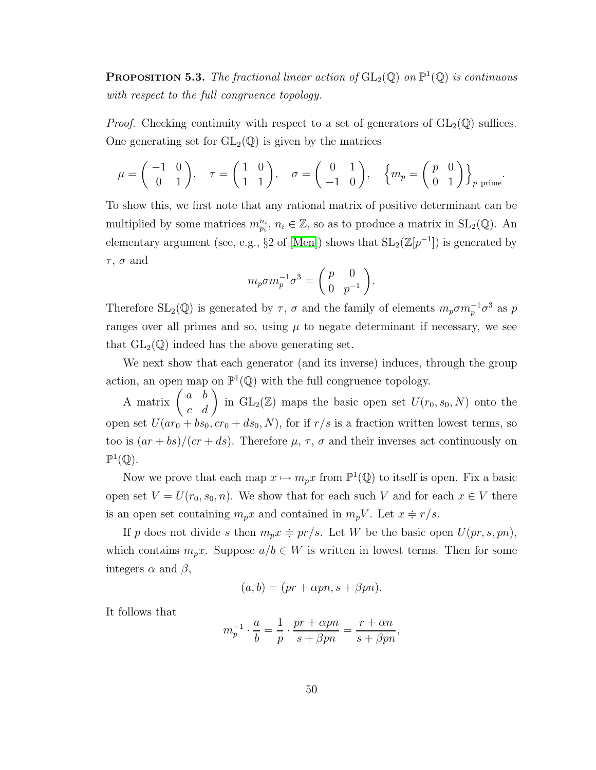**Proposition 5.3.** *The fractional linear action of* $\mathrm{GL}_2(\mathbb{Q})$ *on* $\mathbb{P}^1(\mathbb{Q})$ *is continuous with respect to the full congruence topology.*

*Proof.* Checking continuity with respect to a set of generators of $\mathrm{GL}_2(\mathbb{Q})$ suffices. One generating set for $\mathrm{GL}_2(\mathbb{Q})$ is given by the matrices

$$\mu = \begin{pmatrix} -1 & 0 \\ 0 & 1 \end{pmatrix}, \quad \tau = \begin{pmatrix} 1 & 0 \\ 1 & 1 \end{pmatrix}, \quad \sigma = \begin{pmatrix} 0 & 1 \\ -1 & 0 \end{pmatrix}, \quad \left\{ m_p = \begin{pmatrix} p & 0 \\ 0 & 1 \end{pmatrix} \right\}_{p \text{ prime}}.$$

To show this, we first note that any rational matrix of positive determinant can be multiplied by some matrices $m_{p_i}^{n_i}$, $n_i \in \mathbb{Z}$, so as to produce a matrix in $\mathrm{SL}_2(\mathbb{Q})$. An elementary argument (see, e.g., §2 of [Men]) shows that $\mathrm{SL}_2(\mathbb{Z}[p^{-1}])$ is generated by $\tau$, $\sigma$ and

$$m_p \sigma m_p^{-1} \sigma^3 = \begin{pmatrix} p & 0 \\ 0 & p^{-1} \end{pmatrix}.$$

Therefore $\mathrm{SL}_2(\mathbb{Q})$ is generated by $\tau$, $\sigma$ and the family of elements $m_p \sigma m_p^{-1} \sigma^3$ as $p$ ranges over all primes and so, using $\mu$ to negate determinant if necessary, we see that $\mathrm{GL}_2(\mathbb{Q})$ indeed has the above generating set.

We next show that each generator (and its inverse) induces, through the group action, an open map on $\mathbb{P}^1(\mathbb{Q})$ with the full congruence topology.

A matrix $\begin{pmatrix} a & b \\ c & d \end{pmatrix}$ in $\mathrm{GL}_2(\mathbb{Z})$ maps the basic open set $U(r_0, s_0, N)$ onto the open set $U(ar_0 + bs_0, cr_0 + ds_0, N)$, for if $r/s$ is a fraction written lowest terms, so too is $(ar + bs)/(cr + ds)$. Therefore $\mu$, $\tau$, $\sigma$ and their inverses act continuously on $\mathbb{P}^1(\mathbb{Q})$.

Now we prove that each map $x \mapsto m_p x$ from $\mathbb{P}^1(\mathbb{Q})$ to itself is open. Fix a basic open set $V = U(r_0, s_0, n)$. We show that for each such $V$ and for each $x \in V$ there is an open set containing $m_p x$ and contained in $m_p V$. Let $x \doteqdot r/s$.

If $p$ does not divide $s$ then $m_p x \doteqdot pr/s$. Let $W$ be the basic open $U(pr, s, pn)$, which contains $m_p x$. Suppose $a/b \in W$ is written in lowest terms. Then for some integers $\alpha$ and $\beta$,

$$(a, b) = (pr + \alpha pn, s + \beta pn).$$

It follows that

$$m_p^{-1} \cdot \frac{a}{b} = \frac{1}{p} \cdot \frac{pr + \alpha pn}{s + \beta pn} = \frac{r + \alpha n}{s + \beta pn},$$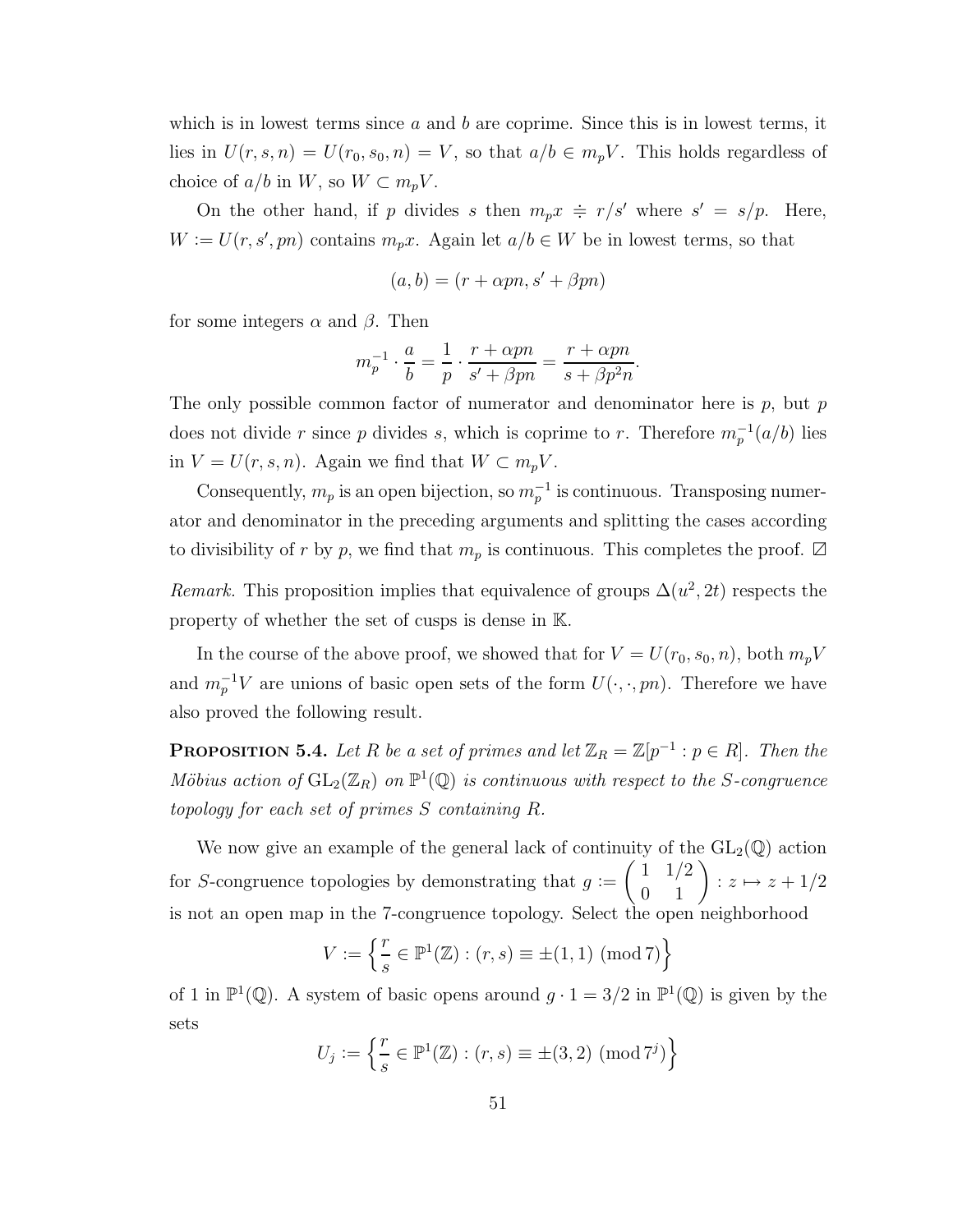which is in lowest terms since $a$ and $b$ are coprime. Since this is in lowest terms, it lies in $U(r, s, n) = U(r_0, s_0, n) = V$, so that $a/b \in m_p V$. This holds regardless of choice of $a/b$ in $W$, so $W \subset m_p V$.

On the other hand, if $p$ divides $s$ then $m_p x \doteq r/s'$ where $s' = s/p$. Here, $W := U(r, s', pn)$ contains $m_p x$. Again let $a/b \in W$ be in lowest terms, so that

$$(a, b) = (r + \alpha pn, s' + \beta pn)$$

for some integers $\alpha$ and $\beta$. Then

$$m_p^{-1} \cdot \frac{a}{b} = \frac{1}{p} \cdot \frac{r + \alpha pn}{s' + \beta pn} = \frac{r + \alpha pn}{s + \beta p^2 n}.$$

The only possible common factor of numerator and denominator here is $p$, but $p$ does not divide $r$ since $p$ divides $s$, which is coprime to $r$. Therefore $m_p^{-1}(a/b)$ lies in $V = U(r, s, n)$. Again we find that $W \subset m_p V$.

Consequently, $m_p$ is an open bijection, so $m_p^{-1}$ is continuous. Transposing numerator and denominator in the preceding arguments and splitting the cases according to divisibility of $r$ by $p$, we find that $m_p$ is continuous. This completes the proof. $\boxslash$

*Remark.* This proposition implies that equivalence of groups $\Delta(u^2, 2t)$ respects the property of whether the set of cusps is dense in $\mathbb{K}$.

In the course of the above proof, we showed that for $V = U(r_0, s_0, n)$, both $m_p V$ and $m_p^{-1} V$ are unions of basic open sets of the form $U(\cdot, \cdot, pn)$. Therefore we have also proved the following result.

**Proposition 5.4.** *Let $R$ be a set of primes and let $\mathbb{Z}_R = \mathbb{Z}[p^{-1} : p \in R]$. Then the Möbius action of $\mathrm{GL}_2(\mathbb{Z}_R)$ on $\mathbb{P}^1(\mathbb{Q})$ is continuous with respect to the $S$-congruence topology for each set of primes $S$ containing $R$.*

We now give an example of the general lack of continuity of the $\mathrm{GL}_2(\mathbb{Q})$ action for $S$-congruence topologies by demonstrating that $g := \begin{pmatrix} 1 & 1/2 \\ 0 & 1 \end{pmatrix} : z \mapsto z + 1/2$ is not an open map in the 7-congruence topology. Select the open neighborhood

$$V := \left\{ \frac{r}{s} \in \mathbb{P}^1(\mathbb{Z}) : (r, s) \equiv \pm(1, 1) \ (\mathrm{mod}\, 7) \right\}$$

of 1 in $\mathbb{P}^1(\mathbb{Q})$. A system of basic opens around $g \cdot 1 = 3/2$ in $\mathbb{P}^1(\mathbb{Q})$ is given by the sets

$$U_j := \left\{ \frac{r}{s} \in \mathbb{P}^1(\mathbb{Z}) : (r, s) \equiv \pm(3, 2) \ (\mathrm{mod}\, 7^j) \right\}$$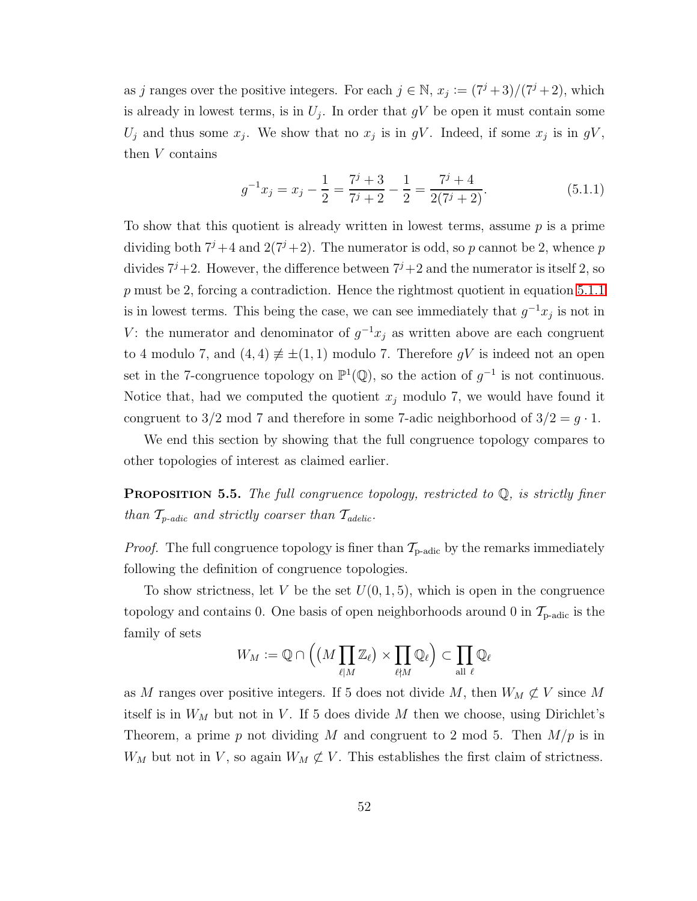as $j$ ranges over the positive integers. For each $j \in \mathbb{N}$, $x_j := (7^j+3)/(7^j+2)$, which is already in lowest terms, is in $U_j$. In order that $gV$ be open it must contain some $U_j$ and thus some $x_j$. We show that no $x_j$ is in $gV$. Indeed, if some $x_j$ is in $gV$, then $V$ contains

$$g^{-1}x_j = x_j - \frac{1}{2} = \frac{7^j+3}{7^j+2} - \frac{1}{2} = \frac{7^j+4}{2(7^j+2)}. \tag{5.1.1}$$

To show that this quotient is already written in lowest terms, assume $p$ is a prime dividing both $7^j+4$ and $2(7^j+2)$. The numerator is odd, so $p$ cannot be 2, whence $p$ divides $7^j+2$. However, the difference between $7^j+2$ and the numerator is itself 2, so $p$ must be 2, forcing a contradiction. Hence the rightmost quotient in equation 5.1.1 is in lowest terms. This being the case, we can see immediately that $g^{-1}x_j$ is not in $V$: the numerator and denominator of $g^{-1}x_j$ as written above are each congruent to 4 modulo 7, and $(4,4) \not\equiv \pm(1,1)$ modulo 7. Therefore $gV$ is indeed not an open set in the 7-congruence topology on $\mathbb{P}^1(\mathbb{Q})$, so the action of $g^{-1}$ is not continuous. Notice that, had we computed the quotient $x_j$ modulo 7, we would have found it congruent to $3/2$ mod 7 and therefore in some 7-adic neighborhood of $3/2 = g \cdot 1$.

We end this section by showing that the full congruence topology compares to other topologies of interest as claimed earlier.

**Proposition 5.5.** *The full congruence topology, restricted to $\mathbb{Q}$, is strictly finer than $\mathcal{T}_{p\text{-adic}}$ and strictly coarser than $\mathcal{T}_{adelic}$.*

*Proof.* The full congruence topology is finer than $\mathcal{T}_{\text{p-adic}}$ by the remarks immediately following the definition of congruence topologies.

To show strictness, let $V$ be the set $U(0,1,5)$, which is open in the congruence topology and contains 0. One basis of open neighborhoods around 0 in $\mathcal{T}_{\text{p-adic}}$ is the family of sets

$$W_M := \mathbb{Q} \cap \Big( \big( M \prod_{\ell | M} \mathbb{Z}_\ell \big) \times \prod_{\ell \nmid M} \mathbb{Q}_\ell \Big) \subset \prod_{\text{all } \ell} \mathbb{Q}_\ell$$

as $M$ ranges over positive integers. If 5 does not divide $M$, then $W_M \not\subset V$ since $M$ itself is in $W_M$ but not in $V$. If 5 does divide $M$ then we choose, using Dirichlet's Theorem, a prime $p$ not dividing $M$ and congruent to 2 mod 5. Then $M/p$ is in $W_M$ but not in $V$, so again $W_M \not\subset V$. This establishes the first claim of strictness.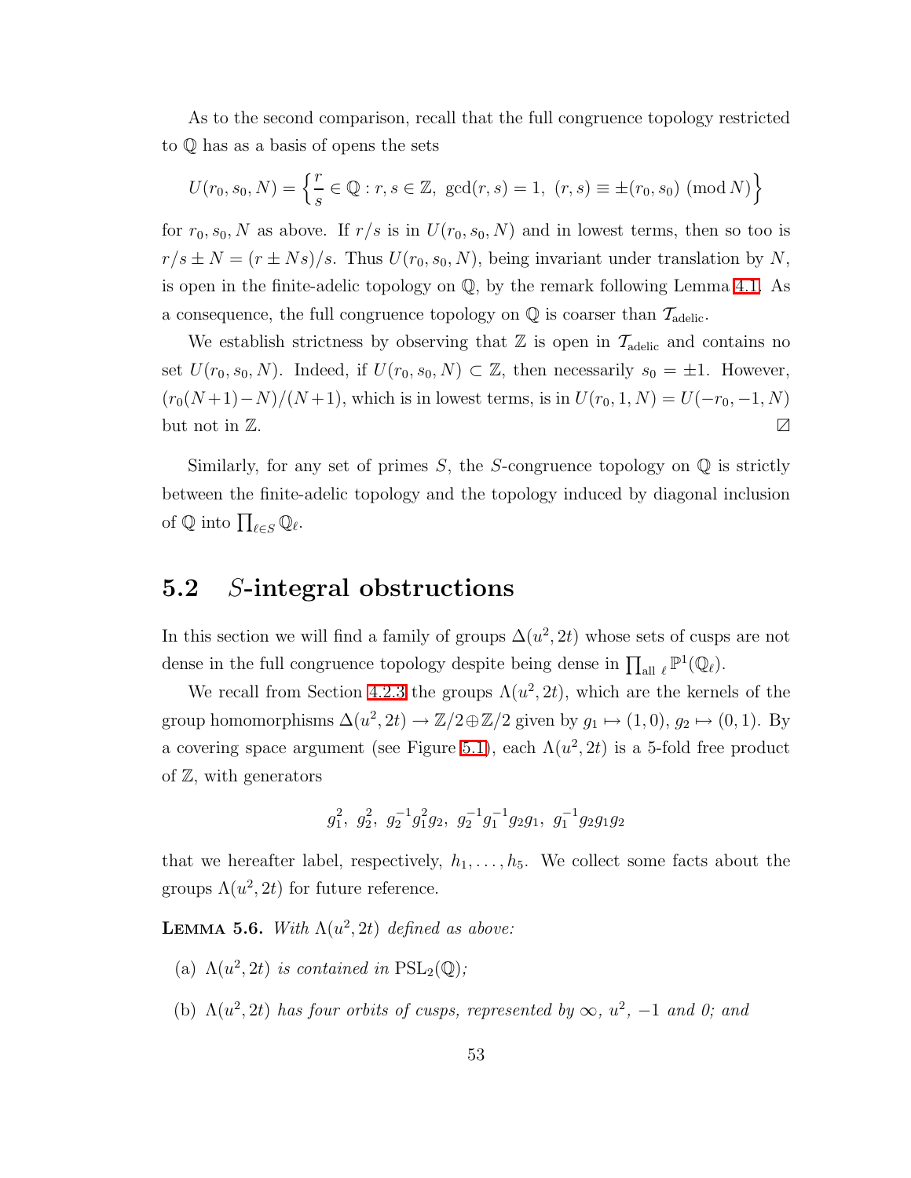As to the second comparison, recall that the full congruence topology restricted to $\mathbb{Q}$ has as a basis of opens the sets

$$U(r_0, s_0, N) = \left\{ \frac{r}{s} \in \mathbb{Q} : r, s \in \mathbb{Z},\ \gcd(r, s) = 1,\ (r, s) \equiv \pm(r_0, s_0) \pmod{N} \right\}$$

for $r_0, s_0, N$ as above. If $r/s$ is in $U(r_0, s_0, N)$ and in lowest terms, then so too is $r/s \pm N = (r \pm Ns)/s$. Thus $U(r_0, s_0, N)$, being invariant under translation by $N$, is open in the finite-adelic topology on $\mathbb{Q}$, by the remark following Lemma 4.1. As a consequence, the full congruence topology on $\mathbb{Q}$ is coarser than $\mathcal{T}_{\text{adelic}}$.

We establish strictness by observing that $\mathbb{Z}$ is open in $\mathcal{T}_{\text{adelic}}$ and contains no set $U(r_0, s_0, N)$. Indeed, if $U(r_0, s_0, N) \subset \mathbb{Z}$, then necessarily $s_0 = \pm 1$. However, $(r_0(N+1) - N)/(N+1)$, which is in lowest terms, is in $U(r_0, 1, N) = U(-r_0, -1, N)$ but not in $\mathbb{Z}$. ⊠

Similarly, for any set of primes $S$, the $S$-congruence topology on $\mathbb{Q}$ is strictly between the finite-adelic topology and the topology induced by diagonal inclusion of $\mathbb{Q}$ into $\prod_{\ell \in S} \mathbb{Q}_\ell$.

## 5.2 $S$-integral obstructions

In this section we will find a family of groups $\Delta(u^2, 2t)$ whose sets of cusps are not dense in the full congruence topology despite being dense in $\prod_{\text{all } \ell} \mathbb{P}^1(\mathbb{Q}_\ell)$.

We recall from Section 4.2.3 the groups $\Lambda(u^2, 2t)$, which are the kernels of the group homomorphisms $\Delta(u^2, 2t) \to \mathbb{Z}/2 \oplus \mathbb{Z}/2$ given by $g_1 \mapsto (1, 0)$, $g_2 \mapsto (0, 1)$. By a covering space argument (see Figure 5.1), each $\Lambda(u^2, 2t)$ is a 5-fold free product of $\mathbb{Z}$, with generators

$$g_1^2,\ g_2^2,\ g_2^{-1} g_1^2 g_2,\ g_2^{-1} g_1^{-1} g_2 g_1,\ g_1^{-1} g_2 g_1 g_2$$

that we hereafter label, respectively, $h_1, \ldots, h_5$. We collect some facts about the groups $\Lambda(u^2, 2t)$ for future reference.

**Lemma 5.6.** *With $\Lambda(u^2, 2t)$ defined as above:*

(a) *$\Lambda(u^2, 2t)$ is contained in $\mathrm{PSL}_2(\mathbb{Q})$;*

(b) *$\Lambda(u^2, 2t)$ has four orbits of cusps, represented by $\infty$, $u^2$, $-1$ and $0$; and*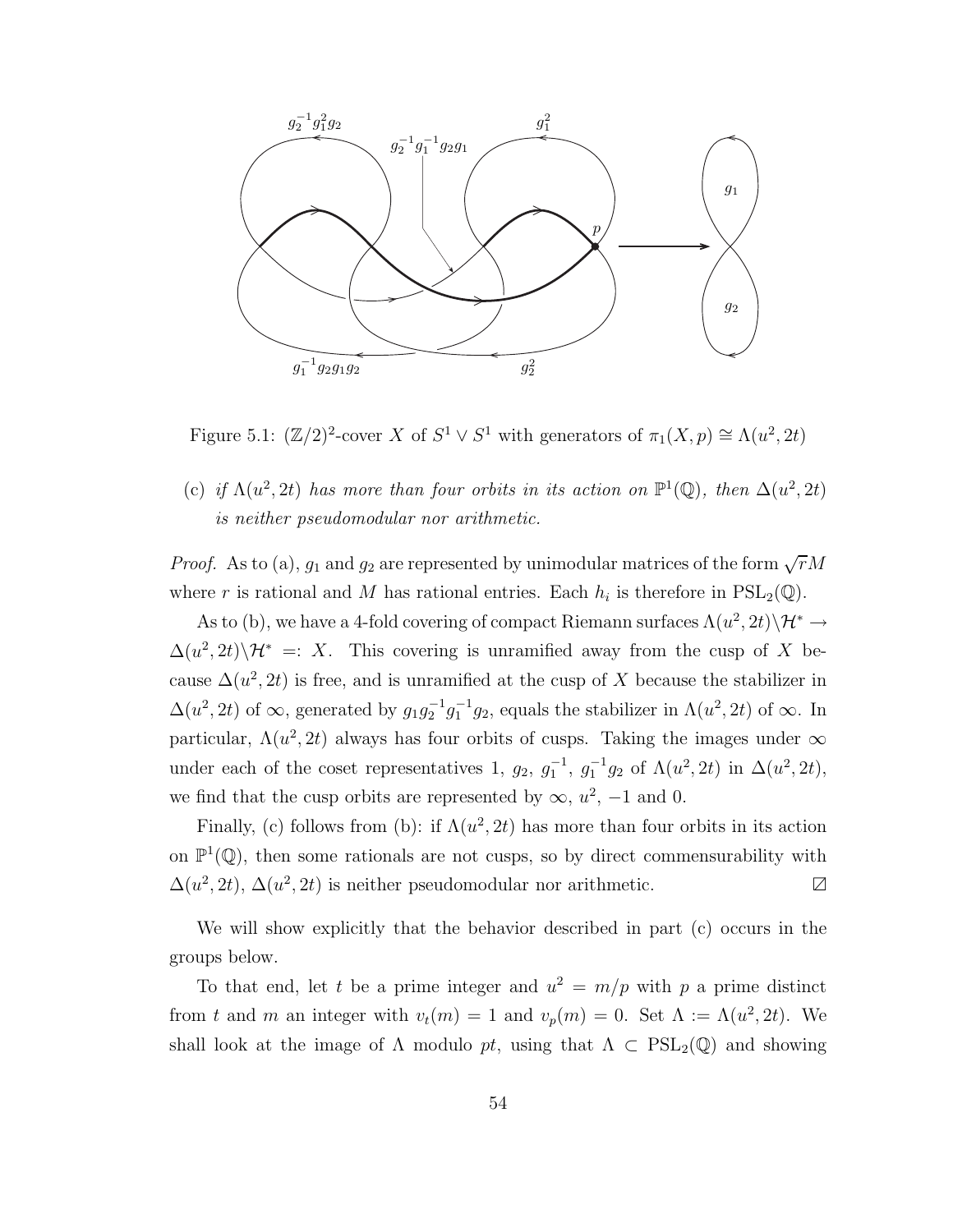Figure 5.1: $(\mathbb{Z}/2)^2$-cover $X$ of $S^1 \vee S^1$ with generators of $\pi_1(X, p) \cong \Lambda(u^2, 2t)$

(c) *if* $\Lambda(u^2, 2t)$ *has more than four orbits in its action on* $\mathbb{P}^1(\mathbb{Q})$*, then* $\Delta(u^2, 2t)$ *is neither pseudomodular nor arithmetic.*

*Proof.* As to (a), $g_1$ and $g_2$ are represented by unimodular matrices of the form $\sqrt{r}M$ where $r$ is rational and $M$ has rational entries. Each $h_i$ is therefore in $\mathrm{PSL}_2(\mathbb{Q})$.

As to (b), we have a 4-fold covering of compact Riemann surfaces $\Lambda(u^2, 2t)\backslash\mathcal{H}^* \to \Delta(u^2, 2t)\backslash\mathcal{H}^* =: X$. This covering is unramified away from the cusp of $X$ because $\Delta(u^2, 2t)$ is free, and is unramified at the cusp of $X$ because the stabilizer in $\Delta(u^2, 2t)$ of $\infty$, generated by $g_1 g_2^{-1} g_1^{-1} g_2$, equals the stabilizer in $\Lambda(u^2, 2t)$ of $\infty$. In particular, $\Lambda(u^2, 2t)$ always has four orbits of cusps. Taking the images under $\infty$ under each of the coset representatives $1$, $g_2$, $g_1^{-1}$, $g_1^{-1}g_2$ of $\Lambda(u^2, 2t)$ in $\Delta(u^2, 2t)$, we find that the cusp orbits are represented by $\infty$, $u^2$, $-1$ and $0$.

Finally, (c) follows from (b): if $\Lambda(u^2, 2t)$ has more than four orbits in its action on $\mathbb{P}^1(\mathbb{Q})$, then some rationals are not cusps, so by direct commensurability with $\Delta(u^2, 2t)$, $\Delta(u^2, 2t)$ is neither pseudomodular nor arithmetic. ∅

We will show explicitly that the behavior described in part (c) occurs in the groups below.

To that end, let $t$ be a prime integer and $u^2 = m/p$ with $p$ a prime distinct from $t$ and $m$ an integer with $v_t(m) = 1$ and $v_p(m) = 0$. Set $\Lambda := \Lambda(u^2, 2t)$. We shall look at the image of $\Lambda$ modulo $pt$, using that $\Lambda \subset \mathrm{PSL}_2(\mathbb{Q})$ and showing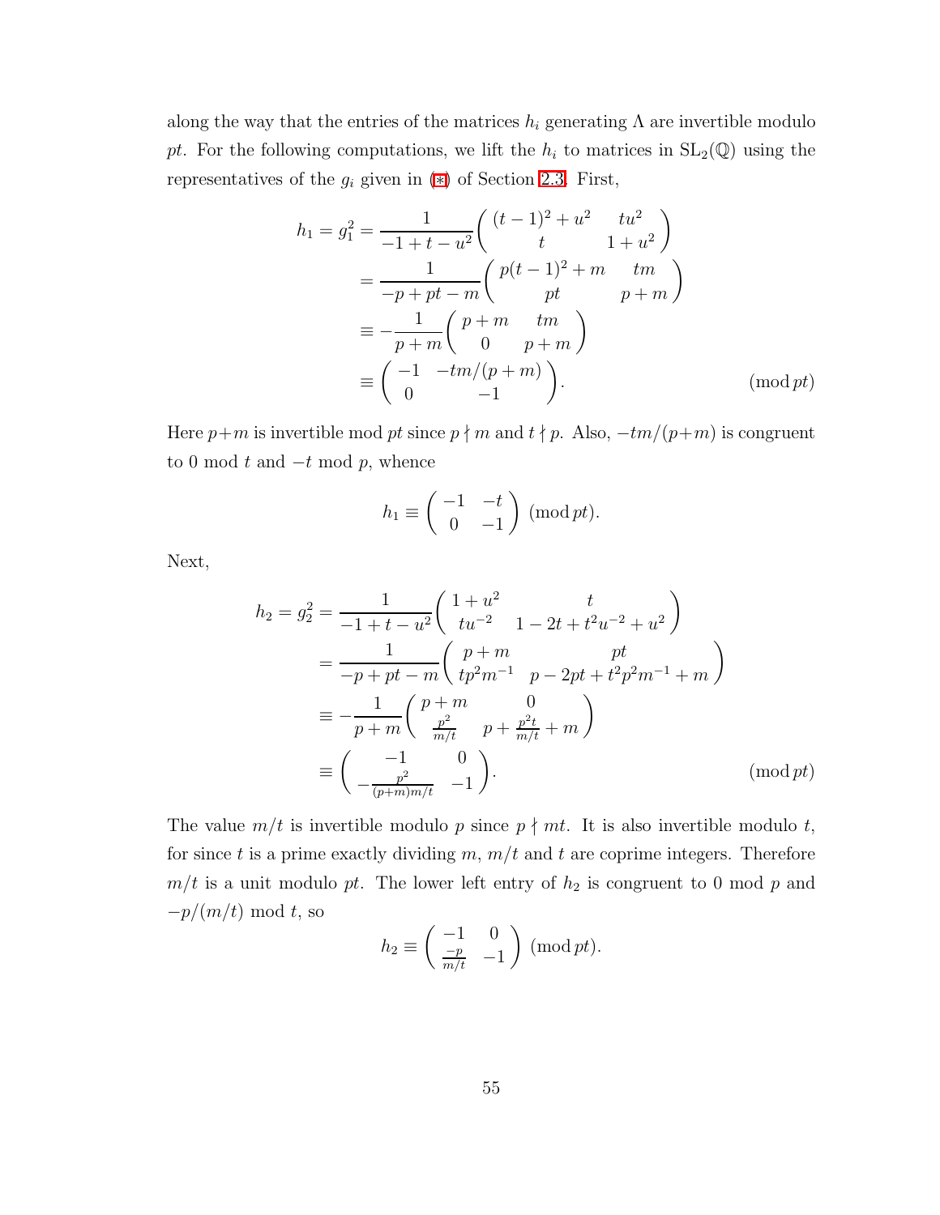along the way that the entries of the matrices $h_i$ generating $\Lambda$ are invertible modulo $pt$. For the following computations, we lift the $h_i$ to matrices in $\mathrm{SL}_2(\mathbb{Q})$ using the representatives of the $g_i$ given in (∗) of Section 2.3. First,

$$
\begin{aligned}
h_1 = g_1^2 &= \frac{1}{-1+t-u^2}\begin{pmatrix} (t-1)^2+u^2 & tu^2 \\ t & 1+u^2 \end{pmatrix} \\
&= \frac{1}{-p+pt-m}\begin{pmatrix} p(t-1)^2+m & tm \\ pt & p+m \end{pmatrix} \\
&\equiv -\frac{1}{p+m}\begin{pmatrix} p+m & tm \\ 0 & p+m \end{pmatrix} \\
&\equiv \begin{pmatrix} -1 & -tm/(p+m) \\ 0 & -1 \end{pmatrix}. \qquad\qquad (\operatorname{mod} pt)
\end{aligned}
$$

Here $p+m$ is invertible mod $pt$ since $p \nmid m$ and $t \nmid p$. Also, $-tm/(p+m)$ is congruent to 0 mod $t$ and $-t$ mod $p$, whence

$$
h_1 \equiv \begin{pmatrix} -1 & -t \\ 0 & -1 \end{pmatrix} \ (\operatorname{mod} pt).
$$

Next,

$$
\begin{aligned}
h_2 = g_2^2 &= \frac{1}{-1+t-u^2}\begin{pmatrix} 1+u^2 & t \\ tu^{-2} & 1-2t+t^2u^{-2}+u^2 \end{pmatrix} \\
&= \frac{1}{-p+pt-m}\begin{pmatrix} p+m & pt \\ tp^2m^{-1} & p-2pt+t^2p^2m^{-1}+m \end{pmatrix} \\
&\equiv -\frac{1}{p+m}\begin{pmatrix} p+m & 0 \\ \frac{p^2}{m/t} & p+\frac{p^2t}{m/t}+m \end{pmatrix} \\
&\equiv \begin{pmatrix} -1 & 0 \\ -\frac{p^2}{(p+m)m/t} & -1 \end{pmatrix}. \qquad\qquad (\operatorname{mod} pt)
\end{aligned}
$$

The value $m/t$ is invertible modulo $p$ since $p \nmid mt$. It is also invertible modulo $t$, for since $t$ is a prime exactly dividing $m$, $m/t$ and $t$ are coprime integers. Therefore $m/t$ is a unit modulo $pt$. The lower left entry of $h_2$ is congruent to 0 mod $p$ and $-p/(m/t)$ mod $t$, so

$$
h_2 \equiv \begin{pmatrix} -1 & 0 \\ \frac{-p}{m/t} & -1 \end{pmatrix} \ (\operatorname{mod} pt).
$$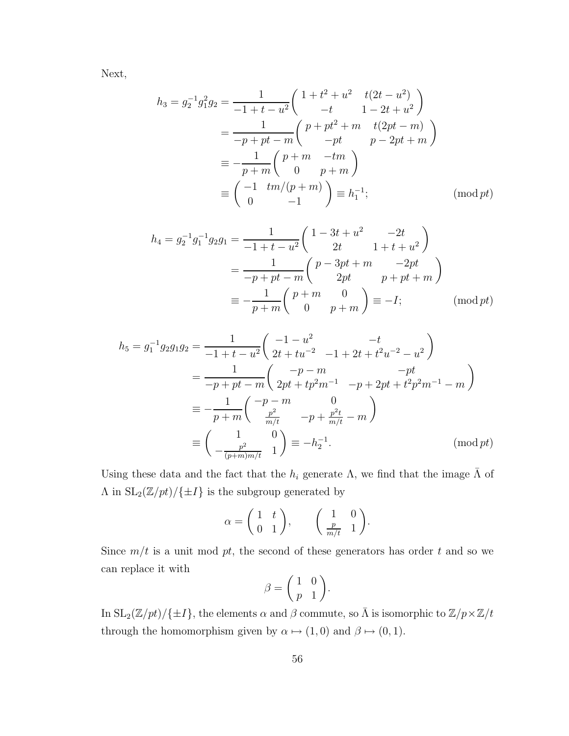Next,

$$
\begin{aligned}
h_3 = g_2^{-1} g_1^2 g_2 &= \frac{1}{-1+t-u^2}\begin{pmatrix} 1+t^2+u^2 & t(2t-u^2) \\ -t & 1-2t+u^2 \end{pmatrix} \\
&= \frac{1}{-p+pt-m}\begin{pmatrix} p+pt^2+m & t(2pt-m) \\ -pt & p-2pt+m \end{pmatrix} \\
&\equiv -\frac{1}{p+m}\begin{pmatrix} p+m & -tm \\ 0 & p+m \end{pmatrix} \\
&\equiv \begin{pmatrix} -1 & tm/(p+m) \\ 0 & -1 \end{pmatrix} \equiv h_1^{-1}; \qquad (\bmod pt)
\end{aligned}
$$

$$
\begin{aligned}
h_4 = g_2^{-1} g_1^{-1} g_2 g_1 &= \frac{1}{-1+t-u^2}\begin{pmatrix} 1-3t+u^2 & -2t \\ 2t & 1+t+u^2 \end{pmatrix} \\
&= \frac{1}{-p+pt-m}\begin{pmatrix} p-3pt+m & -2pt \\ 2pt & p+pt+m \end{pmatrix} \\
&\equiv -\frac{1}{p+m}\begin{pmatrix} p+m & 0 \\ 0 & p+m \end{pmatrix} \equiv -I; \qquad (\bmod pt)
\end{aligned}
$$

$$
\begin{aligned}
h_5 = g_1^{-1} g_2 g_1 g_2 &= \frac{1}{-1+t-u^2}\begin{pmatrix} -1-u^2 & -t \\ 2t+tu^{-2} & -1+2t+t^2u^{-2}-u^2 \end{pmatrix} \\
&= \frac{1}{-p+pt-m}\begin{pmatrix} -p-m & -pt \\ 2pt+tp^2m^{-1} & -p+2pt+t^2p^2m^{-1}-m \end{pmatrix} \\
&\equiv -\frac{1}{p+m}\begin{pmatrix} -p-m & 0 \\ \frac{p^2}{m/t} & -p+\frac{p^2t}{m/t}-m \end{pmatrix} \\
&\equiv \begin{pmatrix} 1 & 0 \\ -\frac{p^2}{(p+m)m/t} & 1 \end{pmatrix} \equiv -h_2^{-1}. \qquad (\bmod pt)
\end{aligned}
$$

Using these data and the fact that the $h_i$ generate $\Lambda$, we find that the image $\bar{\Lambda}$ of $\Lambda$ in $\mathrm{SL}_2(\mathbb{Z}/pt)/\{\pm I\}$ is the subgroup generated by

$$
\alpha = \begin{pmatrix} 1 & t \\ 0 & 1 \end{pmatrix}, \qquad \begin{pmatrix} 1 & 0 \\ \frac{p}{m/t} & 1 \end{pmatrix}.
$$

Since $m/t$ is a unit mod $pt$, the second of these generators has order $t$ and so we can replace it with

$$
\beta = \begin{pmatrix} 1 & 0 \\ p & 1 \end{pmatrix}.
$$

In $\mathrm{SL}_2(\mathbb{Z}/pt)/\{\pm I\}$, the elements $\alpha$ and $\beta$ commute, so $\bar{\Lambda}$ is isomorphic to $\mathbb{Z}/p \times \mathbb{Z}/t$ through the homomorphism given by $\alpha \mapsto (1,0)$ and $\beta \mapsto (0,1)$.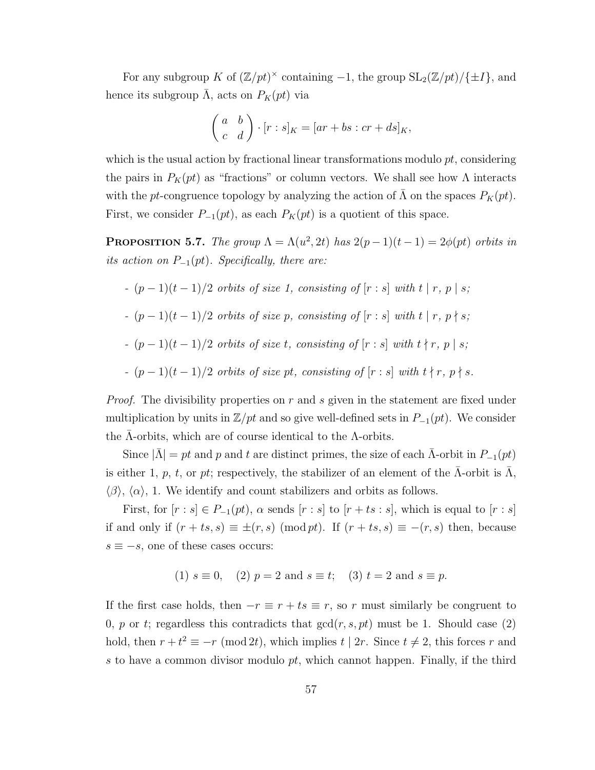For any subgroup $K$ of $(\mathbb{Z}/pt)^\times$ containing $-1$, the group $\mathrm{SL}_2(\mathbb{Z}/pt)/\{\pm I\}$, and hence its subgroup $\bar{\Lambda}$, acts on $P_K(pt)$ via

$$\begin{pmatrix} a & b \\ c & d \end{pmatrix} \cdot [r:s]_K = [ar+bs : cr+ds]_K,$$

which is the usual action by fractional linear transformations modulo $pt$, considering the pairs in $P_K(pt)$ as "fractions" or column vectors. We shall see how $\Lambda$ interacts with the $pt$-congruence topology by analyzing the action of $\bar{\Lambda}$ on the spaces $P_K(pt)$. First, we consider $P_{-1}(pt)$, as each $P_K(pt)$ is a quotient of this space.

**Proposition 5.7.** *The group $\Lambda = \Lambda(u^2, 2t)$ has $2(p-1)(t-1) = 2\phi(pt)$ orbits in its action on $P_{-1}(pt)$. Specifically, there are:*

- *$(p-1)(t-1)/2$ orbits of size 1, consisting of $[r:s]$ with $t \mid r$, $p \mid s$;*
- *$(p-1)(t-1)/2$ orbits of size $p$, consisting of $[r:s]$ with $t \mid r$, $p \nmid s$;*
- *$(p-1)(t-1)/2$ orbits of size $t$, consisting of $[r:s]$ with $t \nmid r$, $p \mid s$;*
- *$(p-1)(t-1)/2$ orbits of size $pt$, consisting of $[r:s]$ with $t \nmid r$, $p \nmid s$.*

*Proof.* The divisibility properties on $r$ and $s$ given in the statement are fixed under multiplication by units in $\mathbb{Z}/pt$ and so give well-defined sets in $P_{-1}(pt)$. We consider the $\bar{\Lambda}$-orbits, which are of course identical to the $\Lambda$-orbits.

Since $|\bar{\Lambda}| = pt$ and $p$ and $t$ are distinct primes, the size of each $\bar{\Lambda}$-orbit in $P_{-1}(pt)$ is either 1, $p$, $t$, or $pt$; respectively, the stabilizer of an element of the $\bar{\Lambda}$-orbit is $\bar{\Lambda}$, $\langle \beta \rangle$, $\langle \alpha \rangle$, 1. We identify and count stabilizers and orbits as follows.

First, for $[r:s] \in P_{-1}(pt)$, $\alpha$ sends $[r:s]$ to $[r+ts:s]$, which is equal to $[r:s]$ if and only if $(r+ts, s) \equiv \pm(r,s) \pmod{pt}$. If $(r+ts,s) \equiv -(r,s)$ then, because $s \equiv -s$, one of these cases occurs:

$$(1)\ s \equiv 0, \quad (2)\ p = 2 \text{ and } s \equiv t; \quad (3)\ t = 2 \text{ and } s \equiv p.$$

If the first case holds, then $-r \equiv r + ts \equiv r$, so $r$ must similarly be congruent to 0, $p$ or $t$; regardless this contradicts that $\gcd(r, s, pt)$ must be 1. Should case (2) hold, then $r + t^2 \equiv -r \pmod{2t}$, which implies $t \mid 2r$. Since $t \neq 2$, this forces $r$ and $s$ to have a common divisor modulo $pt$, which cannot happen. Finally, if the third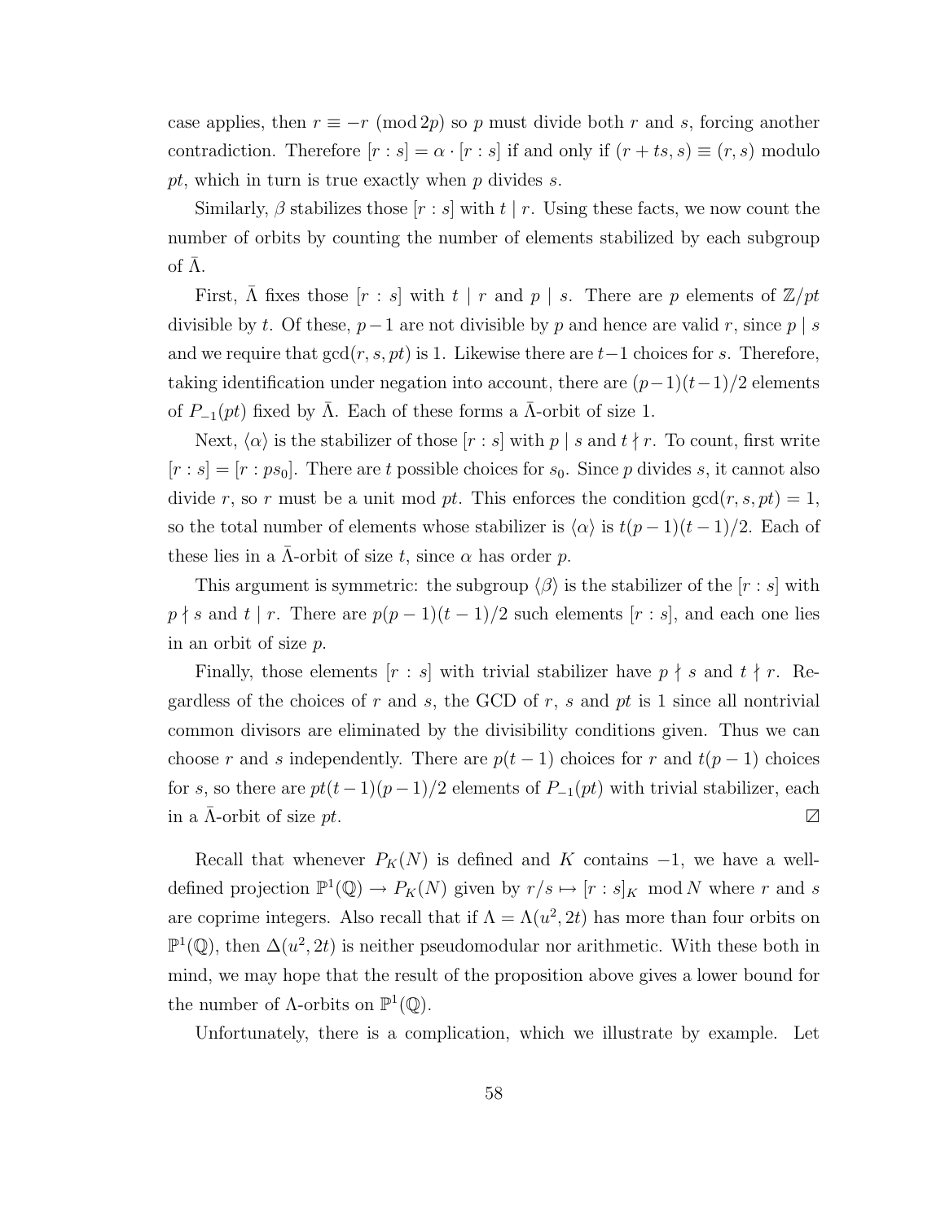case applies, then $r \equiv -r \pmod{2p}$ so $p$ must divide both $r$ and $s$, forcing another contradiction. Therefore $[r : s] = \alpha \cdot [r : s]$ if and only if $(r + ts, s) \equiv (r, s)$ modulo $pt$, which in turn is true exactly when $p$ divides $s$.

Similarly, $\beta$ stabilizes those $[r : s]$ with $t \mid r$. Using these facts, we now count the number of orbits by counting the number of elements stabilized by each subgroup of $\bar{\Lambda}$.

First, $\bar{\Lambda}$ fixes those $[r : s]$ with $t \mid r$ and $p \mid s$. There are $p$ elements of $\mathbb{Z}/pt$ divisible by $t$. Of these, $p-1$ are not divisible by $p$ and hence are valid $r$, since $p \mid s$ and we require that $\gcd(r, s, pt)$ is 1. Likewise there are $t-1$ choices for $s$. Therefore, taking identification under negation into account, there are $(p-1)(t-1)/2$ elements of $P_{-1}(pt)$ fixed by $\bar{\Lambda}$. Each of these forms a $\bar{\Lambda}$-orbit of size 1.

Next, $\langle \alpha \rangle$ is the stabilizer of those $[r : s]$ with $p \mid s$ and $t \nmid r$. To count, first write $[r : s] = [r : ps_0]$. There are $t$ possible choices for $s_0$. Since $p$ divides $s$, it cannot also divide $r$, so $r$ must be a unit mod $pt$. This enforces the condition $\gcd(r, s, pt) = 1$, so the total number of elements whose stabilizer is $\langle \alpha \rangle$ is $t(p-1)(t-1)/2$. Each of these lies in a $\bar{\Lambda}$-orbit of size $t$, since $\alpha$ has order $p$.

This argument is symmetric: the subgroup $\langle \beta \rangle$ is the stabilizer of the $[r : s]$ with $p \nmid s$ and $t \mid r$. There are $p(p-1)(t-1)/2$ such elements $[r : s]$, and each one lies in an orbit of size $p$.

Finally, those elements $[r : s]$ with trivial stabilizer have $p \nmid s$ and $t \nmid r$. Regardless of the choices of $r$ and $s$, the GCD of $r$, $s$ and $pt$ is 1 since all nontrivial common divisors are eliminated by the divisibility conditions given. Thus we can choose $r$ and $s$ independently. There are $p(t-1)$ choices for $r$ and $t(p-1)$ choices for $s$, so there are $pt(t-1)(p-1)/2$ elements of $P_{-1}(pt)$ with trivial stabilizer, each in a $\bar{\Lambda}$-orbit of size $pt$. $\boxslash$

Recall that whenever $P_K(N)$ is defined and $K$ contains $-1$, we have a well-defined projection $\mathbb{P}^1(\mathbb{Q}) \to P_K(N)$ given by $r/s \mapsto [r : s]_K \bmod N$ where $r$ and $s$ are coprime integers. Also recall that if $\Lambda = \Lambda(u^2, 2t)$ has more than four orbits on $\mathbb{P}^1(\mathbb{Q})$, then $\Delta(u^2, 2t)$ is neither pseudomodular nor arithmetic. With these both in mind, we may hope that the result of the proposition above gives a lower bound for the number of $\Lambda$-orbits on $\mathbb{P}^1(\mathbb{Q})$.

Unfortunately, there is a complication, which we illustrate by example. Let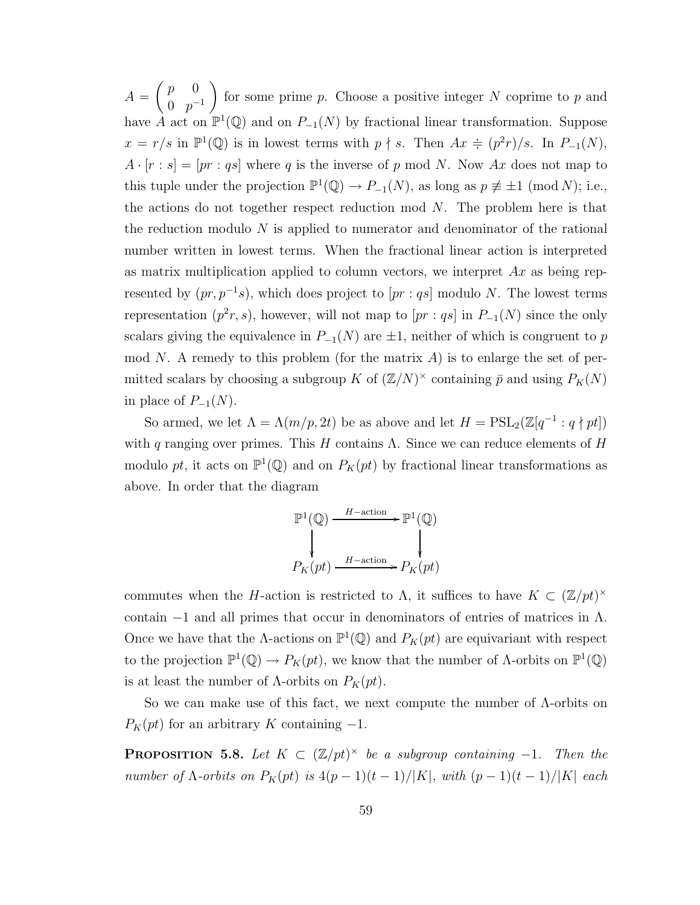$A = \begin{pmatrix} p & 0 \\ 0 & p^{-1} \end{pmatrix}$ for some prime $p$. Choose a positive integer $N$ coprime to $p$ and have $A$ act on $\mathbb{P}^1(\mathbb{Q})$ and on $P_{-1}(N)$ by fractional linear transformation. Suppose $x = r/s$ in $\mathbb{P}^1(\mathbb{Q})$ is in lowest terms with $p \nmid s$. Then $Ax \doteqdot (p^2 r)/s$. In $P_{-1}(N)$, $A \cdot [r : s] = [pr : qs]$ where $q$ is the inverse of $p$ mod $N$. Now $Ax$ does not map to this tuple under the projection $\mathbb{P}^1(\mathbb{Q}) \to P_{-1}(N)$, as long as $p \not\equiv \pm 1 \pmod N$; i.e., the actions do not together respect reduction mod $N$. The problem here is that the reduction modulo $N$ is applied to numerator and denominator of the rational number written in lowest terms. When the fractional linear action is interpreted as matrix multiplication applied to column vectors, we interpret $Ax$ as being represented by $(pr, p^{-1}s)$, which does project to $[pr : qs]$ modulo $N$. The lowest terms representation $(p^2 r, s)$, however, will not map to $[pr : qs]$ in $P_{-1}(N)$ since the only scalars giving the equivalence in $P_{-1}(N)$ are $\pm 1$, neither of which is congruent to $p$ mod $N$. A remedy to this problem (for the matrix $A$) is to enlarge the set of permitted scalars by choosing a subgroup $K$ of $(\mathbb{Z}/N)^\times$ containing $\bar{p}$ and using $P_K(N)$ in place of $P_{-1}(N)$.

So armed, we let $\Lambda = \Lambda(m/p, 2t)$ be as above and let $H = \mathrm{PSL}_2(\mathbb{Z}[q^{-1} : q \nmid pt])$ with $q$ ranging over primes. This $H$ contains $\Lambda$. Since we can reduce elements of $H$ modulo $pt$, it acts on $\mathbb{P}^1(\mathbb{Q})$ and on $P_K(pt)$ by fractional linear transformations as above. In order that the diagram

$$\begin{array}{ccc} \mathbb{P}^1(\mathbb{Q}) & \xrightarrow{H-\text{action}} & \mathbb{P}^1(\mathbb{Q}) \\ \downarrow & & \downarrow \\ P_K(pt) & \xrightarrow{H-\text{action}} & P_K(pt) \end{array}$$

commutes when the $H$-action is restricted to $\Lambda$, it suffices to have $K \subset (\mathbb{Z}/pt)^\times$ contain $-1$ and all primes that occur in denominators of entries of matrices in $\Lambda$. Once we have that the $\Lambda$-actions on $\mathbb{P}^1(\mathbb{Q})$ and $P_K(pt)$ are equivariant with respect to the projection $\mathbb{P}^1(\mathbb{Q}) \to P_K(pt)$, we know that the number of $\Lambda$-orbits on $\mathbb{P}^1(\mathbb{Q})$ is at least the number of $\Lambda$-orbits on $P_K(pt)$.

So we can make use of this fact, we next compute the number of $\Lambda$-orbits on $P_K(pt)$ for an arbitrary $K$ containing $-1$.

**Proposition 5.8.** *Let $K \subset (\mathbb{Z}/pt)^\times$ be a subgroup containing $-1$. Then the number of $\Lambda$-orbits on $P_K(pt)$ is $4(p-1)(t-1)/|K|$, with $(p-1)(t-1)/|K|$ each*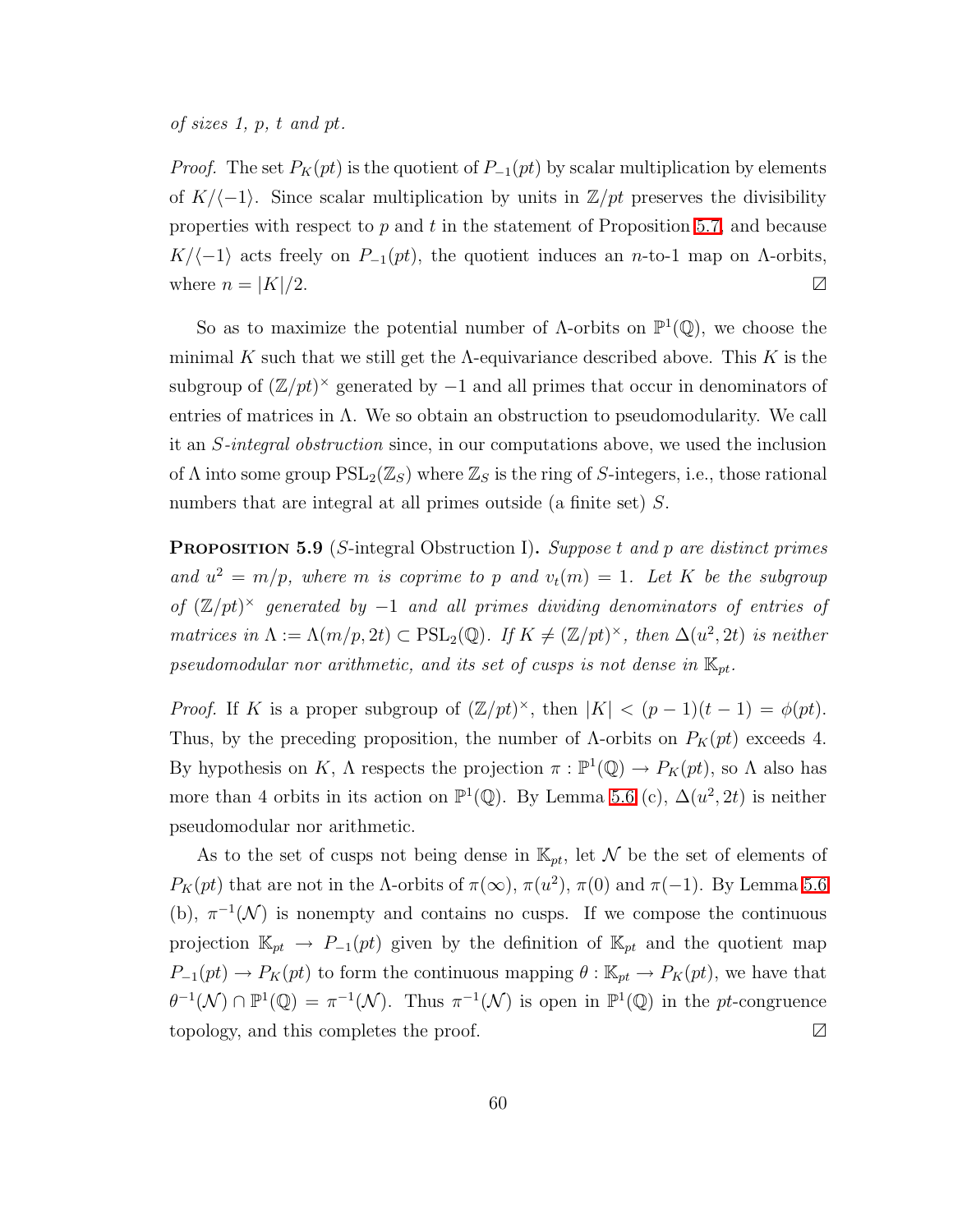*of sizes 1, $p$, $t$ and $pt$.*

*Proof.* The set $P_K(pt)$ is the quotient of $P_{-1}(pt)$ by scalar multiplication by elements of $K/\langle -1\rangle$. Since scalar multiplication by units in $\mathbb{Z}/pt$ preserves the divisibility properties with respect to $p$ and $t$ in the statement of Proposition 5.7, and because $K/\langle -1\rangle$ acts freely on $P_{-1}(pt)$, the quotient induces an $n$-to-1 map on $\Lambda$-orbits, where $n = |K|/2$. ◻

So as to maximize the potential number of $\Lambda$-orbits on $\mathbb{P}^1(\mathbb{Q})$, we choose the minimal $K$ such that we still get the $\Lambda$-equivariance described above. This $K$ is the subgroup of $(\mathbb{Z}/pt)^\times$ generated by $-1$ and all primes that occur in denominators of entries of matrices in $\Lambda$. We so obtain an obstruction to pseudomodularity. We call it an *$S$-integral obstruction* since, in our computations above, we used the inclusion of $\Lambda$ into some group $\mathrm{PSL}_2(\mathbb{Z}_S)$ where $\mathbb{Z}_S$ is the ring of $S$-integers, i.e., those rational numbers that are integral at all primes outside (a finite set) $S$.

**Proposition 5.9** ($S$-integral Obstruction I)**.** *Suppose $t$ and $p$ are distinct primes and $u^2 = m/p$, where $m$ is coprime to $p$ and $v_t(m) = 1$. Let $K$ be the subgroup of $(\mathbb{Z}/pt)^\times$ generated by $-1$ and all primes dividing denominators of entries of matrices in $\Lambda := \Lambda(m/p, 2t) \subset \mathrm{PSL}_2(\mathbb{Q})$. If $K \neq (\mathbb{Z}/pt)^\times$, then $\Delta(u^2, 2t)$ is neither pseudomodular nor arithmetic, and its set of cusps is not dense in $\mathbb{K}_{pt}$.*

*Proof.* If $K$ is a proper subgroup of $(\mathbb{Z}/pt)^\times$, then $|K| < (p-1)(t-1) = \phi(pt)$. Thus, by the preceding proposition, the number of $\Lambda$-orbits on $P_K(pt)$ exceeds 4. By hypothesis on $K$, $\Lambda$ respects the projection $\pi : \mathbb{P}^1(\mathbb{Q}) \to P_K(pt)$, so $\Lambda$ also has more than 4 orbits in its action on $\mathbb{P}^1(\mathbb{Q})$. By Lemma 5.6 (c), $\Delta(u^2, 2t)$ is neither pseudomodular nor arithmetic.

As to the set of cusps not being dense in $\mathbb{K}_{pt}$, let $\mathcal{N}$ be the set of elements of $P_K(pt)$ that are not in the $\Lambda$-orbits of $\pi(\infty)$, $\pi(u^2)$, $\pi(0)$ and $\pi(-1)$. By Lemma 5.6 (b), $\pi^{-1}(\mathcal{N})$ is nonempty and contains no cusps. If we compose the continuous projection $\mathbb{K}_{pt} \to P_{-1}(pt)$ given by the definition of $\mathbb{K}_{pt}$ and the quotient map $P_{-1}(pt) \to P_K(pt)$ to form the continuous mapping $\theta : \mathbb{K}_{pt} \to P_K(pt)$, we have that $\theta^{-1}(\mathcal{N}) \cap \mathbb{P}^1(\mathbb{Q}) = \pi^{-1}(\mathcal{N})$. Thus $\pi^{-1}(\mathcal{N})$ is open in $\mathbb{P}^1(\mathbb{Q})$ in the $pt$-congruence topology, and this completes the proof. ◻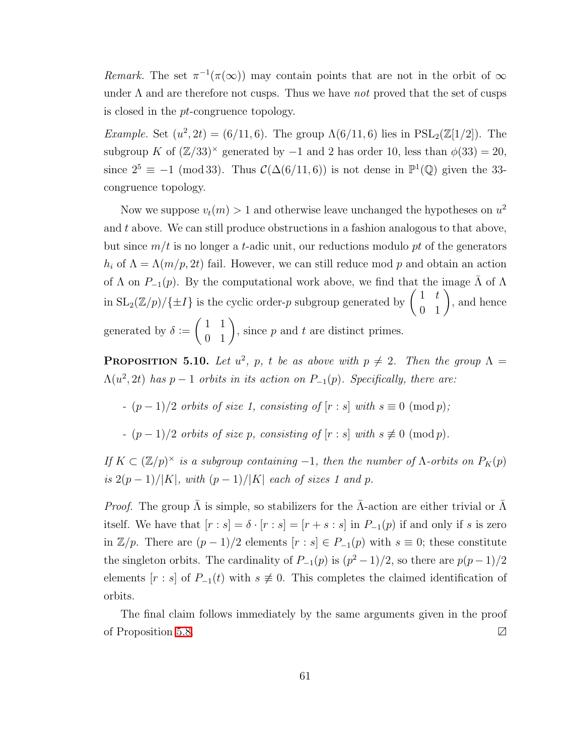*Remark.* The set $\pi^{-1}(\pi(\infty))$ may contain points that are not in the orbit of $\infty$ under $\Lambda$ and are therefore not cusps. Thus we have *not* proved that the set of cusps is closed in the $pt$-congruence topology.

*Example.* Set $(u^2, 2t) = (6/11, 6)$. The group $\Lambda(6/11, 6)$ lies in $\mathrm{PSL}_2(\mathbb{Z}[1/2])$. The subgroup $K$ of $(\mathbb{Z}/33)^\times$ generated by $-1$ and 2 has order 10, less than $\phi(33) = 20$, since $2^5 \equiv -1 \pmod{33}$. Thus $\mathcal{C}(\Delta(6/11, 6))$ is not dense in $\mathbb{P}^1(\mathbb{Q})$ given the 33-congruence topology.

Now we suppose $v_t(m) > 1$ and otherwise leave unchanged the hypotheses on $u^2$ and $t$ above. We can still produce obstructions in a fashion analogous to that above, but since $m/t$ is no longer a $t$-adic unit, our reductions modulo $pt$ of the generators $h_i$ of $\Lambda = \Lambda(m/p, 2t)$ fail. However, we can still reduce mod $p$ and obtain an action of $\Lambda$ on $P_{-1}(p)$. By the computational work above, we find that the image $\bar{\Lambda}$ of $\Lambda$ in $\mathrm{SL}_2(\mathbb{Z}/p)/\{\pm I\}$ is the cyclic order-$p$ subgroup generated by $\begin{pmatrix} 1 & t \\ 0 & 1 \end{pmatrix}$, and hence generated by $\delta := \begin{pmatrix} 1 & 1 \\ 0 & 1 \end{pmatrix}$, since $p$ and $t$ are distinct primes.

**Proposition 5.10.** *Let $u^2$, $p$, $t$ be as above with $p \neq 2$. Then the group $\Lambda = \Lambda(u^2, 2t)$ has $p-1$ orbits in its action on $P_{-1}(p)$. Specifically, there are:*

- *$(p-1)/2$ orbits of size 1, consisting of $[r : s]$ with $s \equiv 0 \pmod{p}$;*
- *$(p-1)/2$ orbits of size $p$, consisting of $[r : s]$ with $s \not\equiv 0 \pmod{p}$.*

*If $K \subset (\mathbb{Z}/p)^\times$ is a subgroup containing $-1$, then the number of $\Lambda$-orbits on $P_K(p)$ is $2(p-1)/|K|$, with $(p-1)/|K|$ each of sizes 1 and $p$.*

*Proof.* The group $\bar{\Lambda}$ is simple, so stabilizers for the $\bar{\Lambda}$-action are either trivial or $\bar{\Lambda}$ itself. We have that $[r : s] = \delta \cdot [r : s] = [r + s : s]$ in $P_{-1}(p)$ if and only if $s$ is zero in $\mathbb{Z}/p$. There are $(p-1)/2$ elements $[r : s] \in P_{-1}(p)$ with $s \equiv 0$; these constitute the singleton orbits. The cardinality of $P_{-1}(p)$ is $(p^2-1)/2$, so there are $p(p-1)/2$ elements $[r : s]$ of $P_{-1}(t)$ with $s \not\equiv 0$. This completes the claimed identification of orbits.

The final claim follows immediately by the same arguments given in the proof of Proposition 5.8. ◻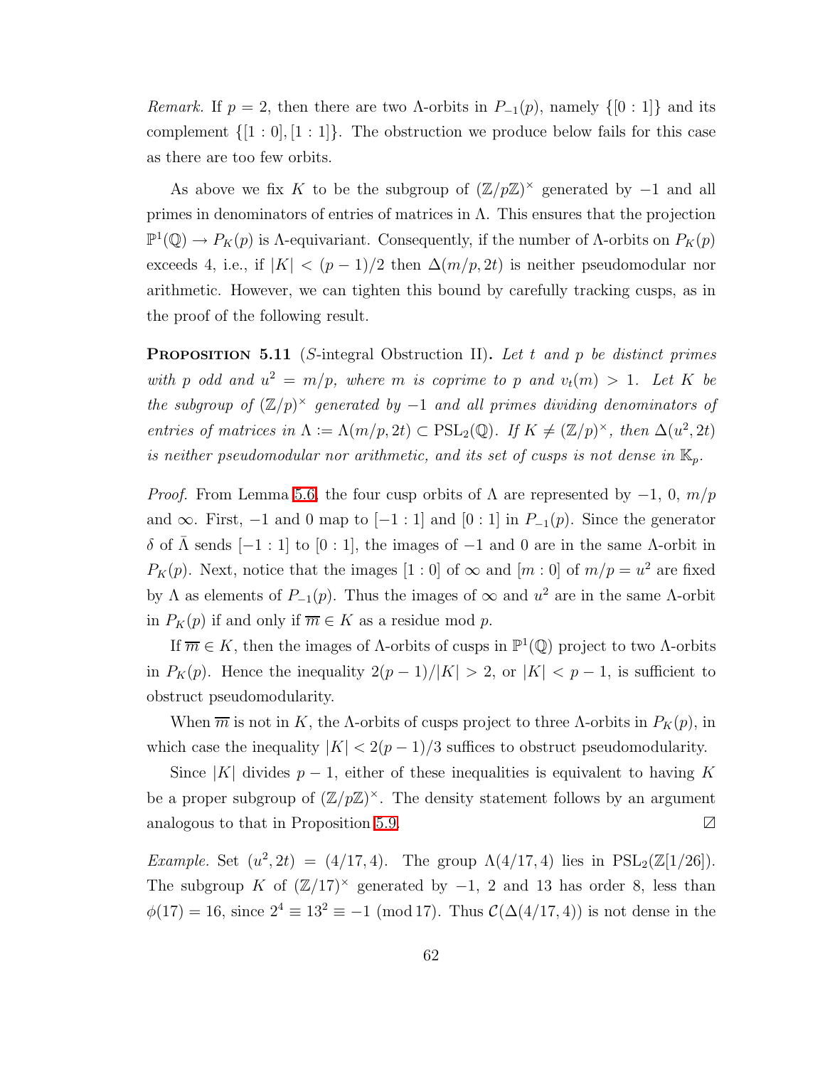*Remark.* If $p = 2$, then there are two $\Lambda$-orbits in $P_{-1}(p)$, namely $\{[0:1]\}$ and its complement $\{[1:0],[1:1]\}$. The obstruction we produce below fails for this case as there are too few orbits.

As above we fix $K$ to be the subgroup of $(\mathbb{Z}/p\mathbb{Z})^\times$ generated by $-1$ and all primes in denominators of entries of matrices in $\Lambda$. This ensures that the projection $\mathbb{P}^1(\mathbb{Q}) \to P_K(p)$ is $\Lambda$-equivariant. Consequently, if the number of $\Lambda$-orbits on $P_K(p)$ exceeds 4, i.e., if $|K| < (p-1)/2$ then $\Delta(m/p, 2t)$ is neither pseudomodular nor arithmetic. However, we can tighten this bound by carefully tracking cusps, as in the proof of the following result.

**Proposition 5.11** (*S*-integral Obstruction II)**.** *Let $t$ and $p$ be distinct primes with $p$ odd and $u^2 = m/p$, where $m$ is coprime to $p$ and $v_t(m) > 1$. Let $K$ be the subgroup of $(\mathbb{Z}/p)^\times$ generated by $-1$ and all primes dividing denominators of entries of matrices in $\Lambda := \Lambda(m/p, 2t) \subset \mathrm{PSL}_2(\mathbb{Q})$. If $K \neq (\mathbb{Z}/p)^\times$, then $\Delta(u^2, 2t)$ is neither pseudomodular nor arithmetic, and its set of cusps is not dense in $\mathbb{K}_p$.*

*Proof.* From Lemma 5.6, the four cusp orbits of $\Lambda$ are represented by $-1$, $0$, $m/p$ and $\infty$. First, $-1$ and $0$ map to $[-1:1]$ and $[0:1]$ in $P_{-1}(p)$. Since the generator $\delta$ of $\bar{\Lambda}$ sends $[-1:1]$ to $[0:1]$, the images of $-1$ and $0$ are in the same $\Lambda$-orbit in $P_K(p)$. Next, notice that the images $[1:0]$ of $\infty$ and $[m:0]$ of $m/p = u^2$ are fixed by $\Lambda$ as elements of $P_{-1}(p)$. Thus the images of $\infty$ and $u^2$ are in the same $\Lambda$-orbit in $P_K(p)$ if and only if $\overline{m} \in K$ as a residue mod $p$.

If $\overline{m} \in K$, then the images of $\Lambda$-orbits of cusps in $\mathbb{P}^1(\mathbb{Q})$ project to two $\Lambda$-orbits in $P_K(p)$. Hence the inequality $2(p-1)/|K| > 2$, or $|K| < p-1$, is sufficient to obstruct pseudomodularity.

When $\overline{m}$ is not in $K$, the $\Lambda$-orbits of cusps project to three $\Lambda$-orbits in $P_K(p)$, in which case the inequality $|K| < 2(p-1)/3$ suffices to obstruct pseudomodularity.

Since $|K|$ divides $p-1$, either of these inequalities is equivalent to having $K$ be a proper subgroup of $(\mathbb{Z}/p\mathbb{Z})^\times$. The density statement follows by an argument analogous to that in Proposition 5.9. ◻

*Example.* Set $(u^2, 2t) = (4/17, 4)$. The group $\Lambda(4/17, 4)$ lies in $\mathrm{PSL}_2(\mathbb{Z}[1/26])$. The subgroup $K$ of $(\mathbb{Z}/17)^\times$ generated by $-1$, $2$ and $13$ has order 8, less than $\phi(17) = 16$, since $2^4 \equiv 13^2 \equiv -1 \pmod{17}$. Thus $\mathcal{C}(\Delta(4/17, 4))$ is not dense in the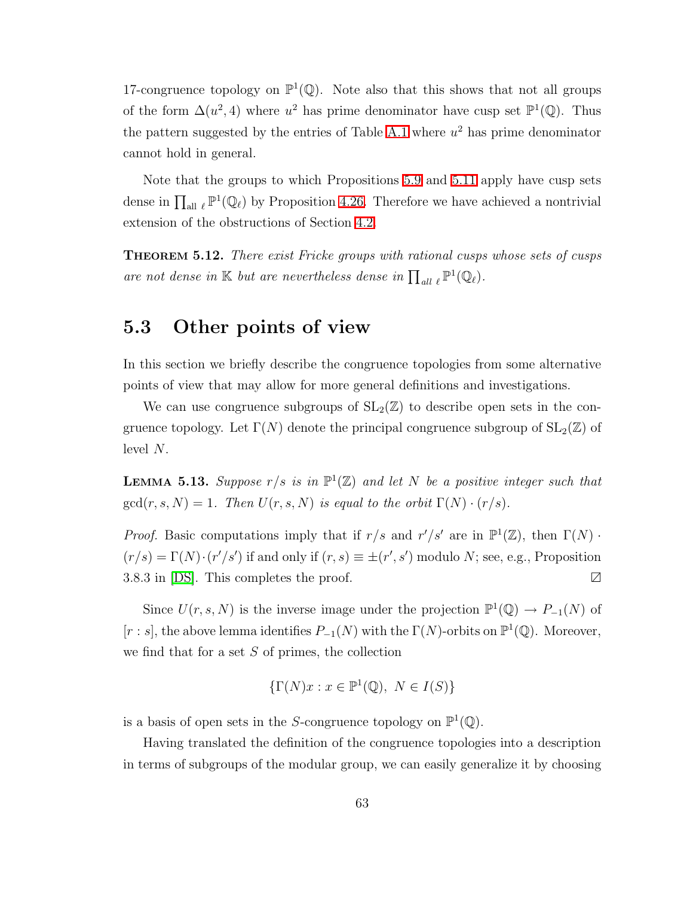17-congruence topology on $\mathbb{P}^1(\mathbb{Q})$. Note also that this shows that not all groups of the form $\Delta(u^2, 4)$ where $u^2$ has prime denominator have cusp set $\mathbb{P}^1(\mathbb{Q})$. Thus the pattern suggested by the entries of Table A.1 where $u^2$ has prime denominator cannot hold in general.

Note that the groups to which Propositions 5.9 and 5.11 apply have cusp sets dense in $\prod_{\text{all } \ell} \mathbb{P}^1(\mathbb{Q}_\ell)$ by Proposition 4.26. Therefore we have achieved a nontrivial extension of the obstructions of Section 4.2.

**Theorem 5.12.** *There exist Fricke groups with rational cusps whose sets of cusps are not dense in $\mathbb{K}$ but are nevertheless dense in $\prod_{\text{all } \ell} \mathbb{P}^1(\mathbb{Q}_\ell)$.*

## 5.3 Other points of view

In this section we briefly describe the congruence topologies from some alternative points of view that may allow for more general definitions and investigations.

We can use congruence subgroups of $\mathrm{SL}_2(\mathbb{Z})$ to describe open sets in the congruence topology. Let $\Gamma(N)$ denote the principal congruence subgroup of $\mathrm{SL}_2(\mathbb{Z})$ of level $N$.

**Lemma 5.13.** *Suppose $r/s$ is in $\mathbb{P}^1(\mathbb{Z})$ and let $N$ be a positive integer such that $\gcd(r, s, N) = 1$. Then $U(r, s, N)$ is equal to the orbit $\Gamma(N) \cdot (r/s)$.*

*Proof.* Basic computations imply that if $r/s$ and $r'/s'$ are in $\mathbb{P}^1(\mathbb{Z})$, then $\Gamma(N) \cdot (r/s) = \Gamma(N) \cdot (r'/s')$ if and only if $(r, s) \equiv \pm(r', s')$ modulo $N$; see, e.g., Proposition 3.8.3 in [DS]. This completes the proof. ☐

Since $U(r, s, N)$ is the inverse image under the projection $\mathbb{P}^1(\mathbb{Q}) \to P_{-1}(N)$ of $[r : s]$, the above lemma identifies $P_{-1}(N)$ with the $\Gamma(N)$-orbits on $\mathbb{P}^1(\mathbb{Q})$. Moreover, we find that for a set $S$ of primes, the collection

$$\{\Gamma(N)x : x \in \mathbb{P}^1(\mathbb{Q}),\ N \in I(S)\}$$

is a basis of open sets in the $S$-congruence topology on $\mathbb{P}^1(\mathbb{Q})$.

Having translated the definition of the congruence topologies into a description in terms of subgroups of the modular group, we can easily generalize it by choosing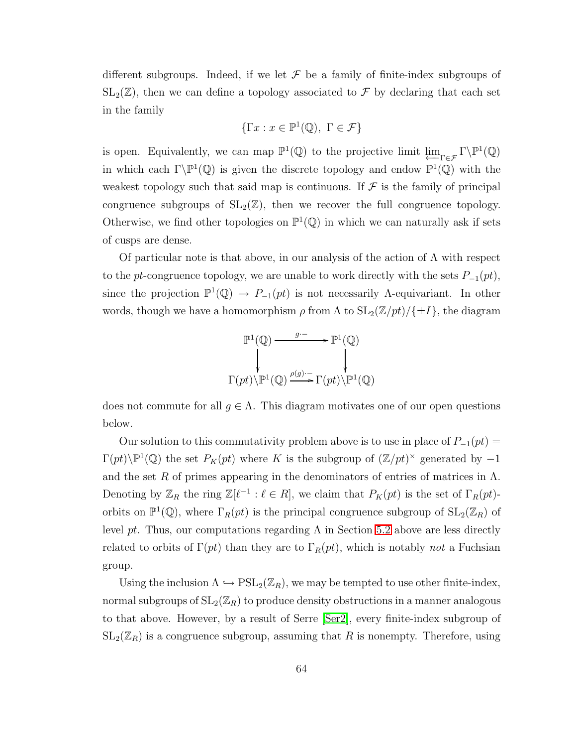different subgroups. Indeed, if we let $\mathcal{F}$ be a family of finite-index subgroups of $\mathrm{SL}_2(\mathbb{Z})$, then we can define a topology associated to $\mathcal{F}$ by declaring that each set in the family

$$\{\Gamma x : x \in \mathbb{P}^1(\mathbb{Q}),\ \Gamma \in \mathcal{F}\}$$

is open. Equivalently, we can map $\mathbb{P}^1(\mathbb{Q})$ to the projective limit $\varprojlim_{\Gamma \in \mathcal{F}} \Gamma\backslash\mathbb{P}^1(\mathbb{Q})$ in which each $\Gamma\backslash\mathbb{P}^1(\mathbb{Q})$ is given the discrete topology and endow $\mathbb{P}^1(\mathbb{Q})$ with the weakest topology such that said map is continuous. If $\mathcal{F}$ is the family of principal congruence subgroups of $\mathrm{SL}_2(\mathbb{Z})$, then we recover the full congruence topology. Otherwise, we find other topologies on $\mathbb{P}^1(\mathbb{Q})$ in which we can naturally ask if sets of cusps are dense.

Of particular note is that above, in our analysis of the action of $\Lambda$ with respect to the $pt$-congruence topology, we are unable to work directly with the sets $P_{-1}(pt)$, since the projection $\mathbb{P}^1(\mathbb{Q}) \to P_{-1}(pt)$ is not necessarily $\Lambda$-equivariant. In other words, though we have a homomorphism $\rho$ from $\Lambda$ to $\mathrm{SL}_2(\mathbb{Z}/pt)/\{\pm I\}$, the diagram

$$\begin{array}{ccc} \mathbb{P}^1(\mathbb{Q}) & \xrightarrow{\ g\cdot -\ } & \mathbb{P}^1(\mathbb{Q}) \\ \downarrow & & \downarrow \\ \Gamma(pt)\backslash\mathbb{P}^1(\mathbb{Q}) & \xrightarrow{\ \rho(g)\cdot -\ } & \Gamma(pt)\backslash\mathbb{P}^1(\mathbb{Q}) \end{array}$$

does not commute for all $g \in \Lambda$. This diagram motivates one of our open questions below.

Our solution to this commutativity problem above is to use in place of $P_{-1}(pt) = \Gamma(pt)\backslash\mathbb{P}^1(\mathbb{Q})$ the set $P_K(pt)$ where $K$ is the subgroup of $(\mathbb{Z}/pt)^\times$ generated by $-1$ and the set $R$ of primes appearing in the denominators of entries of matrices in $\Lambda$. Denoting by $\mathbb{Z}_R$ the ring $\mathbb{Z}[\ell^{-1} : \ell \in R]$, we claim that $P_K(pt)$ is the set of $\Gamma_R(pt)$-orbits on $\mathbb{P}^1(\mathbb{Q})$, where $\Gamma_R(pt)$ is the principal congruence subgroup of $\mathrm{SL}_2(\mathbb{Z}_R)$ of level $pt$. Thus, our computations regarding $\Lambda$ in Section 5.2 above are less directly related to orbits of $\Gamma(pt)$ than they are to $\Gamma_R(pt)$, which is notably *not* a Fuchsian group.

Using the inclusion $\Lambda \hookrightarrow \mathrm{PSL}_2(\mathbb{Z}_R)$, we may be tempted to use other finite-index, normal subgroups of $\mathrm{SL}_2(\mathbb{Z}_R)$ to produce density obstructions in a manner analogous to that above. However, by a result of Serre [Ser2], every finite-index subgroup of $\mathrm{SL}_2(\mathbb{Z}_R)$ is a congruence subgroup, assuming that $R$ is nonempty. Therefore, using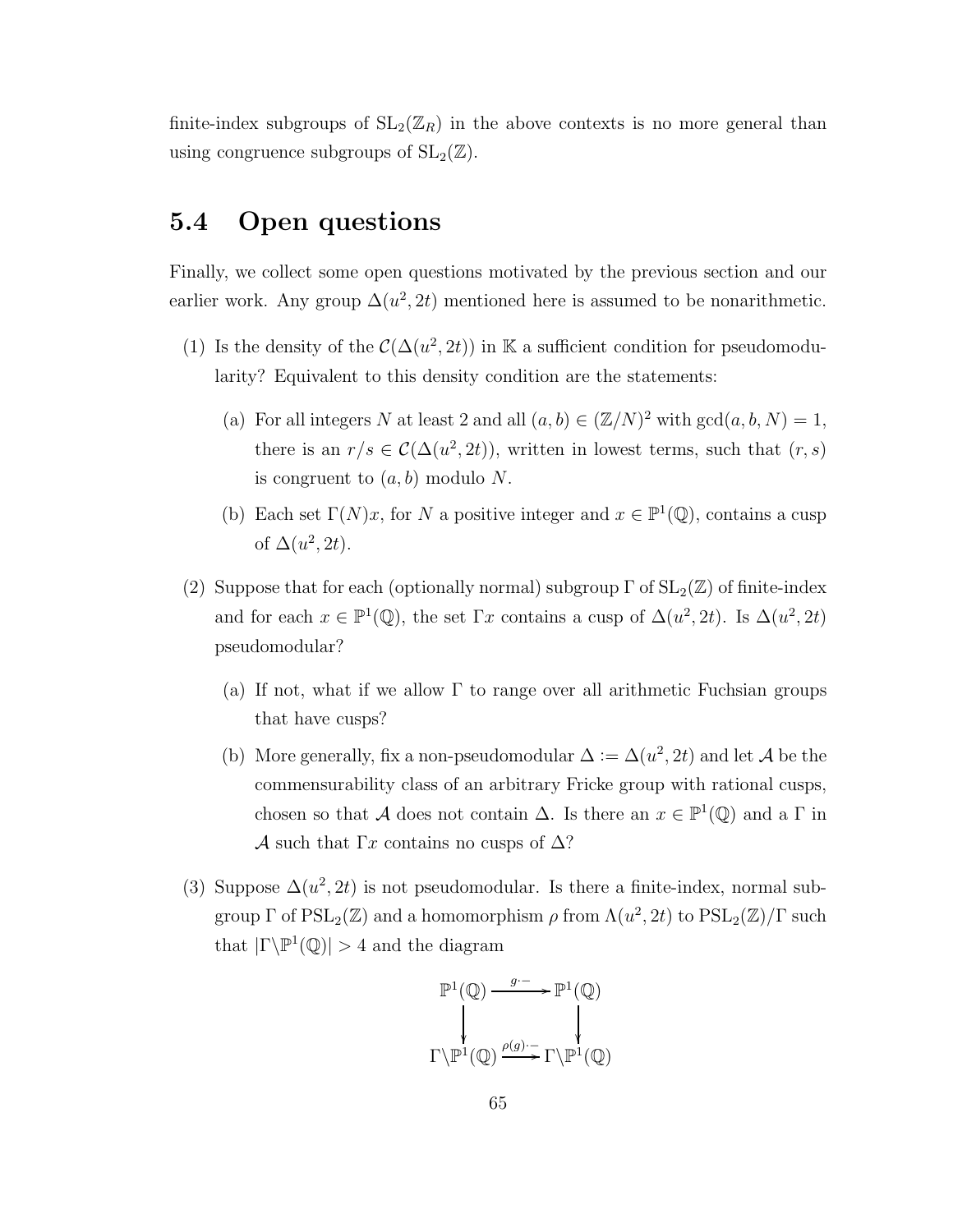finite-index subgroups of $\mathrm{SL}_2(\mathbb{Z}_R)$ in the above contexts is no more general than using congruence subgroups of $\mathrm{SL}_2(\mathbb{Z})$.

## 5.4 Open questions

Finally, we collect some open questions motivated by the previous section and our earlier work. Any group $\Delta(u^2, 2t)$ mentioned here is assumed to be nonarithmetic.

(1) Is the density of the $\mathcal{C}(\Delta(u^2, 2t))$ in $\mathbb{K}$ a sufficient condition for pseudomodularity? Equivalent to this density condition are the statements:

   (a) For all integers $N$ at least 2 and all $(a, b) \in (\mathbb{Z}/N)^2$ with $\gcd(a, b, N) = 1$, there is an $r/s \in \mathcal{C}(\Delta(u^2, 2t))$, written in lowest terms, such that $(r, s)$ is congruent to $(a, b)$ modulo $N$.

   (b) Each set $\Gamma(N)x$, for $N$ a positive integer and $x \in \mathbb{P}^1(\mathbb{Q})$, contains a cusp of $\Delta(u^2, 2t)$.

(2) Suppose that for each (optionally normal) subgroup $\Gamma$ of $\mathrm{SL}_2(\mathbb{Z})$ of finite-index and for each $x \in \mathbb{P}^1(\mathbb{Q})$, the set $\Gamma x$ contains a cusp of $\Delta(u^2, 2t)$. Is $\Delta(u^2, 2t)$ pseudomodular?

   (a) If not, what if we allow $\Gamma$ to range over all arithmetic Fuchsian groups that have cusps?

   (b) More generally, fix a non-pseudomodular $\Delta := \Delta(u^2, 2t)$ and let $\mathcal{A}$ be the commensurability class of an arbitrary Fricke group with rational cusps, chosen so that $\mathcal{A}$ does not contain $\Delta$. Is there an $x \in \mathbb{P}^1(\mathbb{Q})$ and a $\Gamma$ in $\mathcal{A}$ such that $\Gamma x$ contains no cusps of $\Delta$?

(3) Suppose $\Delta(u^2, 2t)$ is not pseudomodular. Is there a finite-index, normal subgroup $\Gamma$ of $\mathrm{PSL}_2(\mathbb{Z})$ and a homomorphism $\rho$ from $\Lambda(u^2, 2t)$ to $\mathrm{PSL}_2(\mathbb{Z})/\Gamma$ such that $|\Gamma\backslash\mathbb{P}^1(\mathbb{Q})| > 4$ and the diagram

$$\begin{array}{ccc}
\mathbb{P}^1(\mathbb{Q}) & \xrightarrow{g\cdot -} & \mathbb{P}^1(\mathbb{Q}) \\
\downarrow & & \downarrow \\
\Gamma\backslash\mathbb{P}^1(\mathbb{Q}) & \xrightarrow{\rho(g)\cdot -} & \Gamma\backslash\mathbb{P}^1(\mathbb{Q})
\end{array}$$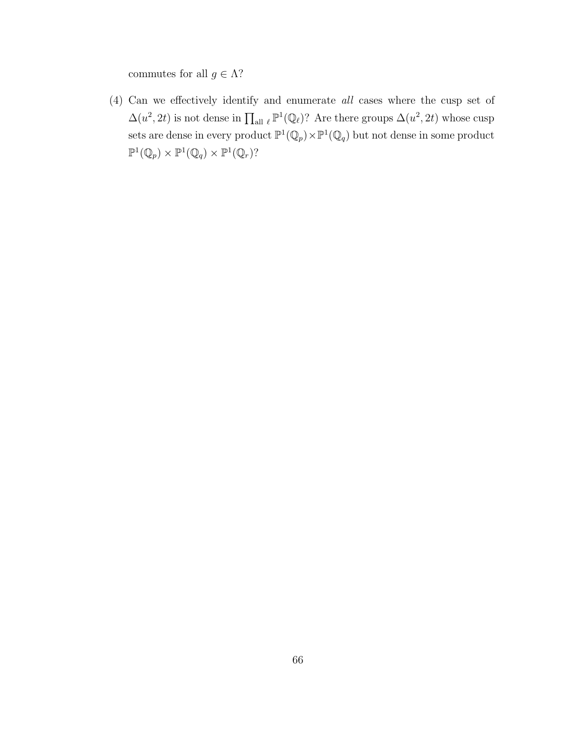commutes for all $g \in \Lambda$?

(4) Can we effectively identify and enumerate *all* cases where the cusp set of $\Delta(u^2, 2t)$ is not dense in $\prod_{\text{all } \ell} \mathbb{P}^1(\mathbb{Q}_\ell)$? Are there groups $\Delta(u^2, 2t)$ whose cusp sets are dense in every product $\mathbb{P}^1(\mathbb{Q}_p) \times \mathbb{P}^1(\mathbb{Q}_q)$ but not dense in some product $\mathbb{P}^1(\mathbb{Q}_p) \times \mathbb{P}^1(\mathbb{Q}_q) \times \mathbb{P}^1(\mathbb{Q}_r)$?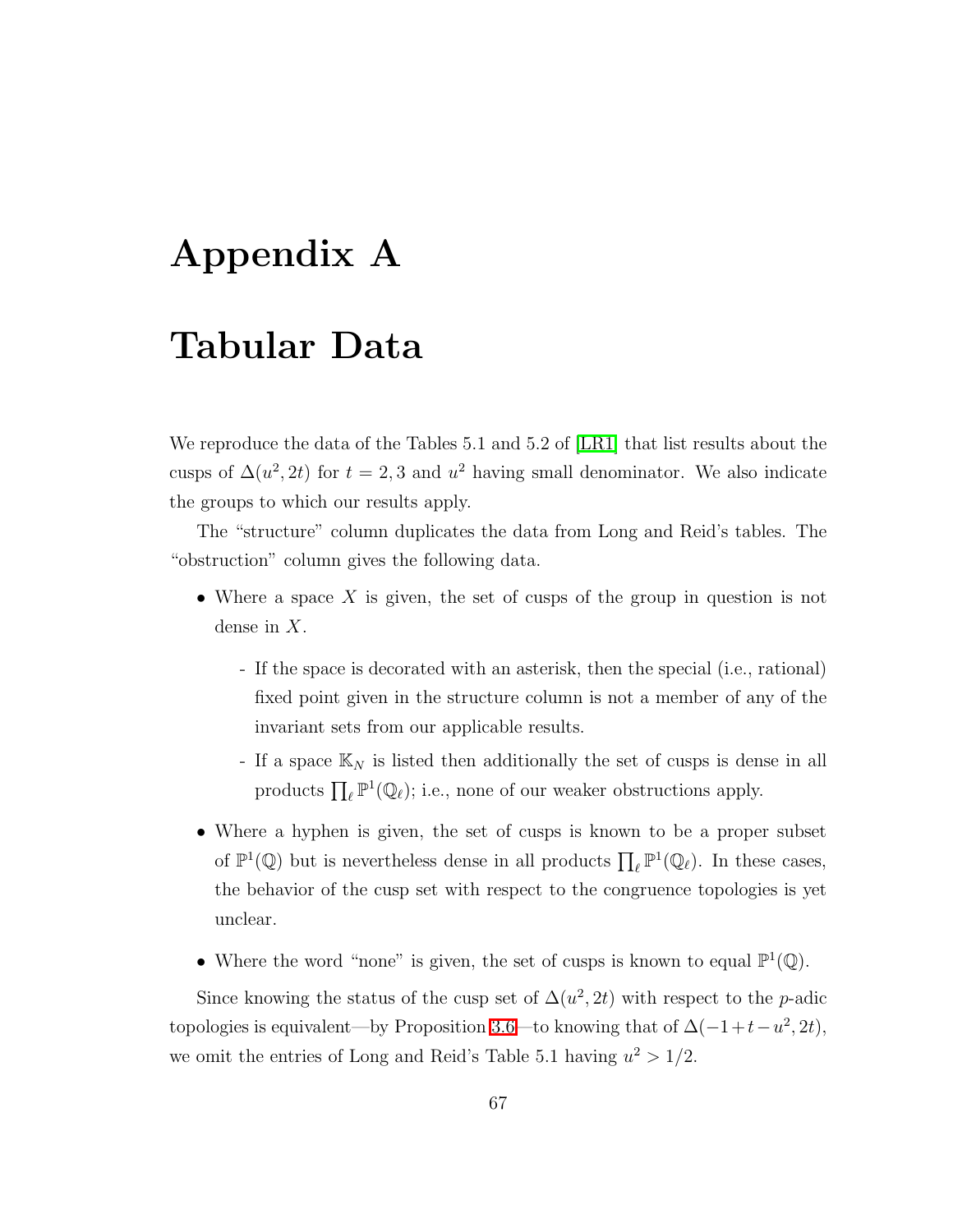# Appendix A

# Tabular Data

We reproduce the data of the Tables 5.1 and 5.2 of [LR1] that list results about the cusps of $\Delta(u^2, 2t)$ for $t = 2, 3$ and $u^2$ having small denominator. We also indicate the groups to which our results apply.

The "structure" column duplicates the data from Long and Reid's tables. The "obstruction" column gives the following data.

- Where a space $X$ is given, the set of cusps of the group in question is not dense in $X$.
  - If the space is decorated with an asterisk, then the special (i.e., rational) fixed point given in the structure column is not a member of any of the invariant sets from our applicable results.
  - If a space $\mathbb{K}_N$ is listed then additionally the set of cusps is dense in all products $\prod_\ell \mathbb{P}^1(\mathbb{Q}_\ell)$; i.e., none of our weaker obstructions apply.
- Where a hyphen is given, the set of cusps is known to be a proper subset of $\mathbb{P}^1(\mathbb{Q})$ but is nevertheless dense in all products $\prod_\ell \mathbb{P}^1(\mathbb{Q}_\ell)$. In these cases, the behavior of the cusp set with respect to the congruence topologies is yet unclear.
- Where the word "none" is given, the set of cusps is known to equal $\mathbb{P}^1(\mathbb{Q})$.

Since knowing the status of the cusp set of $\Delta(u^2, 2t)$ with respect to the $p$-adic topologies is equivalent—by Proposition 3.6—to knowing that of $\Delta(-1+t-u^2, 2t)$, we omit the entries of Long and Reid's Table 5.1 having $u^2 > 1/2$.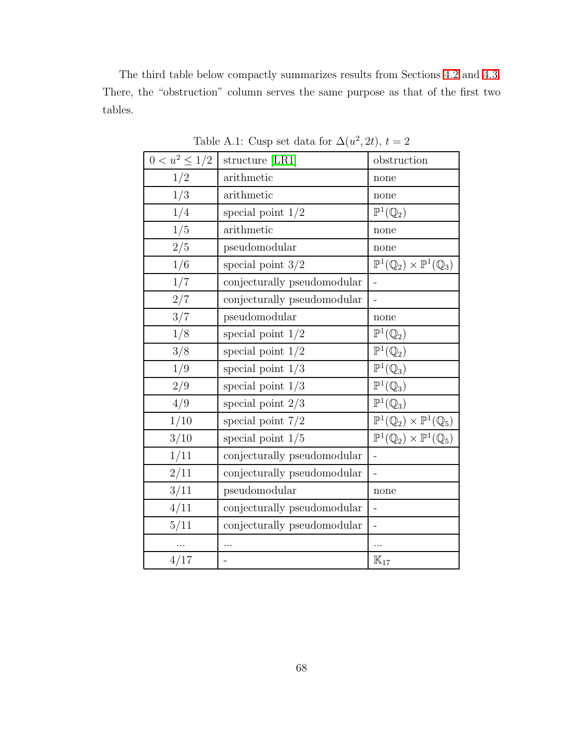The third table below compactly summarizes results from Sections 4.2 and 4.3. There, the "obstruction" column serves the same purpose as that of the first two tables.

Table A.1: Cusp set data for $\Delta(u^2, 2t)$, $t = 2$

| $0 < u^2 \leq 1/2$ | structure [LR1] | obstruction |
|---|---|---|
| $1/2$ | arithmetic | none |
| $1/3$ | arithmetic | none |
| $1/4$ | special point $1/2$ | $\mathbb{P}^1(\mathbb{Q}_2)$ |
| $1/5$ | arithmetic | none |
| $2/5$ | pseudomodular | none |
| $1/6$ | special point $3/2$ | $\mathbb{P}^1(\mathbb{Q}_2) \times \mathbb{P}^1(\mathbb{Q}_3)$ |
| $1/7$ | conjecturally pseudomodular | - |
| $2/7$ | conjecturally pseudomodular | - |
| $3/7$ | pseudomodular | none |
| $1/8$ | special point $1/2$ | $\mathbb{P}^1(\mathbb{Q}_2)$ |
| $3/8$ | special point $1/2$ | $\mathbb{P}^1(\mathbb{Q}_2)$ |
| $1/9$ | special point $1/3$ | $\mathbb{P}^1(\mathbb{Q}_3)$ |
| $2/9$ | special point $1/3$ | $\mathbb{P}^1(\mathbb{Q}_3)$ |
| $4/9$ | special point $2/3$ | $\mathbb{P}^1(\mathbb{Q}_3)$ |
| $1/10$ | special point $7/2$ | $\mathbb{P}^1(\mathbb{Q}_2) \times \mathbb{P}^1(\mathbb{Q}_5)$ |
| $3/10$ | special point $1/5$ | $\mathbb{P}^1(\mathbb{Q}_2) \times \mathbb{P}^1(\mathbb{Q}_5)$ |
| $1/11$ | conjecturally pseudomodular | - |
| $2/11$ | conjecturally pseudomodular | - |
| $3/11$ | pseudomodular | none |
| $4/11$ | conjecturally pseudomodular | - |
| $5/11$ | conjecturally pseudomodular | - |
| ... | ... | ... |
| $4/17$ | - | $\mathbb{K}_{17}$ |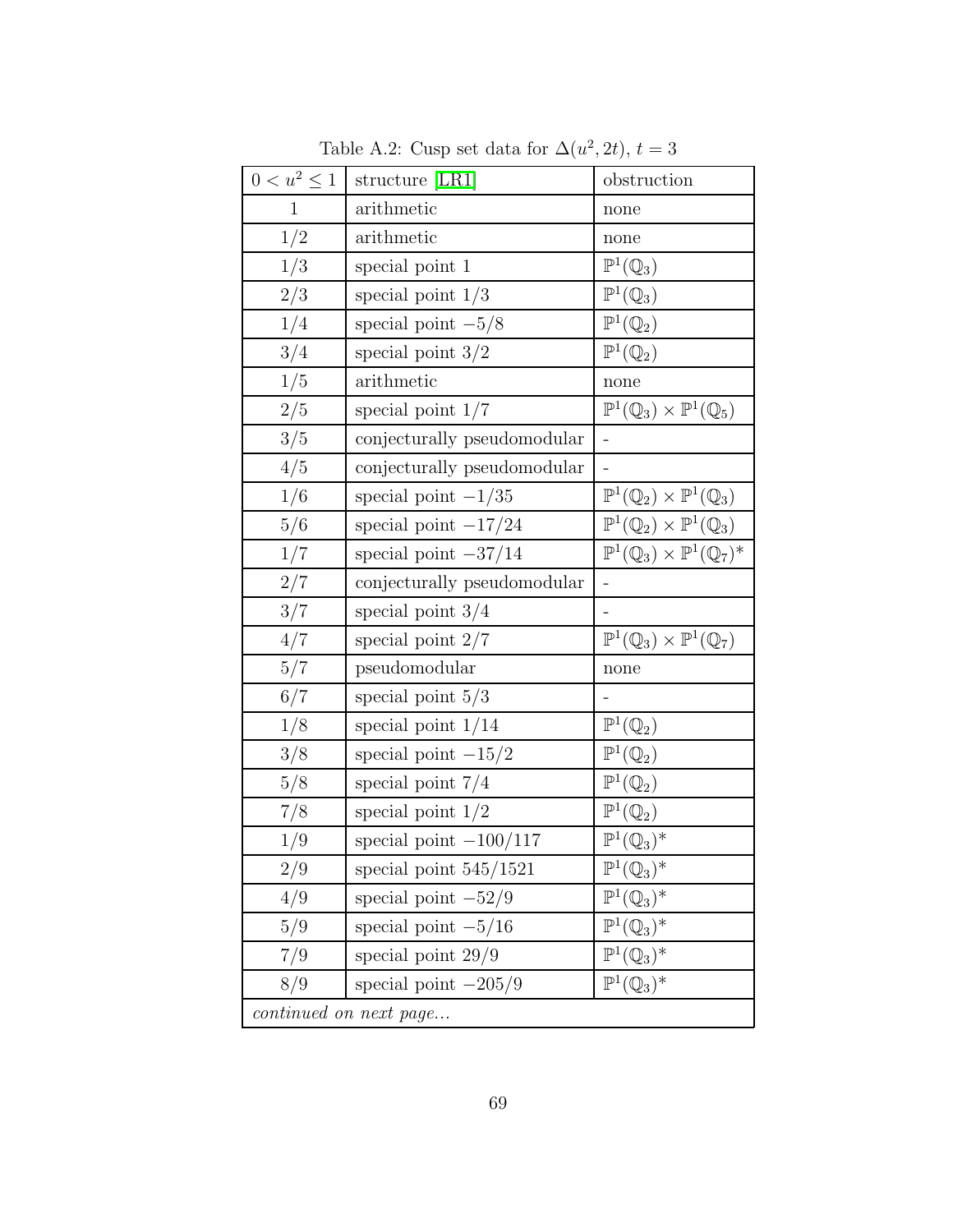Table A.2: Cusp set data for $\Delta(u^2, 2t)$, $t = 3$

| $0 < u^2 \leq 1$ | structure [LR1] | obstruction |
|---|---|---|
| $1$ | arithmetic | none |
| $1/2$ | arithmetic | none |
| $1/3$ | special point $1$ | $\mathbb{P}^1(\mathbb{Q}_3)$ |
| $2/3$ | special point $1/3$ | $\mathbb{P}^1(\mathbb{Q}_3)$ |
| $1/4$ | special point $-5/8$ | $\mathbb{P}^1(\mathbb{Q}_2)$ |
| $3/4$ | special point $3/2$ | $\mathbb{P}^1(\mathbb{Q}_2)$ |
| $1/5$ | arithmetic | none |
| $2/5$ | special point $1/7$ | $\mathbb{P}^1(\mathbb{Q}_3) \times \mathbb{P}^1(\mathbb{Q}_5)$ |
| $3/5$ | conjecturally pseudomodular | - |
| $4/5$ | conjecturally pseudomodular | - |
| $1/6$ | special point $-1/35$ | $\mathbb{P}^1(\mathbb{Q}_2) \times \mathbb{P}^1(\mathbb{Q}_3)$ |
| $5/6$ | special point $-17/24$ | $\mathbb{P}^1(\mathbb{Q}_2) \times \mathbb{P}^1(\mathbb{Q}_3)$ |
| $1/7$ | special point $-37/14$ | $\mathbb{P}^1(\mathbb{Q}_3) \times \mathbb{P}^1(\mathbb{Q}_7)^*$ |
| $2/7$ | conjecturally pseudomodular | - |
| $3/7$ | special point $3/4$ | - |
| $4/7$ | special point $2/7$ | $\mathbb{P}^1(\mathbb{Q}_3) \times \mathbb{P}^1(\mathbb{Q}_7)$ |
| $5/7$ | pseudomodular | none |
| $6/7$ | special point $5/3$ | - |
| $1/8$ | special point $1/14$ | $\mathbb{P}^1(\mathbb{Q}_2)$ |
| $3/8$ | special point $-15/2$ | $\mathbb{P}^1(\mathbb{Q}_2)$ |
| $5/8$ | special point $7/4$ | $\mathbb{P}^1(\mathbb{Q}_2)$ |
| $7/8$ | special point $1/2$ | $\mathbb{P}^1(\mathbb{Q}_2)$ |
| $1/9$ | special point $-100/117$ | $\mathbb{P}^1(\mathbb{Q}_3)^*$ |
| $2/9$ | special point $545/1521$ | $\mathbb{P}^1(\mathbb{Q}_3)^*$ |
| $4/9$ | special point $-52/9$ | $\mathbb{P}^1(\mathbb{Q}_3)^*$ |
| $5/9$ | special point $-5/16$ | $\mathbb{P}^1(\mathbb{Q}_3)^*$ |
| $7/9$ | special point $29/9$ | $\mathbb{P}^1(\mathbb{Q}_3)^*$ |
| $8/9$ | special point $-205/9$ | $\mathbb{P}^1(\mathbb{Q}_3)^*$ |
| *continued on next page...* | | |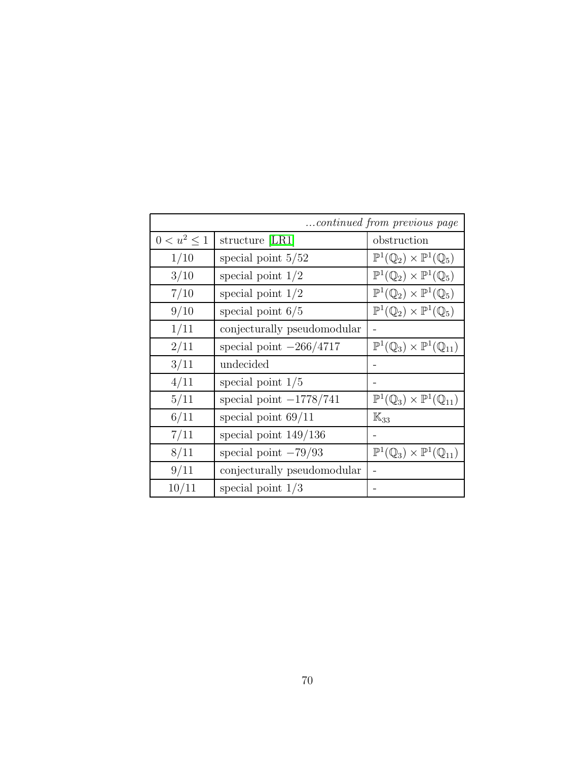| *...continued from previous page* | | |
|---|---|---|
| $0 < u^2 \leq 1$ | structure [LR1] | obstruction |
| $1/10$ | special point $5/52$ | $\mathbb{P}^1(\mathbb{Q}_2) \times \mathbb{P}^1(\mathbb{Q}_5)$ |
| $3/10$ | special point $1/2$ | $\mathbb{P}^1(\mathbb{Q}_2) \times \mathbb{P}^1(\mathbb{Q}_5)$ |
| $7/10$ | special point $1/2$ | $\mathbb{P}^1(\mathbb{Q}_2) \times \mathbb{P}^1(\mathbb{Q}_5)$ |
| $9/10$ | special point $6/5$ | $\mathbb{P}^1(\mathbb{Q}_2) \times \mathbb{P}^1(\mathbb{Q}_5)$ |
| $1/11$ | conjecturally pseudomodular | - |
| $2/11$ | special point $-266/4717$ | $\mathbb{P}^1(\mathbb{Q}_3) \times \mathbb{P}^1(\mathbb{Q}_{11})$ |
| $3/11$ | undecided | - |
| $4/11$ | special point $1/5$ | - |
| $5/11$ | special point $-1778/741$ | $\mathbb{P}^1(\mathbb{Q}_3) \times \mathbb{P}^1(\mathbb{Q}_{11})$ |
| $6/11$ | special point $69/11$ | $\mathbb{K}_{33}$ |
| $7/11$ | special point $149/136$ | - |
| $8/11$ | special point $-79/93$ | $\mathbb{P}^1(\mathbb{Q}_3) \times \mathbb{P}^1(\mathbb{Q}_{11})$ |
| $9/11$ | conjecturally pseudomodular | - |
| $10/11$ | special point $1/3$ | - |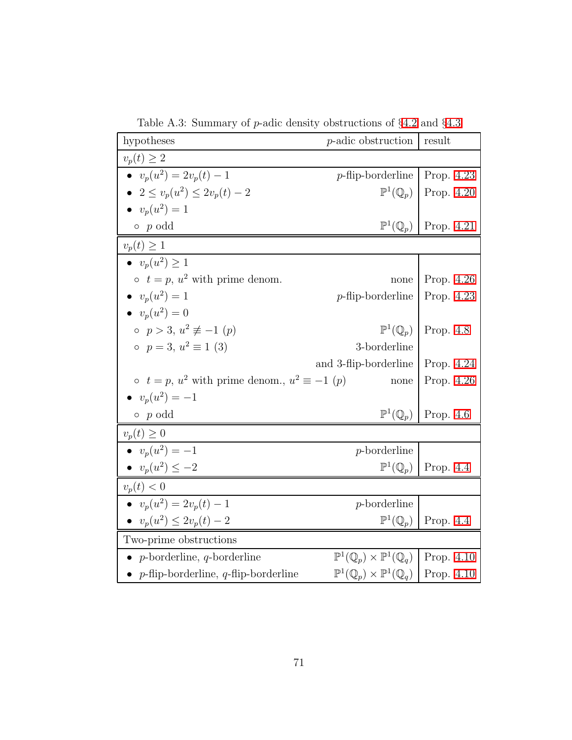Table A.3: Summary of $p$-adic density obstructions of §4.2 and §4.3

| hypotheses | $p$-adic obstruction | result |
|---|---|---|
| $v_p(t) \geq 2$ | | |
| • $v_p(u^2) = 2v_p(t) - 1$ | $p$-flip-borderline | Prop. 4.23 |
| • $2 \leq v_p(u^2) \leq 2v_p(t) - 2$ | $\mathbb{P}^1(\mathbb{Q}_p)$ | Prop. 4.20 |
| • $v_p(u^2) = 1$ | | |
| ◦ $p$ odd | $\mathbb{P}^1(\mathbb{Q}_p)$ | Prop. 4.21 |
| $v_p(t) \geq 1$ | | |
| • $v_p(u^2) \geq 1$ | | |
| ◦ $t = p$, $u^2$ with prime denom. | none | Prop. 4.26 |
| • $v_p(u^2) = 1$ | $p$-flip-borderline | Prop. 4.23 |
| • $v_p(u^2) = 0$ | | |
| ◦ $p > 3$, $u^2 \not\equiv -1$ $(p)$ | $\mathbb{P}^1(\mathbb{Q}_p)$ | Prop. 4.8 |
| ◦ $p = 3$, $u^2 \equiv 1$ $(3)$ | 3-borderline and 3-flip-borderline | Prop. 4.24 |
| ◦ $t = p$, $u^2$ with prime denom., $u^2 \equiv -1$ $(p)$ | none | Prop. 4.26 |
| • $v_p(u^2) = -1$ | | |
| ◦ $p$ odd | $\mathbb{P}^1(\mathbb{Q}_p)$ | Prop. 4.6 |
| $v_p(t) \geq 0$ | | |
| • $v_p(u^2) = -1$ | $p$-borderline | |
| • $v_p(u^2) \leq -2$ | $\mathbb{P}^1(\mathbb{Q}_p)$ | Prop. 4.4 |
| $v_p(t) < 0$ | | |
| • $v_p(u^2) = 2v_p(t) - 1$ | $p$-borderline | |
| • $v_p(u^2) \leq 2v_p(t) - 2$ | $\mathbb{P}^1(\mathbb{Q}_p)$ | Prop. 4.4 |
| Two-prime obstructions | | |
| • $p$-borderline, $q$-borderline | $\mathbb{P}^1(\mathbb{Q}_p) \times \mathbb{P}^1(\mathbb{Q}_q)$ | Prop. 4.10 |
| • $p$-flip-borderline, $q$-flip-borderline | $\mathbb{P}^1(\mathbb{Q}_p) \times \mathbb{P}^1(\mathbb{Q}_q)$ | Prop. 4.10 |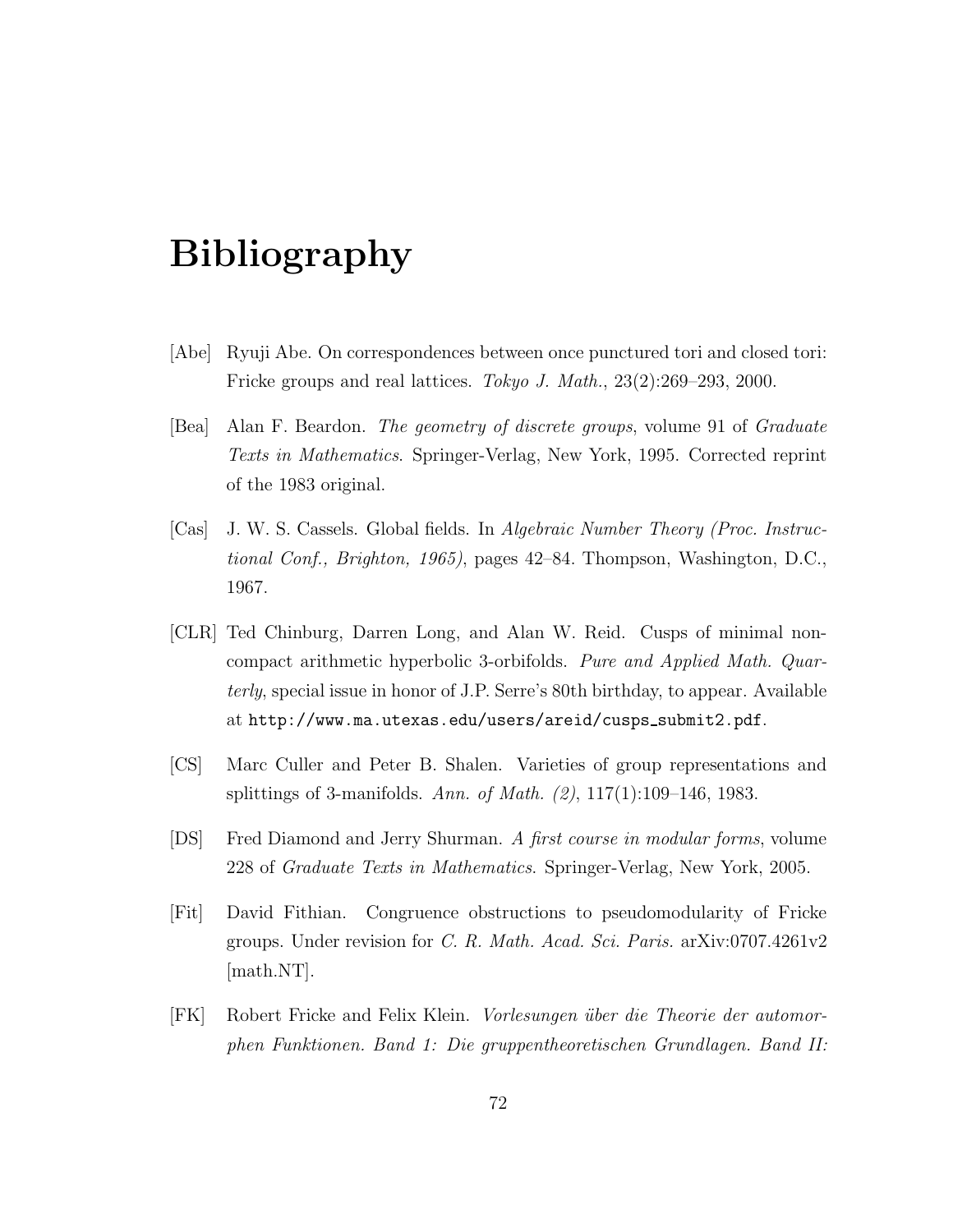# Bibliography

[Abe] Ryuji Abe. On correspondences between once punctured tori and closed tori: Fricke groups and real lattices. *Tokyo J. Math.*, 23(2):269–293, 2000.

[Bea] Alan F. Beardon. *The geometry of discrete groups*, volume 91 of *Graduate Texts in Mathematics*. Springer-Verlag, New York, 1995. Corrected reprint of the 1983 original.

[Cas] J. W. S. Cassels. Global fields. In *Algebraic Number Theory (Proc. Instructional Conf., Brighton, 1965)*, pages 42–84. Thompson, Washington, D.C., 1967.

[CLR] Ted Chinburg, Darren Long, and Alan W. Reid. Cusps of minimal non-compact arithmetic hyperbolic 3-orbifolds. *Pure and Applied Math. Quarterly*, special issue in honor of J.P. Serre's 80th birthday, to appear. Available at `http://www.ma.utexas.edu/users/areid/cusps_submit2.pdf`.

[CS] Marc Culler and Peter B. Shalen. Varieties of group representations and splittings of 3-manifolds. *Ann. of Math. (2)*, 117(1):109–146, 1983.

[DS] Fred Diamond and Jerry Shurman. *A first course in modular forms*, volume 228 of *Graduate Texts in Mathematics*. Springer-Verlag, New York, 2005.

[Fit] David Fithian. Congruence obstructions to pseudomodularity of Fricke groups. Under revision for *C. R. Math. Acad. Sci. Paris.* arXiv:0707.4261v2 [math.NT].

[FK] Robert Fricke and Felix Klein. *Vorlesungen über die Theorie der automorphen Funktionen. Band 1: Die gruppentheoretischen Grundlagen. Band II:*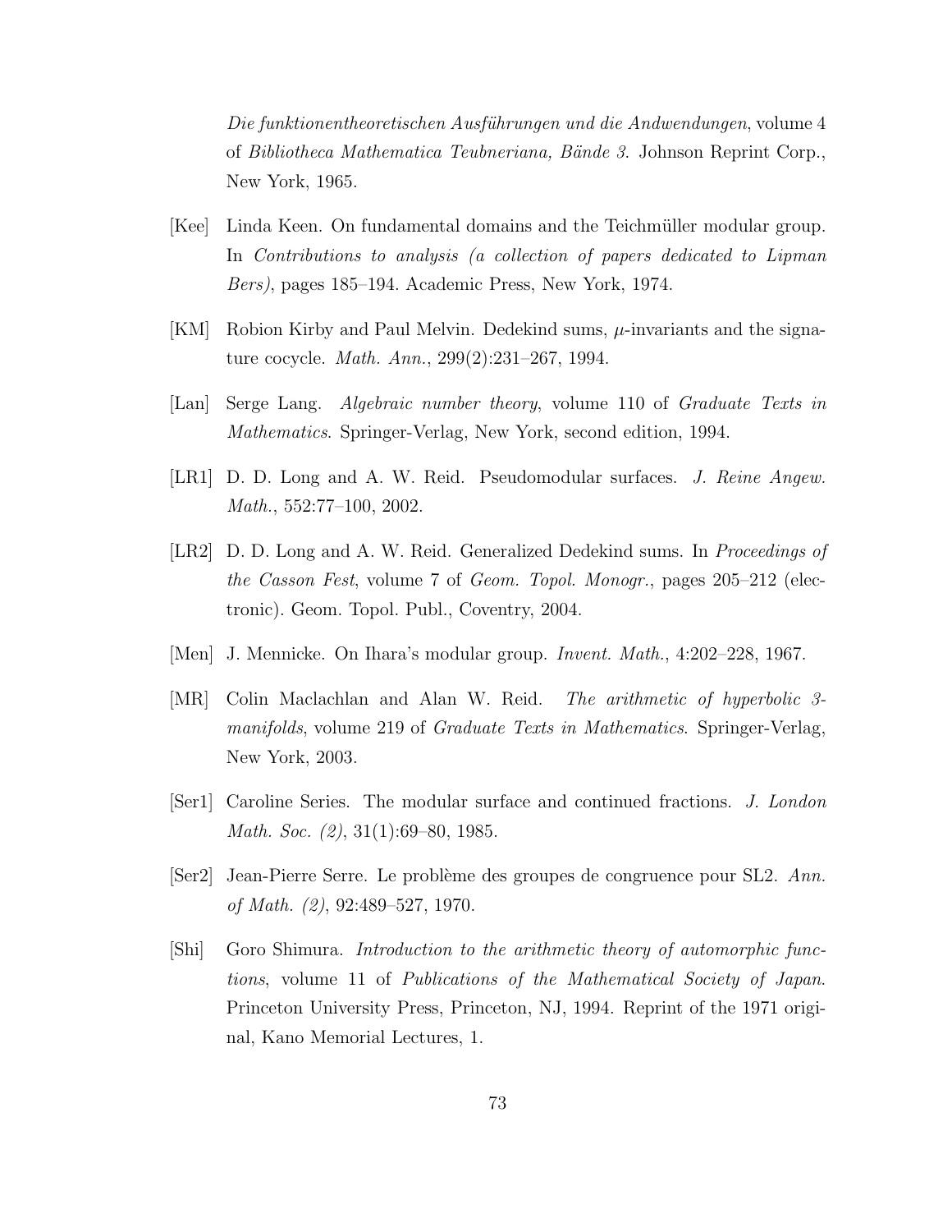*Die funktionentheoretischen Ausführungen und die Andwendungen*, volume 4 of *Bibliotheca Mathematica Teubneriana, Bände 3*. Johnson Reprint Corp., New York, 1965.

[Kee] Linda Keen. On fundamental domains and the Teichmüller modular group. In *Contributions to analysis (a collection of papers dedicated to Lipman Bers)*, pages 185–194. Academic Press, New York, 1974.

[KM] Robion Kirby and Paul Melvin. Dedekind sums, $\mu$-invariants and the signature cocycle. *Math. Ann.*, 299(2):231–267, 1994.

[Lan] Serge Lang. *Algebraic number theory*, volume 110 of *Graduate Texts in Mathematics*. Springer-Verlag, New York, second edition, 1994.

[LR1] D. D. Long and A. W. Reid. Pseudomodular surfaces. *J. Reine Angew. Math.*, 552:77–100, 2002.

[LR2] D. D. Long and A. W. Reid. Generalized Dedekind sums. In *Proceedings of the Casson Fest*, volume 7 of *Geom. Topol. Monogr.*, pages 205–212 (electronic). Geom. Topol. Publ., Coventry, 2004.

[Men] J. Mennicke. On Ihara's modular group. *Invent. Math.*, 4:202–228, 1967.

[MR] Colin Maclachlan and Alan W. Reid. *The arithmetic of hyperbolic 3-manifolds*, volume 219 of *Graduate Texts in Mathematics*. Springer-Verlag, New York, 2003.

[Ser1] Caroline Series. The modular surface and continued fractions. *J. London Math. Soc. (2)*, 31(1):69–80, 1985.

[Ser2] Jean-Pierre Serre. Le problème des groupes de congruence pour SL2. *Ann. of Math. (2)*, 92:489–527, 1970.

[Shi] Goro Shimura. *Introduction to the arithmetic theory of automorphic functions*, volume 11 of *Publications of the Mathematical Society of Japan*. Princeton University Press, Princeton, NJ, 1994. Reprint of the 1971 original, Kano Memorial Lectures, 1.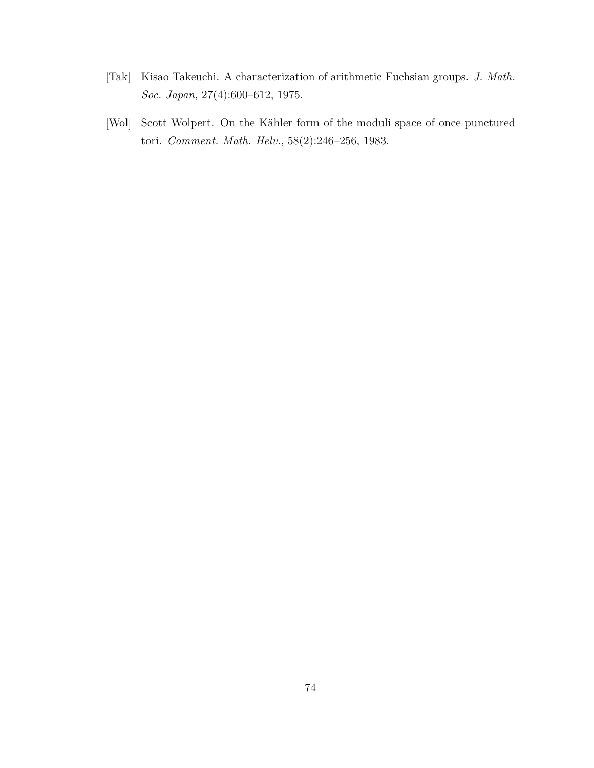[Tak] Kisao Takeuchi. A characterization of arithmetic Fuchsian groups. *J. Math. Soc. Japan*, 27(4):600–612, 1975.

[Wol] Scott Wolpert. On the Kähler form of the moduli space of once punctured tori. *Comment. Math. Helv.*, 58(2):246–256, 1983.